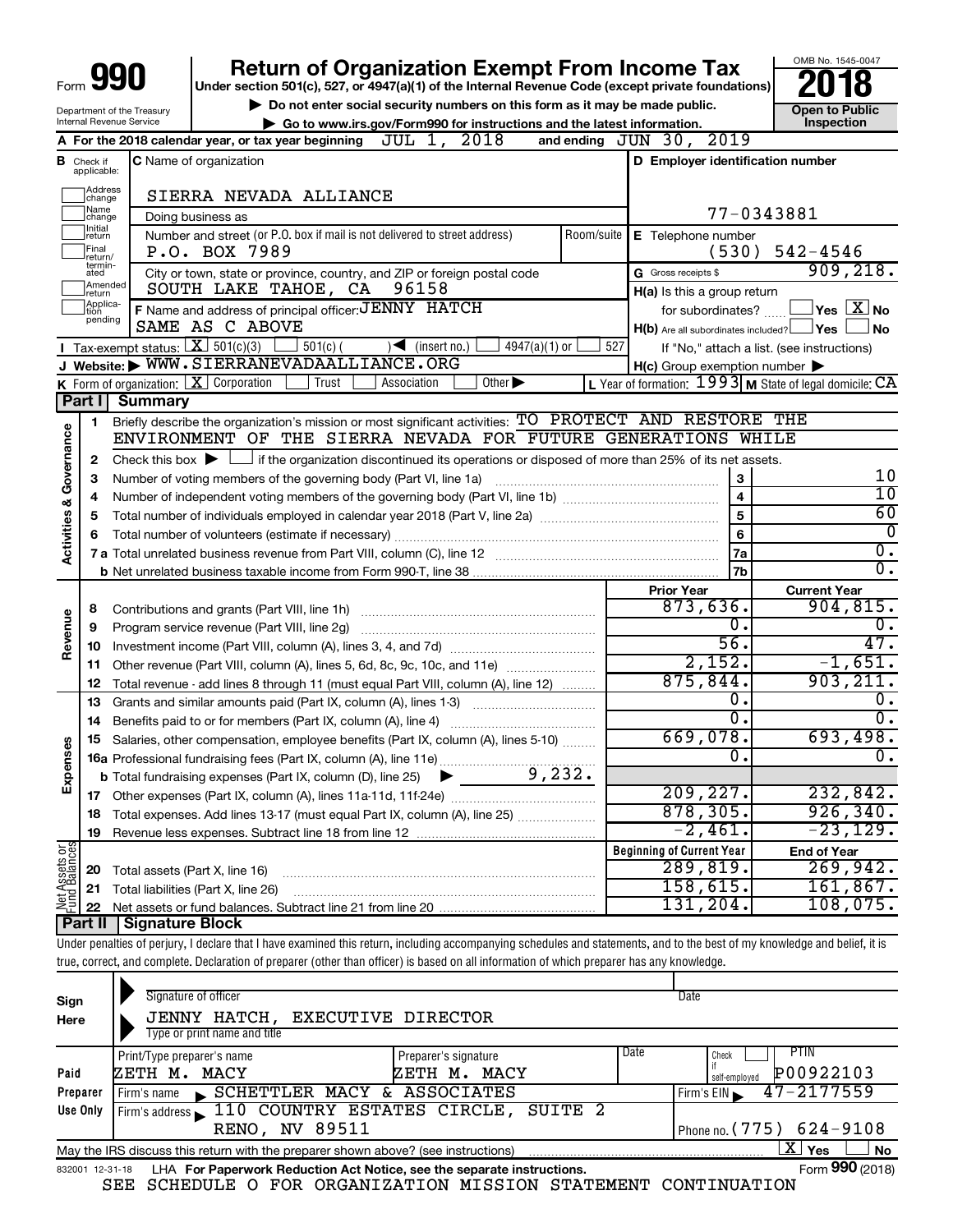Form **990**

# Return of Organization Exempt From Income Tax

Under section 501(c), 527, or 4947(a)(1) of the Internal Revenue Code (except private foundations)

▶ Do not enter social security numbers on this form as it may be made public.

▶ Go to www.irs.gov/Form990 for instructions and the latest information.

Department of the Treasury
Internal Revenue Service

OMB No. 1545-0047

**2018**

**Open to Public Inspection**

**A** For the 2018 calendar year, or tax year beginning JUL 1, 2018 and ending JUN 30, 2019

**B** Check if applicable: Address change, Name change, Initial return, Final return/terminated, Amended return, Application pending

**C** Name of organization: SIERRA NEVADA ALLIANCE

Doing business as

Number and street (or P.O. box if mail is not delivered to street address): P.O. BOX 7989 | Room/suite

City or town, state or province, country, and ZIP or foreign postal code: SOUTH LAKE TAHOE, CA 96158

**D** Employer identification number: 77-0343881

**E** Telephone number: (530) 542-4546

**G** Gross receipts $ 909,218.

**F** Name and address of principal officer: JENNY HATCH
SAME AS C ABOVE

**H(a)** Is this a group return for subordinates? ☐ Yes ☒ No

**H(b)** Are all subordinates included? ☐ Yes ☐ No
If "No," attach a list. (see instructions)

**H(c)** Group exemption number ▶

**I** Tax-exempt status: ☒ 501(c)(3) ☐ 501(c) ( ) ◀ (insert no.) ☐ 4947(a)(1) or ☐ 527

**J** Website: ▶ WWW.SIERRANEVADAALLIANCE.ORG

**K** Form of organization: ☒ Corporation ☐ Trust ☐ Association ☐ Other ▶

**L** Year of formation: 1993 **M** State of legal domicile: CA

## Part I Summary

**Activities & Governance**

1 Briefly describe the organization's mission or most significant activities: TO PROTECT AND RESTORE THE ENVIRONMENT OF THE SIERRA NEVADA FOR FUTURE GENERATIONS WHILE

2 Check this box ▶ ☐ if the organization discontinued its operations or disposed of more than 25% of its net assets.

| Line | Description | | Value |
|---|---|---|---|
| 3 | Number of voting members of the governing body (Part VI, line 1a) | 3 | 10 |
| 4 | Number of independent voting members of the governing body (Part VI, line 1b) | 4 | 10 |
| 5 | Total number of individuals employed in calendar year 2018 (Part V, line 2a) | 5 | 60 |
| 6 | Total number of volunteers (estimate if necessary) | 6 | 0 |
| 7a | Total unrelated business revenue from Part VIII, column (C), line 12 | 7a | 0. |
| b | Net unrelated business taxable income from Form 990-T, line 38 | 7b | 0. |

| Line | Description | Prior Year | Current Year |
|---|---|---|---|
| **Revenue** | | | |
| 8 | Contributions and grants (Part VIII, line 1h) | 873,636. | 904,815. |
| 9 | Program service revenue (Part VIII, line 2g) | 0. | 0. |
| 10 | Investment income (Part VIII, column (A), lines 3, 4, and 7d) | 56. | 47. |
| 11 | Other revenue (Part VIII, column (A), lines 5, 6d, 8c, 9c, 10c, and 11e) | 2,152. | -1,651. |
| 12 | Total revenue - add lines 8 through 11 (must equal Part VIII, column (A), line 12) | 875,844. | 903,211. |
| **Expenses** | | | |
| 13 | Grants and similar amounts paid (Part IX, column (A), lines 1-3) | 0. | 0. |
| 14 | Benefits paid to or for members (Part IX, column (A), line 4) | 0. | 0. |
| 15 | Salaries, other compensation, employee benefits (Part IX, column (A), lines 5-10) | 669,078. | 693,498. |
| 16a | Professional fundraising fees (Part IX, column (A), line 11e) | 0. | 0. |
| b | Total fundraising expenses (Part IX, column (D), line 25) ▶ 9,232. | | |
| 17 | Other expenses (Part IX, column (A), lines 11a-11d, 11f-24e) | 209,227. | 232,842. |
| 18 | Total expenses. Add lines 13-17 (must equal Part IX, column (A), line 25) | 878,305. | 926,340. |
| 19 | Revenue less expenses. Subtract line 18 from line 12 | -2,461. | -23,129. |

| Line | Net Assets or Fund Balances | Beginning of Current Year | End of Year |
|---|---|---|---|
| 20 | Total assets (Part X, line 16) | 289,819. | 269,942. |
| 21 | Total liabilities (Part X, line 26) | 158,615. | 161,867. |
| 22 | Net assets or fund balances. Subtract line 21 from line 20 | 131,204. | 108,075. |

## Part II Signature Block

Under penalties of perjury, I declare that I have examined this return, including accompanying schedules and statements, and to the best of my knowledge and belief, it is true, correct, and complete. Declaration of preparer (other than officer) is based on all information of which preparer has any knowledge.

**Sign Here**

Signature of officer | Date

JENNY HATCH, EXECUTIVE DIRECTOR
Type or print name and title

**Paid Preparer Use Only**

| Print/Type preparer's name | Preparer's signature | Date | Check if self-employed | PTIN |
|---|---|---|---|---|
| ZETH M. MACY | ZETH M. MACY | | ☐ | P00922103 |

Firm's name ▶ SCHETTLER MACY & ASSOCIATES | Firm's EIN ▶ 47-2177559

Firm's address ▶ 110 COUNTRY ESTATES CIRCLE, SUITE 2, RENO, NV 89511 | Phone no. (775) 624-9108

May the IRS discuss this return with the preparer shown above? (see instructions) ☒ Yes ☐ No

832001 12-31-18 LHA For Paperwork Reduction Act Notice, see the separate instructions. Form **990** (2018)

SEE SCHEDULE O FOR ORGANIZATION MISSION STATEMENT CONTINUATION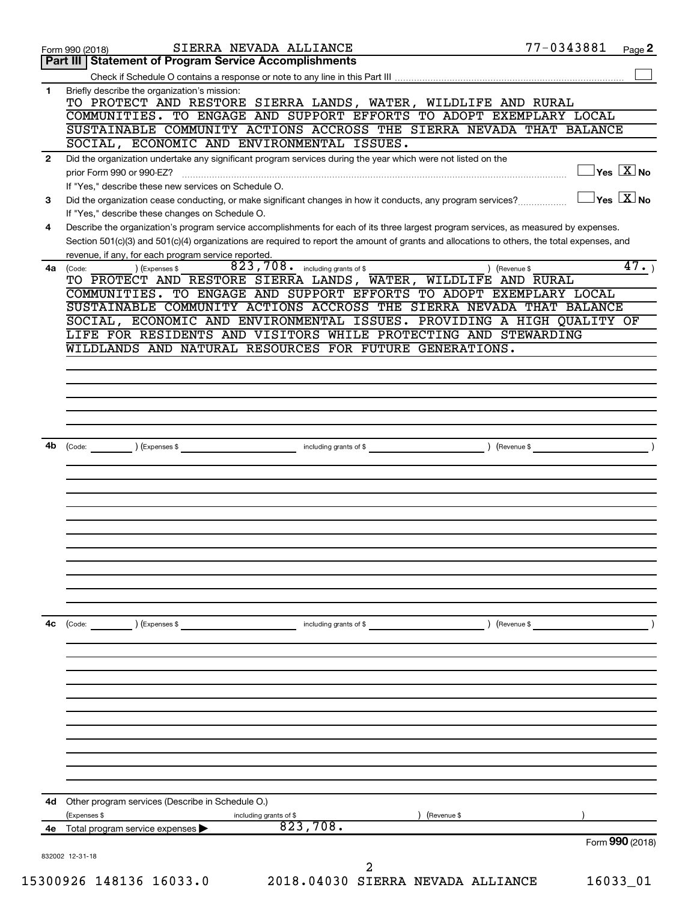Form 990 (2018) SIERRA NEVADA ALLIANCE 77-0343881 Page **2**

## Part III | Statement of Program Service Accomplishments

Check if Schedule O contains a response or note to any line in this Part III ☐

**1** Briefly describe the organization's mission:

TO PROTECT AND RESTORE SIERRA LANDS, WATER, WILDLIFE AND RURAL COMMUNITIES. TO ENGAGE AND SUPPORT EFFORTS TO ADOPT EXEMPLARY LOCAL SUSTAINABLE COMMUNITY ACTIONS ACCROSS THE SIERRA NEVADA THAT BALANCE SOCIAL, ECONOMIC AND ENVIRONMENTAL ISSUES.

**2** Did the organization undertake any significant program services during the year which were not listed on the prior Form 990 or 990-EZ? ☐ Yes ☒ No

If "Yes," describe these new services on Schedule O.

**3** Did the organization cease conducting, or make significant changes in how it conducts, any program services? ☐ Yes ☒ No

If "Yes," describe these changes on Schedule O.

**4** Describe the organization's program service accomplishments for each of its three largest program services, as measured by expenses. Section 501(c)(3) and 501(c)(4) organizations are required to report the amount of grants and allocations to others, the total expenses, and revenue, if any, for each program service reported.

**4a** (Code: ) (Expenses $ 823,708. including grants of $ ) (Revenue $ 47. )

TO PROTECT AND RESTORE SIERRA LANDS, WATER, WILDLIFE AND RURAL COMMUNITIES. TO ENGAGE AND SUPPORT EFFORTS TO ADOPT EXEMPLARY LOCAL SUSTAINABLE COMMUNITY ACTIONS ACCROSS THE SIERRA NEVADA THAT BALANCE SOCIAL, ECONOMIC AND ENVIRONMENTAL ISSUES. PROVIDING A HIGH QUALITY OF LIFE FOR RESIDENTS AND VISITORS WHILE PROTECTING AND STEWARDING WILDLANDS AND NATURAL RESOURCES FOR FUTURE GENERATIONS.

**4b** (Code: ) (Expenses $ including grants of $ ) (Revenue $ )

**4c** (Code: ) (Expenses $ including grants of $ ) (Revenue $ )

**4d** Other program services (Describe in Schedule O.)

(Expenses $ including grants of $ ) (Revenue $ )

**4e** Total program service expenses ▶ 823,708.

Form **990** (2018)

832002 12-31-18

15300926 148136 16033.0 2018.04030 SIERRA NEVADA ALLIANCE 16033_01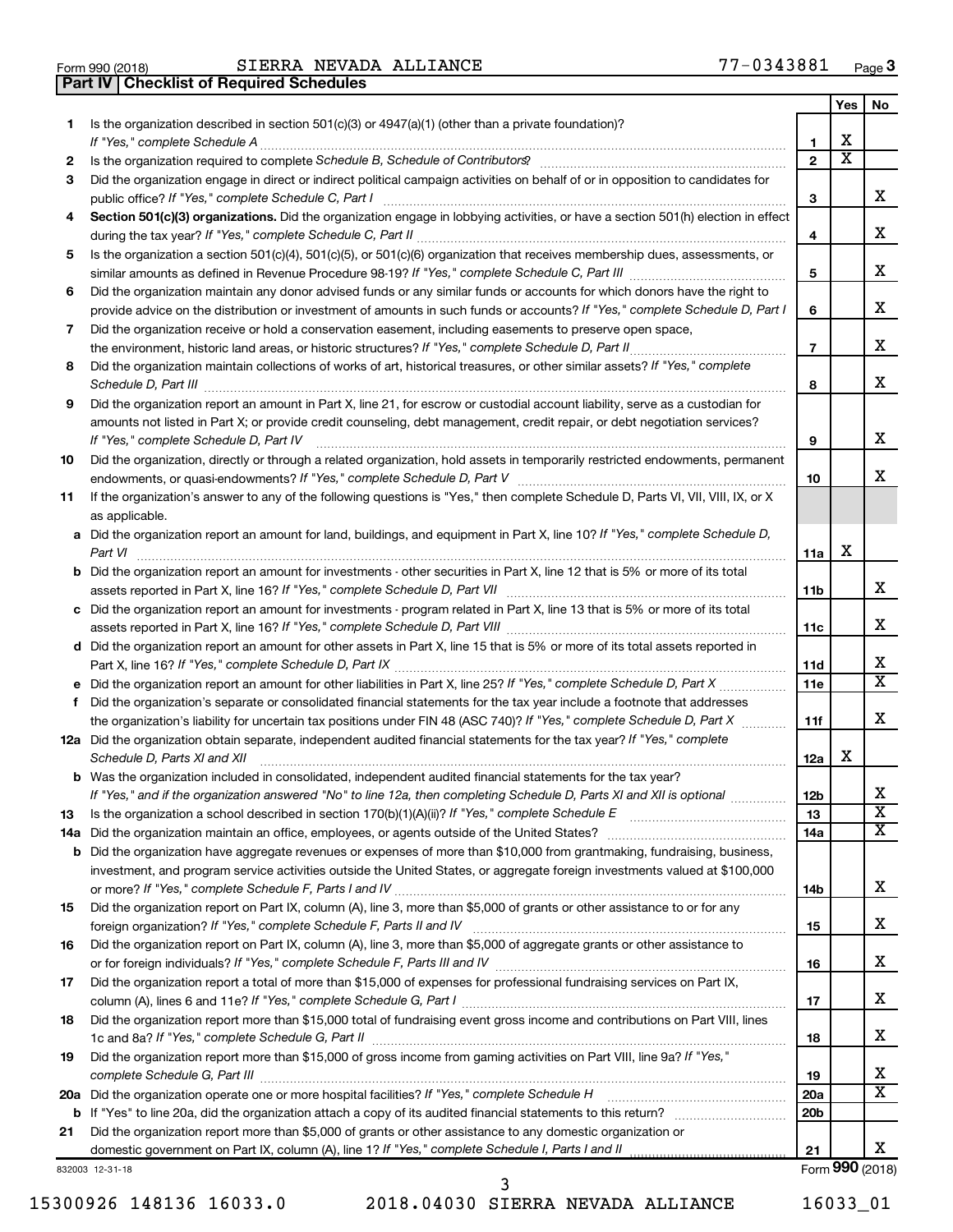Form 990 (2018) SIERRA NEVADA ALLIANCE 77-0343881 Page 3

## Part IV | Checklist of Required Schedules

| | | | Yes | No |
|---|---|---|---|---|
| 1 | Is the organization described in section 501(c)(3) or 4947(a)(1) (other than a private foundation)? *If "Yes," complete Schedule A* | 1 | X | |
| 2 | Is the organization required to complete *Schedule B, Schedule of Contributors*? | 2 | X | |
| 3 | Did the organization engage in direct or indirect political campaign activities on behalf of or in opposition to candidates for public office? *If "Yes," complete Schedule C, Part I* | 3 | | X |
| 4 | **Section 501(c)(3) organizations.** Did the organization engage in lobbying activities, or have a section 501(h) election in effect during the tax year? *If "Yes," complete Schedule C, Part II* | 4 | | X |
| 5 | Is the organization a section 501(c)(4), 501(c)(5), or 501(c)(6) organization that receives membership dues, assessments, or similar amounts as defined in Revenue Procedure 98-19? *If "Yes," complete Schedule C, Part III* | 5 | | X |
| 6 | Did the organization maintain any donor advised funds or any similar funds or accounts for which donors have the right to provide advice on the distribution or investment of amounts in such funds or accounts? *If "Yes," complete Schedule D, Part I* | 6 | | X |
| 7 | Did the organization receive or hold a conservation easement, including easements to preserve open space, the environment, historic land areas, or historic structures? *If "Yes," complete Schedule D, Part II* | 7 | | X |
| 8 | Did the organization maintain collections of works of art, historical treasures, or other similar assets? *If "Yes," complete Schedule D, Part III* | 8 | | X |
| 9 | Did the organization report an amount in Part X, line 21, for escrow or custodial account liability, serve as a custodian for amounts not listed in Part X; or provide credit counseling, debt management, credit repair, or debt negotiation services? *If "Yes," complete Schedule D, Part IV* | 9 | | X |
| 10 | Did the organization, directly or through a related organization, hold assets in temporarily restricted endowments, permanent endowments, or quasi-endowments? *If "Yes," complete Schedule D, Part V* | 10 | | X |
| 11 | If the organization's answer to any of the following questions is "Yes," then complete Schedule D, Parts VI, VII, VIII, IX, or X as applicable. | | | |
| a | Did the organization report an amount for land, buildings, and equipment in Part X, line 10? *If "Yes," complete Schedule D, Part VI* | 11a | X | |
| b | Did the organization report an amount for investments - other securities in Part X, line 12 that is 5% or more of its total assets reported in Part X, line 16? *If "Yes," complete Schedule D, Part VII* | 11b | | X |
| c | Did the organization report an amount for investments - program related in Part X, line 13 that is 5% or more of its total assets reported in Part X, line 16? *If "Yes," complete Schedule D, Part VIII* | 11c | | X |
| d | Did the organization report an amount for other assets in Part X, line 15 that is 5% or more of its total assets reported in Part X, line 16? *If "Yes," complete Schedule D, Part IX* | 11d | | X |
| e | Did the organization report an amount for other liabilities in Part X, line 25? *If "Yes," complete Schedule D, Part X* | 11e | | X |
| f | Did the organization's separate or consolidated financial statements for the tax year include a footnote that addresses the organization's liability for uncertain tax positions under FIN 48 (ASC 740)? *If "Yes," complete Schedule D, Part X* | 11f | | X |
| 12a | Did the organization obtain separate, independent audited financial statements for the tax year? *If "Yes," complete Schedule D, Parts XI and XII* | 12a | X | |
| b | Was the organization included in consolidated, independent audited financial statements for the tax year? *If "Yes," and if the organization answered "No" to line 12a, then completing Schedule D, Parts XI and XII is optional* | 12b | | X |
| 13 | Is the organization a school described in section 170(b)(1)(A)(ii)? *If "Yes," complete Schedule E* | 13 | | X |
| 14a | Did the organization maintain an office, employees, or agents outside of the United States? | 14a | | X |
| b | Did the organization have aggregate revenues or expenses of more than $10,000 from grantmaking, fundraising, business, investment, and program service activities outside the United States, or aggregate foreign investments valued at $100,000 or more? *If "Yes," complete Schedule F, Parts I and IV* | 14b | | X |
| 15 | Did the organization report on Part IX, column (A), line 3, more than $5,000 of grants or other assistance to or for any foreign organization? *If "Yes," complete Schedule F, Parts II and IV* | 15 | | X |
| 16 | Did the organization report on Part IX, column (A), line 3, more than $5,000 of aggregate grants or other assistance to or for foreign individuals? *If "Yes," complete Schedule F, Parts III and IV* | 16 | | X |
| 17 | Did the organization report a total of more than $15,000 of expenses for professional fundraising services on Part IX, column (A), lines 6 and 11e? *If "Yes," complete Schedule G, Part I* | 17 | | X |
| 18 | Did the organization report more than $15,000 total of fundraising event gross income and contributions on Part VIII, lines 1c and 8a? *If "Yes," complete Schedule G, Part II* | 18 | | X |
| 19 | Did the organization report more than $15,000 of gross income from gaming activities on Part VIII, line 9a? *If "Yes," complete Schedule G, Part III* | 19 | | X |
| 20a | Did the organization operate one or more hospital facilities? *If "Yes," complete Schedule H* | 20a | | X |
| b | If "Yes" to line 20a, did the organization attach a copy of its audited financial statements to this return? | 20b | | |
| 21 | Did the organization report more than $5,000 of grants or other assistance to any domestic organization or domestic government on Part IX, column (A), line 1? *If "Yes," complete Schedule I, Parts I and II* | 21 | | X |

832003 12-31-18 Form **990** (2018)

15300926 148136 16033.0 2018.04030 SIERRA NEVADA ALLIANCE 16033_01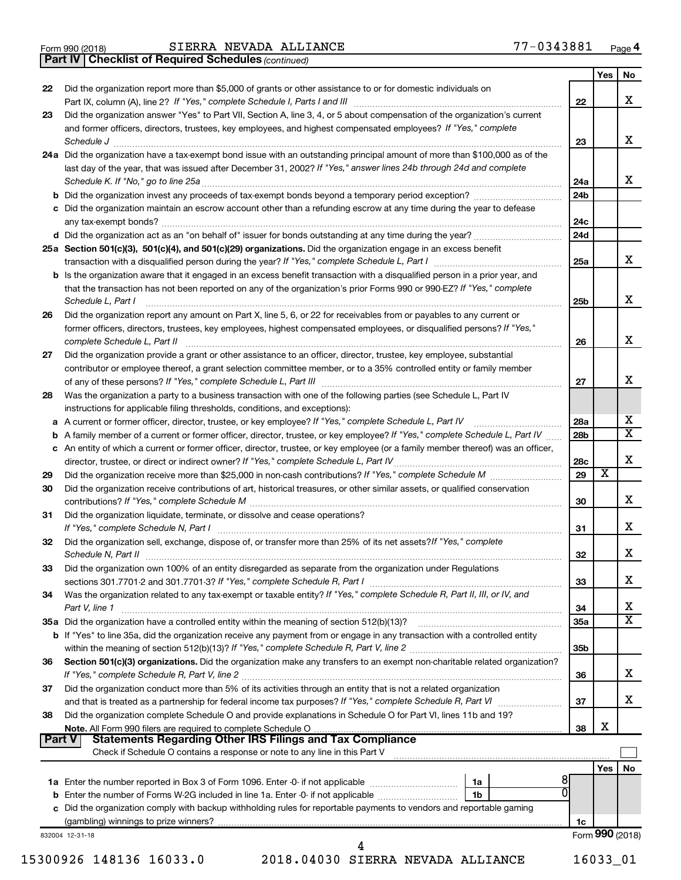Form 990 (2018) SIERRA NEVADA ALLIANCE 77-0343881 Page 4

**Part IV | Checklist of Required Schedules** *(continued)*

| | | | Yes | No |
|---|---|---|---|---|
| 22 | Did the organization report more than $5,000 of grants or other assistance to or for domestic individuals on Part IX, column (A), line 2? *If "Yes," complete Schedule I, Parts I and III* | 22 | | X |
| 23 | Did the organization answer "Yes" to Part VII, Section A, line 3, 4, or 5 about compensation of the organization's current and former officers, directors, trustees, key employees, and highest compensated employees? *If "Yes," complete Schedule J* | 23 | | X |
| 24a | Did the organization have a tax-exempt bond issue with an outstanding principal amount of more than $100,000 as of the last day of the year, that was issued after December 31, 2002? *If "Yes," answer lines 24b through 24d and complete Schedule K. If "No," go to line 25a* | 24a | | X |
| b | Did the organization invest any proceeds of tax-exempt bonds beyond a temporary period exception? | 24b | | |
| c | Did the organization maintain an escrow account other than a refunding escrow at any time during the year to defease any tax-exempt bonds? | 24c | | |
| d | Did the organization act as an "on behalf of" issuer for bonds outstanding at any time during the year? | 24d | | |
| 25a | **Section 501(c)(3), 501(c)(4), and 501(c)(29) organizations.** Did the organization engage in an excess benefit transaction with a disqualified person during the year? *If "Yes," complete Schedule L, Part I* | 25a | | X |
| b | Is the organization aware that it engaged in an excess benefit transaction with a disqualified person in a prior year, and that the transaction has not been reported on any of the organization's prior Forms 990 or 990-EZ? *If "Yes," complete Schedule L, Part I* | 25b | | X |
| 26 | Did the organization report any amount on Part X, line 5, 6, or 22 for receivables from or payables to any current or former officers, directors, trustees, key employees, highest compensated employees, or disqualified persons? *If "Yes," complete Schedule L, Part II* | 26 | | X |
| 27 | Did the organization provide a grant or other assistance to an officer, director, trustee, key employee, substantial contributor or employee thereof, a grant selection committee member, or to a 35% controlled entity or family member of any of these persons? *If "Yes," complete Schedule L, Part III* | 27 | | X |
| 28 | Was the organization a party to a business transaction with one of the following parties (see Schedule L, Part IV instructions for applicable filing thresholds, conditions, and exceptions): | | | |
| a | A current or former officer, director, trustee, or key employee? *If "Yes," complete Schedule L, Part IV* | 28a | | X |
| b | A family member of a current or former officer, director, trustee, or key employee? *If "Yes," complete Schedule L, Part IV* | 28b | | X |
| c | An entity of which a current or former officer, director, trustee, or key employee (or a family member thereof) was an officer, director, trustee, or direct or indirect owner? *If "Yes," complete Schedule L, Part IV* | 28c | | X |
| 29 | Did the organization receive more than $25,000 in non-cash contributions? *If "Yes," complete Schedule M* | 29 | X | |
| 30 | Did the organization receive contributions of art, historical treasures, or other similar assets, or qualified conservation contributions? *If "Yes," complete Schedule M* | 30 | | X |
| 31 | Did the organization liquidate, terminate, or dissolve and cease operations? *If "Yes," complete Schedule N, Part I* | 31 | | X |
| 32 | Did the organization sell, exchange, dispose of, or transfer more than 25% of its net assets? *If "Yes," complete Schedule N, Part II* | 32 | | X |
| 33 | Did the organization own 100% of an entity disregarded as separate from the organization under Regulations sections 301.7701-2 and 301.7701-3? *If "Yes," complete Schedule R, Part I* | 33 | | X |
| 34 | Was the organization related to any tax-exempt or taxable entity? *If "Yes," complete Schedule R, Part II, III, or IV, and Part V, line 1* | 34 | | X |
| 35a | Did the organization have a controlled entity within the meaning of section 512(b)(13)? | 35a | | X |
| b | If "Yes" to line 35a, did the organization receive any payment from or engage in any transaction with a controlled entity within the meaning of section 512(b)(13)? *If "Yes," complete Schedule R, Part V, line 2* | 35b | | |
| 36 | **Section 501(c)(3) organizations.** Did the organization make any transfers to an exempt non-charitable related organization? *If "Yes," complete Schedule R, Part V, line 2* | 36 | | X |
| 37 | Did the organization conduct more than 5% of its activities through an entity that is not a related organization and that is treated as a partnership for federal income tax purposes? *If "Yes," complete Schedule R, Part VI* | 37 | | X |
| 38 | Did the organization complete Schedule O and provide explanations in Schedule O for Part VI, lines 11b and 19? **Note.** All Form 990 filers are required to complete Schedule O | 38 | X | |

**Part V | Statements Regarding Other IRS Filings and Tax Compliance**

Check if Schedule O contains a response or note to any line in this Part V ☐

| | | | | | Yes | No |
|---|---|---|---|---|---|---|
| 1a | Enter the number reported in Box 3 of Form 1096. Enter -0- if not applicable | 1a | 8 | | | |
| b | Enter the number of Forms W-2G included in line 1a. Enter -0- if not applicable | 1b | 0 | | | |
| c | Did the organization comply with backup withholding rules for reportable payments to vendors and reportable gaming (gambling) winnings to prize winners? | | | 1c | | |

832004 12-31-18 Form **990** (2018)

15300926 148136 16033.0 2018.04030 SIERRA NEVADA ALLIANCE 16033_01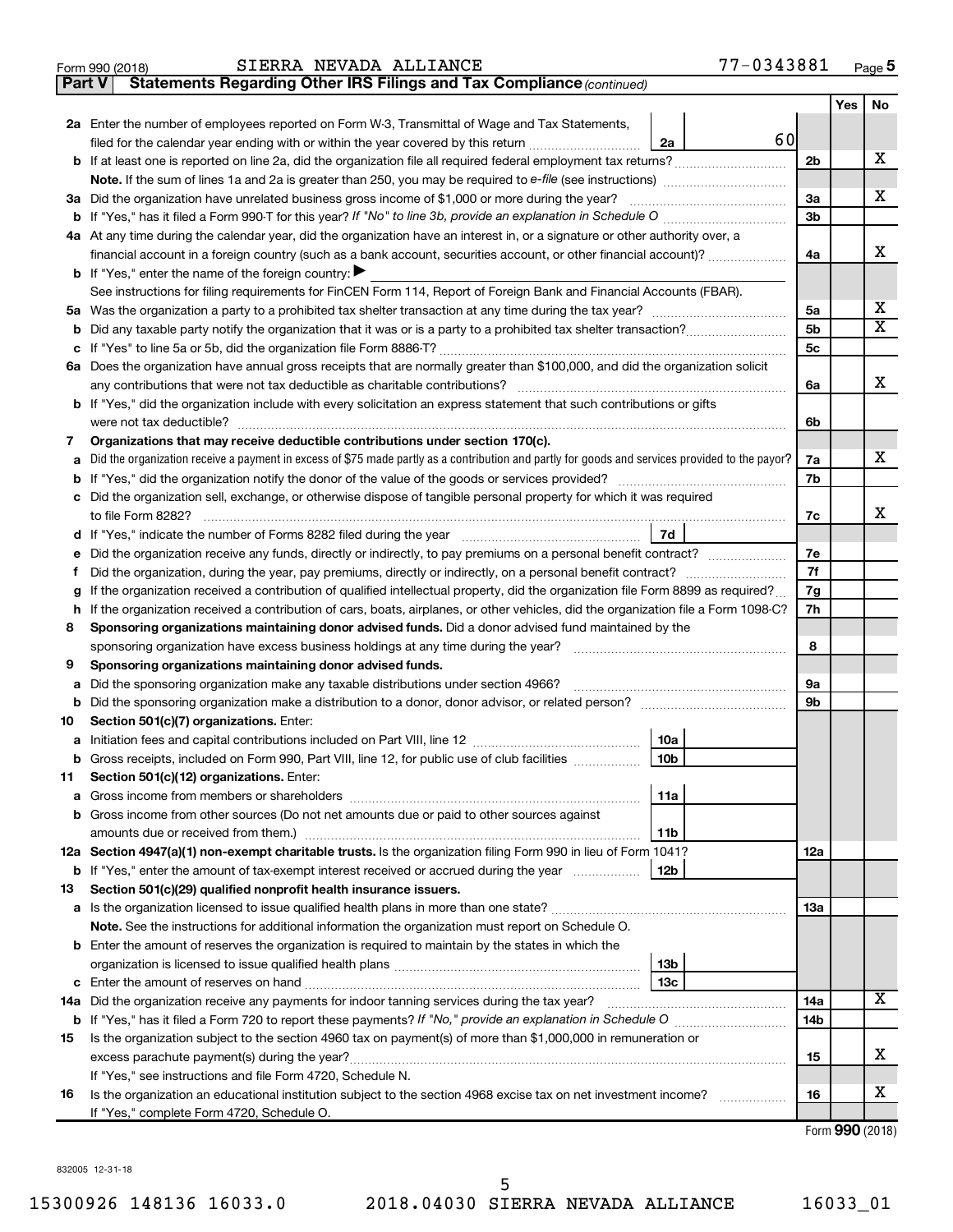Form 990 (2018) SIERRA NEVADA ALLIANCE 77-0343881 Page 5

**Part V Statements Regarding Other IRS Filings and Tax Compliance** *(continued)*

| | | | | | Yes | No |
|---|---|---|---|---|---|---|
| **2a** | Enter the number of employees reported on Form W-3, Transmittal of Wage and Tax Statements, filed for the calendar year ending with or within the year covered by this return | 2a | 60 | | | |
| **b** | If at least one is reported on line 2a, did the organization file all required federal employment tax returns? | | | 2b | | X |
| | **Note.** If the sum of lines 1a and 2a is greater than 250, you may be required to *e-file* (see instructions) | | | | | |
| **3a** | Did the organization have unrelated business gross income of $1,000 or more during the year? | | | 3a | | X |
| **b** | If "Yes," has it filed a Form 990-T for this year? *If "No" to line 3b, provide an explanation in Schedule O* | | | 3b | | |
| **4a** | At any time during the calendar year, did the organization have an interest in, or a signature or other authority over, a financial account in a foreign country (such as a bank account, securities account, or other financial account)? | | | 4a | | X |
| **b** | If "Yes," enter the name of the foreign country: ▶ | | | | | |
| | See instructions for filing requirements for FinCEN Form 114, Report of Foreign Bank and Financial Accounts (FBAR). | | | | | |
| **5a** | Was the organization a party to a prohibited tax shelter transaction at any time during the tax year? | | | 5a | | X |
| **b** | Did any taxable party notify the organization that it was or is a party to a prohibited tax shelter transaction? | | | 5b | | X |
| **c** | If "Yes" to line 5a or 5b, did the organization file Form 8886-T? | | | 5c | | |
| **6a** | Does the organization have annual gross receipts that are normally greater than $100,000, and did the organization solicit any contributions that were not tax deductible as charitable contributions? | | | 6a | | X |
| **b** | If "Yes," did the organization include with every solicitation an express statement that such contributions or gifts were not tax deductible? | | | 6b | | |
| **7** | **Organizations that may receive deductible contributions under section 170(c).** | | | | | |
| **a** | Did the organization receive a payment in excess of $75 made partly as a contribution and partly for goods and services provided to the payor? | | | 7a | | X |
| **b** | If "Yes," did the organization notify the donor of the value of the goods or services provided? | | | 7b | | |
| **c** | Did the organization sell, exchange, or otherwise dispose of tangible personal property for which it was required to file Form 8282? | | | 7c | | X |
| **d** | If "Yes," indicate the number of Forms 8282 filed during the year | 7d | | | | |
| **e** | Did the organization receive any funds, directly or indirectly, to pay premiums on a personal benefit contract? | | | 7e | | |
| **f** | Did the organization, during the year, pay premiums, directly or indirectly, on a personal benefit contract? | | | 7f | | |
| **g** | If the organization received a contribution of qualified intellectual property, did the organization file Form 8899 as required? | | | 7g | | |
| **h** | If the organization received a contribution of cars, boats, airplanes, or other vehicles, did the organization file a Form 1098-C? | | | 7h | | |
| **8** | **Sponsoring organizations maintaining donor advised funds.** Did a donor advised fund maintained by the sponsoring organization have excess business holdings at any time during the year? | | | 8 | | |
| **9** | **Sponsoring organizations maintaining donor advised funds.** | | | | | |
| **a** | Did the sponsoring organization make any taxable distributions under section 4966? | | | 9a | | |
| **b** | Did the sponsoring organization make a distribution to a donor, donor advisor, or related person? | | | 9b | | |
| **10** | **Section 501(c)(7) organizations.** Enter: | | | | | |
| **a** | Initiation fees and capital contributions included on Part VIII, line 12 | 10a | | | | |
| **b** | Gross receipts, included on Form 990, Part VIII, line 12, for public use of club facilities | 10b | | | | |
| **11** | **Section 501(c)(12) organizations.** Enter: | | | | | |
| **a** | Gross income from members or shareholders | 11a | | | | |
| **b** | Gross income from other sources (Do not net amounts due or paid to other sources against amounts due or received from them.) | 11b | | | | |
| **12a** | **Section 4947(a)(1) non-exempt charitable trusts.** Is the organization filing Form 990 in lieu of Form 1041? | | | 12a | | |
| **b** | If "Yes," enter the amount of tax-exempt interest received or accrued during the year | 12b | | | | |
| **13** | **Section 501(c)(29) qualified nonprofit health insurance issuers.** | | | | | |
| **a** | Is the organization licensed to issue qualified health plans in more than one state? | | | 13a | | |
| | **Note.** See the instructions for additional information the organization must report on Schedule O. | | | | | |
| **b** | Enter the amount of reserves the organization is required to maintain by the states in which the organization is licensed to issue qualified health plans | 13b | | | | |
| **c** | Enter the amount of reserves on hand | 13c | | | | |
| **14a** | Did the organization receive any payments for indoor tanning services during the tax year? | | | 14a | | X |
| **b** | If "Yes," has it filed a Form 720 to report these payments? *If "No," provide an explanation in Schedule O* | | | 14b | | |
| **15** | Is the organization subject to the section 4960 tax on payment(s) of more than $1,000,000 in remuneration or excess parachute payment(s) during the year? | | | 15 | | X |
| | If "Yes," see instructions and file Form 4720, Schedule N. | | | | | |
| **16** | Is the organization an educational institution subject to the section 4968 excise tax on net investment income? | | | 16 | | X |
| | If "Yes," complete Form 4720, Schedule O. | | | | | |

Form **990** (2018)

832005 12-31-18

15300926 148136 16033.0 2018.04030 SIERRA NEVADA ALLIANCE 16033_01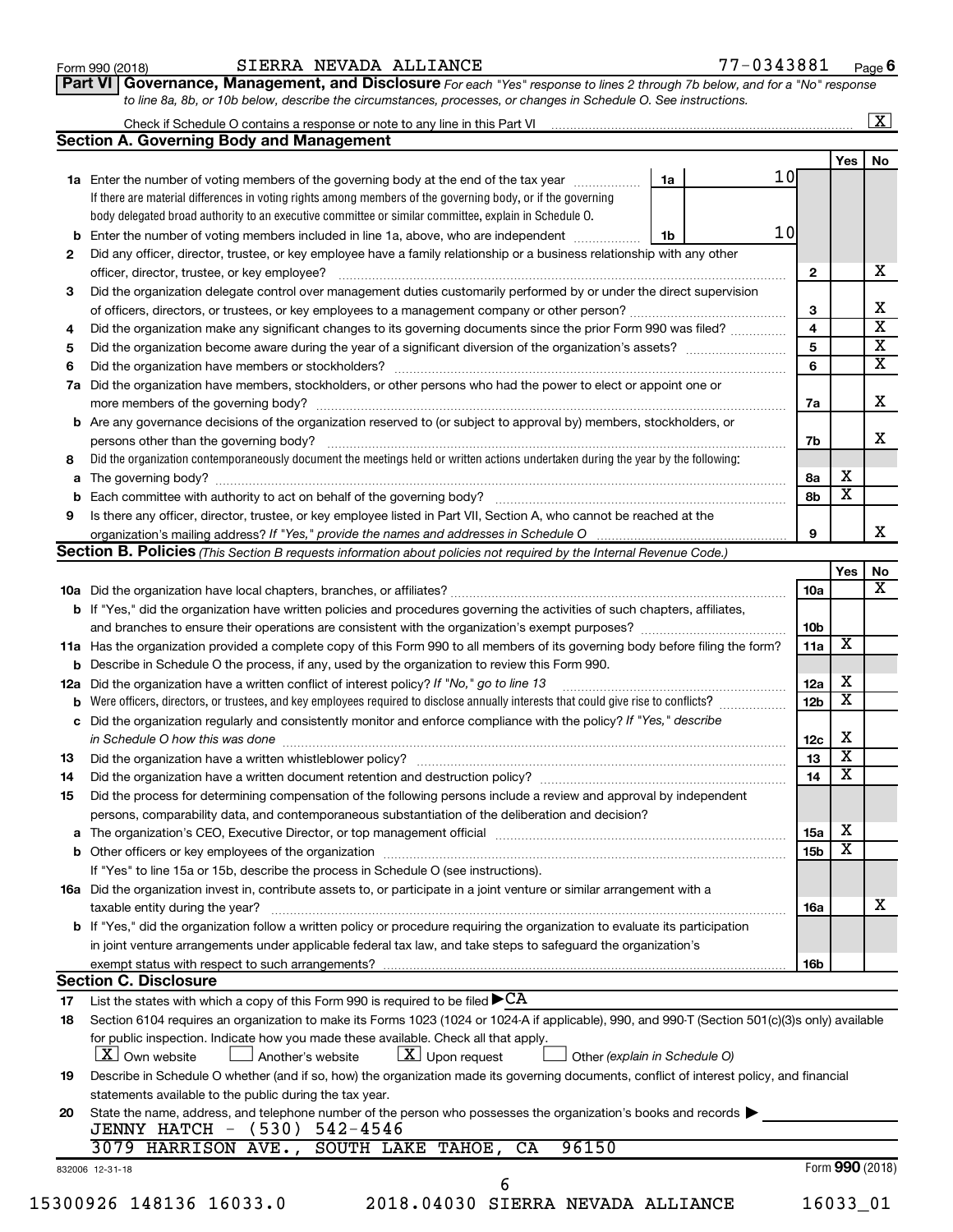Form 990 (2018) SIERRA NEVADA ALLIANCE 77-0343881 Page 6

**Part VI Governance, Management, and Disclosure** *For each "Yes" response to lines 2 through 7b below, and for a "No" response to line 8a, 8b, or 10b below, describe the circumstances, processes, or changes in Schedule O. See instructions.*

Check if Schedule O contains a response or note to any line in this Part VI .......... [X]

## Section A. Governing Body and Management

| | | | | Yes | No |
|---|---|---|---|---|---|
| **1a** | Enter the number of voting members of the governing body at the end of the tax year ..... **1a** 10<br>If there are material differences in voting rights among members of the governing body, or if the governing body delegated broad authority to an executive committee or similar committee, explain in Schedule O. | | | | |
| **b** | Enter the number of voting members included in line 1a, above, who are independent ..... **1b** 10 | | | | |
| **2** | Did any officer, director, trustee, or key employee have a family relationship or a business relationship with any other officer, director, trustee, or key employee? | | **2** | | X |
| **3** | Did the organization delegate control over management duties customarily performed by or under the direct supervision of officers, directors, or trustees, or key employees to a management company or other person? | | **3** | | X |
| **4** | Did the organization make any significant changes to its governing documents since the prior Form 990 was filed? | | **4** | | X |
| **5** | Did the organization become aware during the year of a significant diversion of the organization's assets? | | **5** | | X |
| **6** | Did the organization have members or stockholders? | | **6** | | X |
| **7a** | Did the organization have members, stockholders, or other persons who had the power to elect or appoint one or more members of the governing body? | | **7a** | | X |
| **b** | Are any governance decisions of the organization reserved to (or subject to approval by) members, stockholders, or persons other than the governing body? | | **7b** | | X |
| **8** | Did the organization contemporaneously document the meetings held or written actions undertaken during the year by the following: | | | | |
| **a** | The governing body? | | **8a** | X | |
| **b** | Each committee with authority to act on behalf of the governing body? | | **8b** | X | |
| **9** | Is there any officer, director, trustee, or key employee listed in Part VII, Section A, who cannot be reached at the organization's mailing address? *If "Yes," provide the names and addresses in Schedule O* | | **9** | | X |

## Section B. Policies *(This Section B requests information about policies not required by the Internal Revenue Code.)*

| | | | Yes | No |
|---|---|---|---|---|
| **10a** | Did the organization have local chapters, branches, or affiliates? | **10a** | | X |
| **b** | If "Yes," did the organization have written policies and procedures governing the activities of such chapters, affiliates, and branches to ensure their operations are consistent with the organization's exempt purposes? | **10b** | | |
| **11a** | Has the organization provided a complete copy of this Form 990 to all members of its governing body before filing the form? | **11a** | X | |
| **b** | Describe in Schedule O the process, if any, used by the organization to review this Form 990. | | | |
| **12a** | Did the organization have a written conflict of interest policy? *If "No," go to line 13* | **12a** | X | |
| **b** | Were officers, directors, or trustees, and key employees required to disclose annually interests that could give rise to conflicts? | **12b** | X | |
| **c** | Did the organization regularly and consistently monitor and enforce compliance with the policy? *If "Yes," describe in Schedule O how this was done* | **12c** | X | |
| **13** | Did the organization have a written whistleblower policy? | **13** | X | |
| **14** | Did the organization have a written document retention and destruction policy? | **14** | X | |
| **15** | Did the process for determining compensation of the following persons include a review and approval by independent persons, comparability data, and contemporaneous substantiation of the deliberation and decision? | | | |
| **a** | The organization's CEO, Executive Director, or top management official | **15a** | X | |
| **b** | Other officers or key employees of the organization | **15b** | X | |
| | If "Yes" to line 15a or 15b, describe the process in Schedule O (see instructions). | | | |
| **16a** | Did the organization invest in, contribute assets to, or participate in a joint venture or similar arrangement with a taxable entity during the year? | **16a** | | X |
| **b** | If "Yes," did the organization follow a written policy or procedure requiring the organization to evaluate its participation in joint venture arrangements under applicable federal tax law, and take steps to safeguard the organization's exempt status with respect to such arrangements? | **16b** | | |

## Section C. Disclosure

**17** List the states with which a copy of this Form 990 is required to be filed ▶ CA

**18** Section 6104 requires an organization to make its Forms 1023 (1024 or 1024-A if applicable), 990, and 990-T (Section 501(c)(3)s only) available for public inspection. Indicate how you made these available. Check all that apply.

[X] Own website [ ] Another's website [X] Upon request [ ] Other *(explain in Schedule O)*

**19** Describe in Schedule O whether (and if so, how) the organization made its governing documents, conflict of interest policy, and financial statements available to the public during the tax year.

**20** State the name, address, and telephone number of the person who possesses the organization's books and records ▶

JENNY HATCH - (530) 542-4546
3079 HARRISON AVE., SOUTH LAKE TAHOE, CA 96150

832006 12-31-18 Form **990** (2018)

15300926 148136 16033.0 2018.04030 SIERRA NEVADA ALLIANCE 16033_01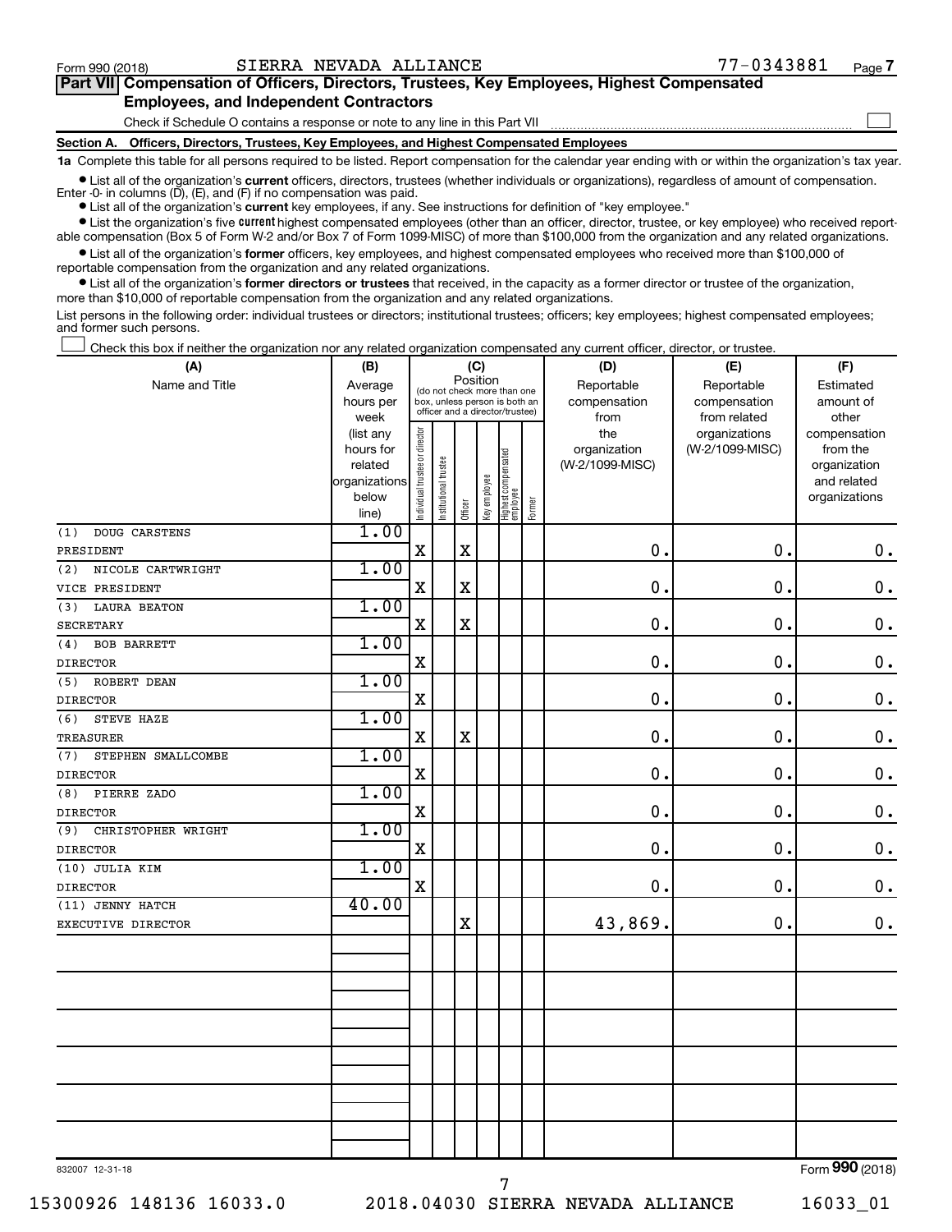Form 990 (2018) SIERRA NEVADA ALLIANCE 77-0343881 Page **7**

## Part VII Compensation of Officers, Directors, Trustees, Key Employees, Highest Compensated Employees, and Independent Contractors

Check if Schedule O contains a response or note to any line in this Part VII ☐

### Section A. Officers, Directors, Trustees, Key Employees, and Highest Compensated Employees

**1a** Complete this table for all persons required to be listed. Report compensation for the calendar year ending with or within the organization's tax year.

- List all of the organization's **current** officers, directors, trustees (whether individuals or organizations), regardless of amount of compensation. Enter -0- in columns (D), (E), and (F) if no compensation was paid.
- List all of the organization's **current** key employees, if any. See instructions for definition of "key employee."
- List the organization's five **current** highest compensated employees (other than an officer, director, trustee, or key employee) who received reportable compensation (Box 5 of Form W-2 and/or Box 7 of Form 1099-MISC) of more than $100,000 from the organization and any related organizations.
- List all of the organization's **former** officers, key employees, and highest compensated employees who received more than $100,000 of reportable compensation from the organization and any related organizations.
- List all of the organization's **former directors or trustees** that received, in the capacity as a former director or trustee of the organization, more than $10,000 of reportable compensation from the organization and any related organizations.

List persons in the following order: individual trustees or directors; institutional trustees; officers; key employees; highest compensated employees; and former such persons.

☐ Check this box if neither the organization nor any related organization compensated any current officer, director, or trustee.

| (A) Name and Title | (B) Average hours per week (list any hours for related organizations below line) | (C) Position: Individual trustee or director | Institutional trustee | Officer | Key employee | Highest compensated employee | Former | (D) Reportable compensation from the organization (W-2/1099-MISC) | (E) Reportable compensation from related organizations (W-2/1099-MISC) | (F) Estimated amount of other compensation from the organization and related organizations |
|---|---|---|---|---|---|---|---|---|---|---|
| (1) DOUG CARSTENS<br>PRESIDENT | 1.00 | X | | X | | | | 0. | 0. | 0. |
| (2) NICOLE CARTWRIGHT<br>VICE PRESIDENT | 1.00 | X | | X | | | | 0. | 0. | 0. |
| (3) LAURA BEATON<br>SECRETARY | 1.00 | X | | X | | | | 0. | 0. | 0. |
| (4) BOB BARRETT<br>DIRECTOR | 1.00 | X | | | | | | 0. | 0. | 0. |
| (5) ROBERT DEAN<br>DIRECTOR | 1.00 | X | | | | | | 0. | 0. | 0. |
| (6) STEVE HAZE<br>TREASURER | 1.00 | X | | X | | | | 0. | 0. | 0. |
| (7) STEPHEN SMALLCOMBE<br>DIRECTOR | 1.00 | X | | | | | | 0. | 0. | 0. |
| (8) PIERRE ZADO<br>DIRECTOR | 1.00 | X | | | | | | 0. | 0. | 0. |
| (9) CHRISTOPHER WRIGHT<br>DIRECTOR | 1.00 | X | | | | | | 0. | 0. | 0. |
| (10) JULIA KIM<br>DIRECTOR | 1.00 | X | | | | | | 0. | 0. | 0. |
| (11) JENNY HATCH<br>EXECUTIVE DIRECTOR | 40.00 | | | X | | | | 43,869. | 0. | 0. |

832007 12-31-18 Form **990** (2018)

15300926 148136 16033.0 2018.04030 SIERRA NEVADA ALLIANCE 16033_01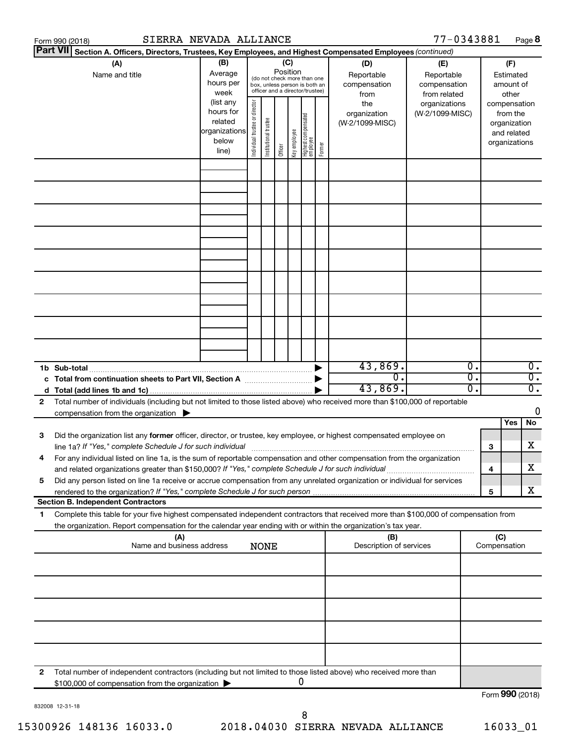Form 990 (2018) SIERRA NEVADA ALLIANCE 77-0343881 Page 8

**Part VII** **Section A. Officers, Directors, Trustees, Key Employees, and Highest Compensated Employees** *(continued)*

| (A) Name and title | (B) Average hours per week (list any hours for related organizations below line) | (C) Position (do not check more than one box, unless person is both an officer and a director/trustee) | | | | | | (D) Reportable compensation from the organization (W-2/1099-MISC) | (E) Reportable compensation from related organizations (W-2/1099-MISC) | (F) Estimated amount of other compensation from the organization and related organizations |
|---|---|---|---|---|---|---|---|---|---|---|
| | | Individual trustee or director | Institutional trustee | Officer | Key employee | Highest compensated employee | Former | | | |
| | | | | | | | | | | |
| | | | | | | | | | | |
| | | | | | | | | | | |
| | | | | | | | | | | |
| | | | | | | | | | | |
| | | | | | | | | | | |
| | | | | | | | | | | |
| | | | | | | | | | | |
| | | | | | | | | | | |
| **1b Sub-total** | | | | | | | | 43,869. | 0. | 0. |
| **c Total from continuation sheets to Part VII, Section A** | | | | | | | | 0. | 0. | 0. |
| **d Total (add lines 1b and 1c)** | | | | | | | | 43,869. | 0. | 0. |

**2** Total number of individuals (including but not limited to those listed above) who received more than $100,000 of reportable compensation from the organization ▶ 0

| | | | Yes | No |
|---|---|---|---|---|
| **3** | Did the organization list any **former** officer, director, or trustee, key employee, or highest compensated employee on line 1a? *If "Yes," complete Schedule J for such individual* | 3 | | X |
| **4** | For any individual listed on line 1a, is the sum of reportable compensation and other compensation from the organization and related organizations greater than $150,000? *If "Yes," complete Schedule J for such individual* | 4 | | X |
| **5** | Did any person listed on line 1a receive or accrue compensation from any unrelated organization or individual for services rendered to the organization? *If "Yes," complete Schedule J for such person* | 5 | | X |

**Section B. Independent Contractors**

**1** Complete this table for your five highest compensated independent contractors that received more than $100,000 of compensation from the organization. Report compensation for the calendar year ending with or within the organization's tax year.

| (A) Name and business address | (B) Description of services | (C) Compensation |
|---|---|---|
| NONE | | |
| | | |
| | | |
| | | |
| | | |
| | | |

**2** Total number of independent contractors (including but not limited to those listed above) who received more than $100,000 of compensation from the organization ▶ 0

Form **990** (2018)

832008 12-31-18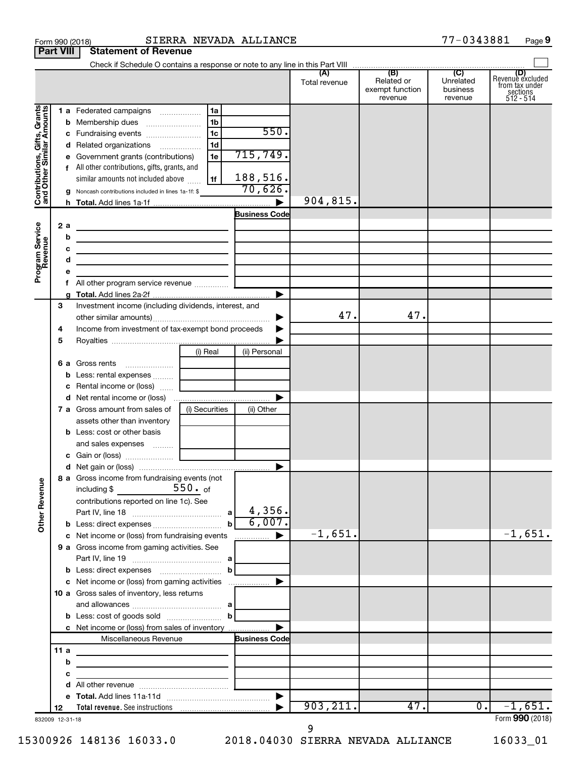Form 990 (2018) SIERRA NEVADA ALLIANCE 77-0343881 Page **9**

**Part VIII Statement of Revenue**

Check if Schedule O contains a response or note to any line in this Part VIII

| | | | (A) Total revenue | (B) Related or exempt function revenue | (C) Unrelated business revenue | (D) Revenue excluded from tax under sections 512 - 514 |
|---|---|---|---|---|---|---|
| **Contributions, Gifts, Grants and Other Similar Amounts** | | | | | | |
| 1 a | Federated campaigns | 1a | | | | | |
| b | Membership dues | 1b | | | | | |
| c | Fundraising events | 1c 550. | | | | |
| d | Related organizations | 1d | | | | |
| e | Government grants (contributions) | 1e 715,749. | | | | |
| f | All other contributions, gifts, grants, and similar amounts not included above | 1f 188,516. | | | | |
| g | Noncash contributions included in lines 1a-1f: $ 70,626. | | | | | |
| h | **Total.** Add lines 1a-1f | | 904,815. | | | |
| **Program Service Revenue** | | Business Code | | | | |
| 2 a | | | | | | |
| b | | | | | | |
| c | | | | | | |
| d | | | | | | |
| e | | | | | | |
| f | All other program service revenue | | | | | |
| g | **Total.** Add lines 2a-2f | | | | | |
| 3 | Investment income (including dividends, interest, and other similar amounts) | | 47. | 47. | | |
| 4 | Income from investment of tax-exempt bond proceeds | | | | | |
| 5 | Royalties | | | | | |
| | | (i) Real / (ii) Personal | | | | |
| 6 a | Gross rents | | | | | |
| b | Less: rental expenses | | | | | |
| c | Rental income or (loss) | | | | | |
| d | Net rental income or (loss) | | | | | |
| | | (i) Securities / (ii) Other | | | | |
| 7 a | Gross amount from sales of assets other than inventory | | | | | |
| b | Less: cost or other basis and sales expenses | | | | | |
| c | Gain or (loss) | | | | | |
| d | Net gain or (loss) | | | | | |
| **Other Revenue** | | | | | | |
| 8 a | Gross income from fundraising events (not including $ 550. of contributions reported on line 1c). See Part IV, line 18 | a 4,356. | | | | |
| b | Less: direct expenses | b 6,007. | | | | |
| c | Net income or (loss) from fundraising events | | -1,651. | | | -1,651. |
| 9 a | Gross income from gaming activities. See Part IV, line 19 | a | | | | |
| b | Less: direct expenses | b | | | | |
| c | Net income or (loss) from gaming activities | | | | | |
| 10 a | Gross sales of inventory, less returns and allowances | a | | | | |
| b | Less: cost of goods sold | b | | | | |
| c | Net income or (loss) from sales of inventory | | | | | |
| | Miscellaneous Revenue | Business Code | | | | |
| 11 a | | | | | | |
| b | | | | | | |
| c | | | | | | |
| d | All other revenue | | | | | |
| e | **Total.** Add lines 11a-11d | | | | | |
| 12 | **Total revenue.** See instructions | | 903,211. | 47. | 0. | -1,651. |

832009 12-31-18 Form **990** (2018)

15300926 148136 16033.0 2018.04030 SIERRA NEVADA ALLIANCE 16033_01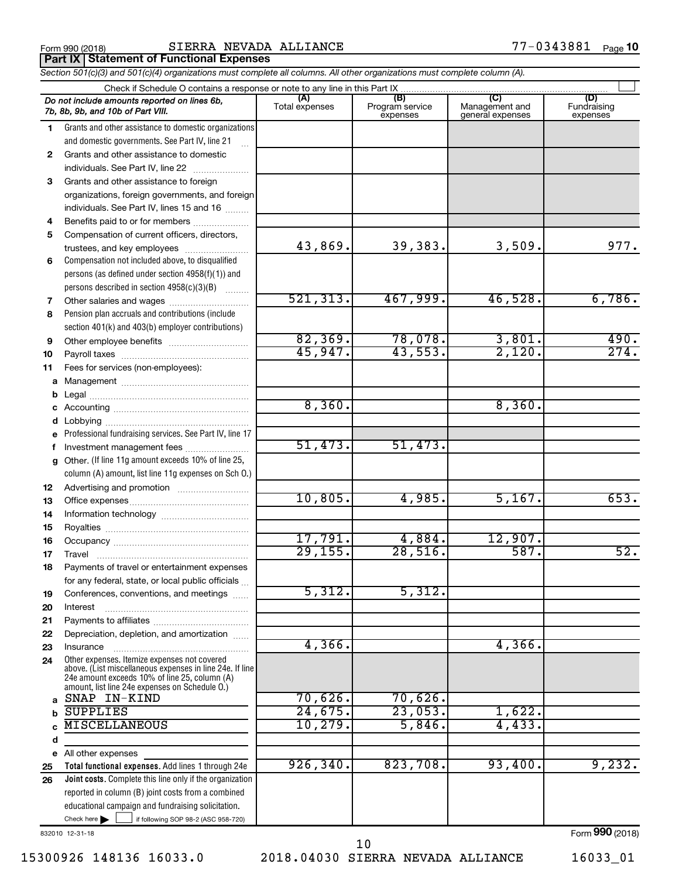Form 990 (2018) SIERRA NEVADA ALLIANCE 77-0343881 Page **10**

## Part IX Statement of Functional Expenses

*Section 501(c)(3) and 501(c)(4) organizations must complete all columns. All other organizations must complete column (A).*

Check if Schedule O contains a response or note to any line in this Part IX

| *Do not include amounts reported on lines 6b, 7b, 8b, 9b, and 10b of Part VIII.* | (A) Total expenses | (B) Program service expenses | (C) Management and general expenses | (D) Fundraising expenses |
|---|---|---|---|---|
| **1** Grants and other assistance to domestic organizations and domestic governments. See Part IV, line 21 | | | | |
| **2** Grants and other assistance to domestic individuals. See Part IV, line 22 | | | | |
| **3** Grants and other assistance to foreign organizations, foreign governments, and foreign individuals. See Part IV, lines 15 and 16 | | | | |
| **4** Benefits paid to or for members | | | | |
| **5** Compensation of current officers, directors, trustees, and key employees | 43,869. | 39,383. | 3,509. | 977. |
| **6** Compensation not included above, to disqualified persons (as defined under section 4958(f)(1)) and persons described in section 4958(c)(3)(B) | | | | |
| **7** Other salaries and wages | 521,313. | 467,999. | 46,528. | 6,786. |
| **8** Pension plan accruals and contributions (include section 401(k) and 403(b) employer contributions) | | | | |
| **9** Other employee benefits | 82,369. | 78,078. | 3,801. | 490. |
| **10** Payroll taxes | 45,947. | 43,553. | 2,120. | 274. |
| **11** Fees for services (non-employees): | | | | |
| **a** Management | | | | |
| **b** Legal | | | | |
| **c** Accounting | 8,360. | | 8,360. | |
| **d** Lobbying | | | | |
| **e** Professional fundraising services. See Part IV, line 17 | | | | |
| **f** Investment management fees | 51,473. | 51,473. | | |
| **g** Other. (If line 11g amount exceeds 10% of line 25, column (A) amount, list line 11g expenses on Sch O.) | | | | |
| **12** Advertising and promotion | | | | |
| **13** Office expenses | 10,805. | 4,985. | 5,167. | 653. |
| **14** Information technology | | | | |
| **15** Royalties | | | | |
| **16** Occupancy | 17,791. | 4,884. | 12,907. | |
| **17** Travel | 29,155. | 28,516. | 587. | 52. |
| **18** Payments of travel or entertainment expenses for any federal, state, or local public officials | | | | |
| **19** Conferences, conventions, and meetings | 5,312. | 5,312. | | |
| **20** Interest | | | | |
| **21** Payments to affiliates | | | | |
| **22** Depreciation, depletion, and amortization | | | | |
| **23** Insurance | 4,366. | | 4,366. | |
| **24** Other expenses. Itemize expenses not covered above. (List miscellaneous expenses in line 24e. If line 24e amount exceeds 10% of line 25, column (A) amount, list line 24e expenses on Schedule O.) | | | | |
| **a** SNAP IN-KIND | 70,626. | 70,626. | | |
| **b** SUPPLIES | 24,675. | 23,053. | 1,622. | |
| **c** MISCELLANEOUS | 10,279. | 5,846. | 4,433. | |
| **d** | | | | |
| **e** All other expenses | | | | |
| **25** **Total functional expenses.** Add lines 1 through 24e | 926,340. | 823,708. | 93,400. | 9,232. |
| **26** **Joint costs.** Complete this line only if the organization reported in column (B) joint costs from a combined educational campaign and fundraising solicitation. Check here ☐ if following SOP 98-2 (ASC 958-720) | | | | |

832010 12-31-18

Form **990** (2018)

15300926 148136 16033.0 2018.04030 SIERRA NEVADA ALLIANCE 16033_01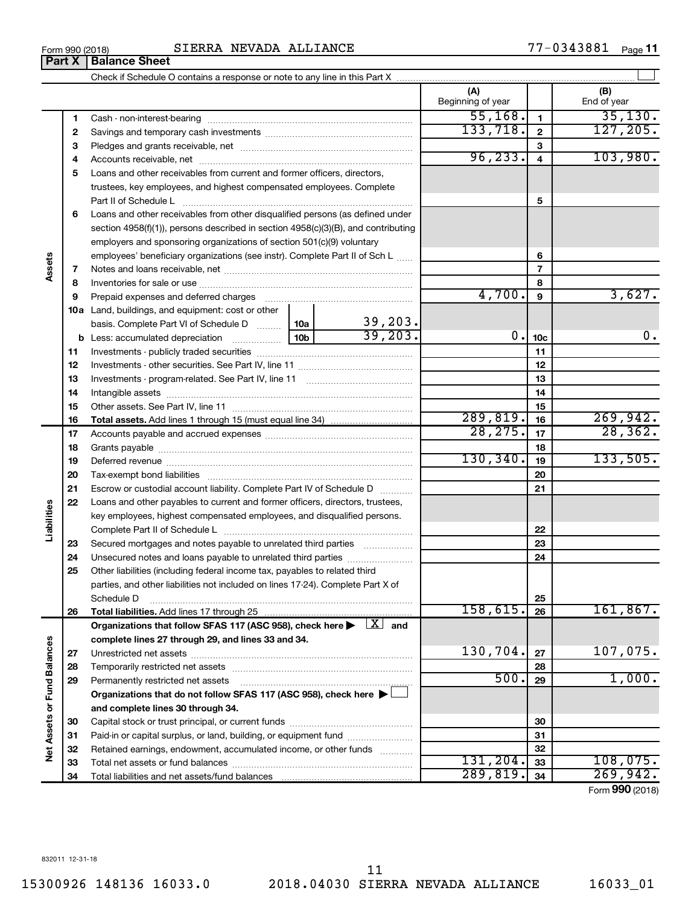Form 990 (2018) SIERRA NEVADA ALLIANCE 77-0343881

## Part X Balance Sheet

Check if Schedule O contains a response or note to any line in this Part X

| | | | | (A) Beginning of year | | (B) End of year |
|---|---|---|---|---|---|---|
| Assets | 1 | Cash - non-interest-bearing | | 55,168. | 1 | 35,130. |
| | 2 | Savings and temporary cash investments | | 133,718. | 2 | 127,205. |
| | 3 | Pledges and grants receivable, net | | | 3 | |
| | 4 | Accounts receivable, net | | 96,233. | 4 | 103,980. |
| | 5 | Loans and other receivables from current and former officers, directors, trustees, key employees, and highest compensated employees. Complete Part II of Schedule L | | | 5 | |
| | 6 | Loans and other receivables from other disqualified persons (as defined under section 4958(f)(1)), persons described in section 4958(c)(3)(B), and contributing employers and sponsoring organizations of section 501(c)(9) voluntary employees' beneficiary organizations (see instr). Complete Part II of Sch L | | | 6 | |
| | 7 | Notes and loans receivable, net | | | 7 | |
| | 8 | Inventories for sale or use | | | 8 | |
| | 9 | Prepaid expenses and deferred charges | | 4,700. | 9 | 3,627. |
| | 10a | Land, buildings, and equipment: cost or other basis. Complete Part VI of Schedule D | 10a 39,203. | | | |
| | b | Less: accumulated depreciation | 10b 39,203. | 0. | 10c | 0. |
| | 11 | Investments - publicly traded securities | | | 11 | |
| | 12 | Investments - other securities. See Part IV, line 11 | | | 12 | |
| | 13 | Investments - program-related. See Part IV, line 11 | | | 13 | |
| | 14 | Intangible assets | | | 14 | |
| | 15 | Other assets. See Part IV, line 11 | | | 15 | |
| | 16 | **Total assets.** Add lines 1 through 15 (must equal line 34) | | 289,819. | 16 | 269,942. |
| Liabilities | 17 | Accounts payable and accrued expenses | | 28,275. | 17 | 28,362. |
| | 18 | Grants payable | | | 18 | |
| | 19 | Deferred revenue | | 130,340. | 19 | 133,505. |
| | 20 | Tax-exempt bond liabilities | | | 20 | |
| | 21 | Escrow or custodial account liability. Complete Part IV of Schedule D | | | 21 | |
| | 22 | Loans and other payables to current and former officers, directors, trustees, key employees, highest compensated employees, and disqualified persons. Complete Part II of Schedule L | | | 22 | |
| | 23 | Secured mortgages and notes payable to unrelated third parties | | | 23 | |
| | 24 | Unsecured notes and loans payable to unrelated third parties | | | 24 | |
| | 25 | Other liabilities (including federal income tax, payables to related third parties, and other liabilities not included on lines 17-24). Complete Part X of Schedule D | | | 25 | |
| | 26 | **Total liabilities.** Add lines 17 through 25 | | 158,615. | 26 | 161,867. |
| Net Assets or Fund Balances | | **Organizations that follow SFAS 117 (ASC 958), check here ▶ [X] and complete lines 27 through 29, and lines 33 and 34.** | | | | |
| | 27 | Unrestricted net assets | | 130,704. | 27 | 107,075. |
| | 28 | Temporarily restricted net assets | | | 28 | |
| | 29 | Permanently restricted net assets | | 500. | 29 | 1,000. |
| | | **Organizations that do not follow SFAS 117 (ASC 958), check here ▶ [ ] and complete lines 30 through 34.** | | | | |
| | 30 | Capital stock or trust principal, or current funds | | | 30 | |
| | 31 | Paid-in or capital surplus, or land, building, or equipment fund | | | 31 | |
| | 32 | Retained earnings, endowment, accumulated income, or other funds | | | 32 | |
| | 33 | Total net assets or fund balances | | 131,204. | 33 | 108,075. |
| | 34 | Total liabilities and net assets/fund balances | | 289,819. | 34 | 269,942. |

Form **990** (2018)

832011 12-31-18

15300926 148136 16033.0 2018.04030 SIERRA NEVADA ALLIANCE 16033_01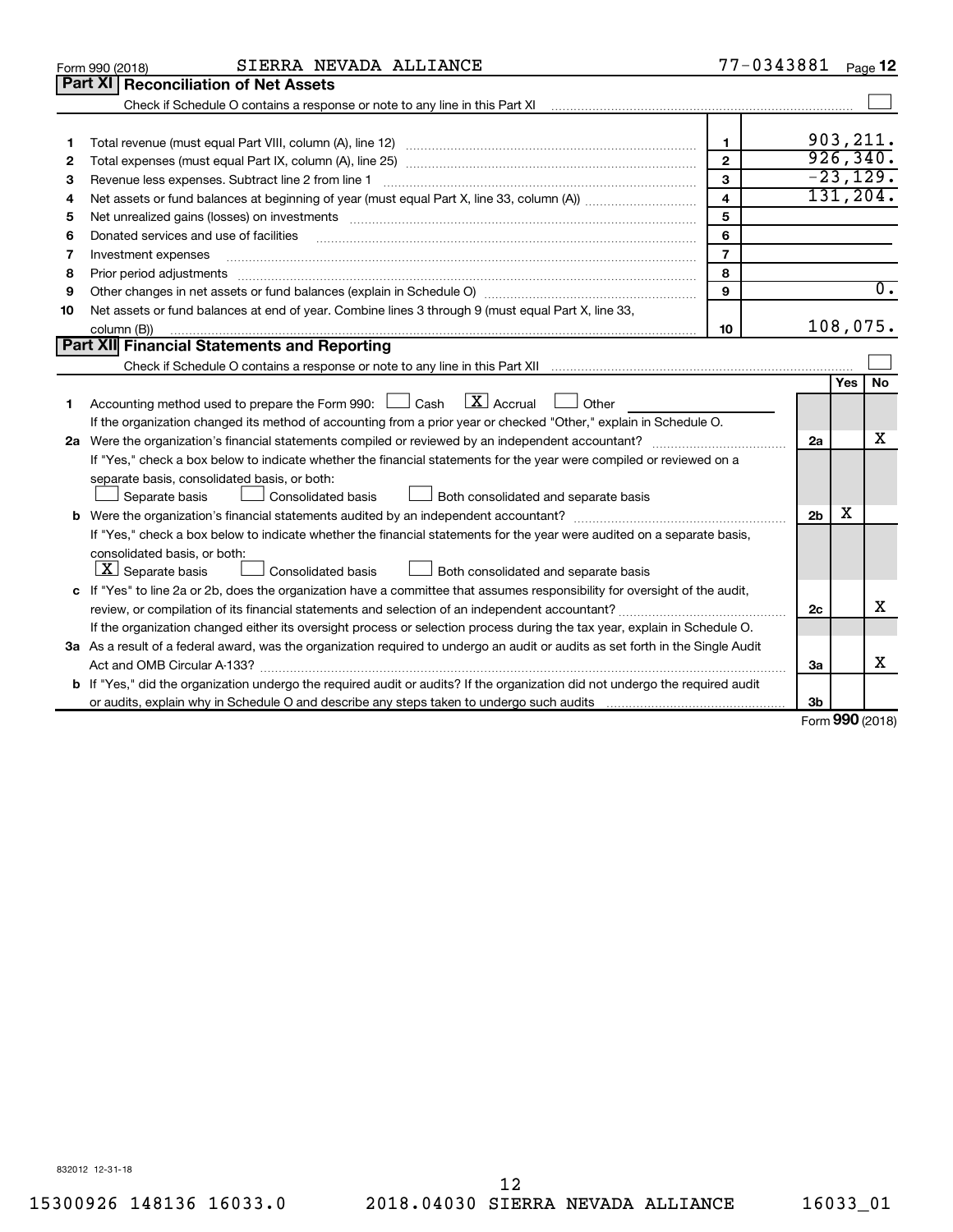Form 990 (2018) SIERRA NEVADA ALLIANCE 77-0343881 Page 12

## Part XI Reconciliation of Net Assets

Check if Schedule O contains a response or note to any line in this Part XI ☐

| | | | |
|---|---|---|---|
| 1 | Total revenue (must equal Part VIII, column (A), line 12) | 1 | 903,211. |
| 2 | Total expenses (must equal Part IX, column (A), line 25) | 2 | 926,340. |
| 3 | Revenue less expenses. Subtract line 2 from line 1 | 3 | -23,129. |
| 4 | Net assets or fund balances at beginning of year (must equal Part X, line 33, column (A)) | 4 | 131,204. |
| 5 | Net unrealized gains (losses) on investments | 5 | |
| 6 | Donated services and use of facilities | 6 | |
| 7 | Investment expenses | 7 | |
| 8 | Prior period adjustments | 8 | |
| 9 | Other changes in net assets or fund balances (explain in Schedule O) | 9 | 0. |
| 10 | Net assets or fund balances at end of year. Combine lines 3 through 9 (must equal Part X, line 33, column (B)) | 10 | 108,075. |

## Part XII Financial Statements and Reporting

Check if Schedule O contains a response or note to any line in this Part XII ☐

| | | | Yes | No |
|---|---|---|---|---|
| 1 | Accounting method used to prepare the Form 990: ☐ Cash ☒ Accrual ☐ Other | | | |
| | If the organization changed its method of accounting from a prior year or checked "Other," explain in Schedule O. | | | |
| 2a | Were the organization's financial statements compiled or reviewed by an independent accountant? | 2a | | X |
| | If "Yes," check a box below to indicate whether the financial statements for the year were compiled or reviewed on a separate basis, consolidated basis, or both: ☐ Separate basis ☐ Consolidated basis ☐ Both consolidated and separate basis | | | |
| b | Were the organization's financial statements audited by an independent accountant? | 2b | X | |
| | If "Yes," check a box below to indicate whether the financial statements for the year were audited on a separate basis, consolidated basis, or both: ☒ Separate basis ☐ Consolidated basis ☐ Both consolidated and separate basis | | | |
| c | If "Yes" to line 2a or 2b, does the organization have a committee that assumes responsibility for oversight of the audit, review, or compilation of its financial statements and selection of an independent accountant? | 2c | | X |
| | If the organization changed either its oversight process or selection process during the tax year, explain in Schedule O. | | | |
| 3a | As a result of a federal award, was the organization required to undergo an audit or audits as set forth in the Single Audit Act and OMB Circular A-133? | 3a | | X |
| b | If "Yes," did the organization undergo the required audit or audits? If the organization did not undergo the required audit or audits, explain why in Schedule O and describe any steps taken to undergo such audits | 3b | | |

Form 990 (2018)

832012 12-31-18

15300926 148136 16033.0 2018.04030 SIERRA NEVADA ALLIANCE 16033_01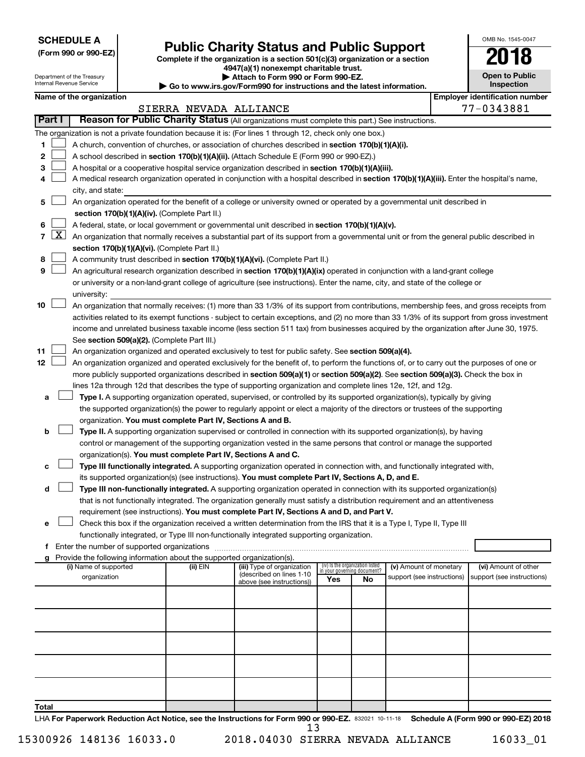**SCHEDULE A**
**(Form 990 or 990-EZ)**

Department of the Treasury
Internal Revenue Service

# Public Charity Status and Public Support

**Complete if the organization is a section 501(c)(3) organization or a section 4947(a)(1) nonexempt charitable trust.**
**▶ Attach to Form 990 or Form 990-EZ.**
**▶ Go to www.irs.gov/Form990 for instructions and the latest information.**

OMB No. 1545-0047

**2018**

**Open to Public Inspection**

**Name of the organization**
SIERRA NEVADA ALLIANCE

**Employer identification number**
77-0343881

**Part I** **Reason for Public Charity Status** (All organizations must complete this part.) See instructions.

The organization is not a private foundation because it is: (For lines 1 through 12, check only one box.)

1 ☐ A church, convention of churches, or association of churches described in **section 170(b)(1)(A)(i).**

2 ☐ A school described in **section 170(b)(1)(A)(ii).** (Attach Schedule E (Form 990 or 990-EZ).)

3 ☐ A hospital or a cooperative hospital service organization described in **section 170(b)(1)(A)(iii).**

4 ☐ A medical research organization operated in conjunction with a hospital described in **section 170(b)(1)(A)(iii).** Enter the hospital's name, city, and state:

5 ☐ An organization operated for the benefit of a college or university owned or operated by a governmental unit described in **section 170(b)(1)(A)(iv).** (Complete Part II.)

6 ☐ A federal, state, or local government or governmental unit described in **section 170(b)(1)(A)(v).**

7 ☒ An organization that normally receives a substantial part of its support from a governmental unit or from the general public described in **section 170(b)(1)(A)(vi).** (Complete Part II.)

8 ☐ A community trust described in **section 170(b)(1)(A)(vi).** (Complete Part II.)

9 ☐ An agricultural research organization described in **section 170(b)(1)(A)(ix)** operated in conjunction with a land-grant college or university or a non-land-grant college of agriculture (see instructions). Enter the name, city, and state of the college or university:

10 ☐ An organization that normally receives: (1) more than 33 1/3% of its support from contributions, membership fees, and gross receipts from activities related to its exempt functions - subject to certain exceptions, and (2) no more than 33 1/3% of its support from gross investment income and unrelated business taxable income (less section 511 tax) from businesses acquired by the organization after June 30, 1975. See **section 509(a)(2).** (Complete Part III.)

11 ☐ An organization organized and operated exclusively to test for public safety. See **section 509(a)(4).**

12 ☐ An organization organized and operated exclusively for the benefit of, to perform the functions of, or to carry out the purposes of one or more publicly supported organizations described in **section 509(a)(1)** or **section 509(a)(2)**. See **section 509(a)(3).** Check the box in lines 12a through 12d that describes the type of supporting organization and complete lines 12e, 12f, and 12g.

a ☐ **Type I.** A supporting organization operated, supervised, or controlled by its supported organization(s), typically by giving the supported organization(s) the power to regularly appoint or elect a majority of the directors or trustees of the supporting organization. **You must complete Part IV, Sections A and B.**

b ☐ **Type II.** A supporting organization supervised or controlled in connection with its supported organization(s), by having control or management of the supporting organization vested in the same persons that control or manage the supported organization(s). **You must complete Part IV, Sections A and C.**

c ☐ **Type III functionally integrated.** A supporting organization operated in connection with, and functionally integrated with, its supported organization(s) (see instructions). **You must complete Part IV, Sections A, D, and E.**

d ☐ **Type III non-functionally integrated.** A supporting organization operated in connection with its supported organization(s) that is not functionally integrated. The organization generally must satisfy a distribution requirement and an attentiveness requirement (see instructions). **You must complete Part IV, Sections A and D, and Part V.**

e ☐ Check this box if the organization received a written determination from the IRS that it is a Type I, Type II, Type III functionally integrated, or Type III non-functionally integrated supporting organization.

f Enter the number of supported organizations

g Provide the following information about the supported organization(s).

| (i) Name of supported organization | (ii) EIN | (iii) Type of organization (described on lines 1-10 above (see instructions)) | (iv) Is the organization listed in your governing document? Yes | No | (v) Amount of monetary support (see instructions) | (vi) Amount of other support (see instructions) |
|---|---|---|---|---|---|---|
| | | | | | | |
| | | | | | | |
| | | | | | | |
| | | | | | | |
| | | | | | | |
| **Total** | | | | | | |

LHA **For Paperwork Reduction Act Notice, see the Instructions for Form 990 or 990-EZ.** 832021 10-11-18 **Schedule A (Form 990 or 990-EZ) 2018**

15300926 148136 16033.0 2018.04030 SIERRA NEVADA ALLIANCE 16033_01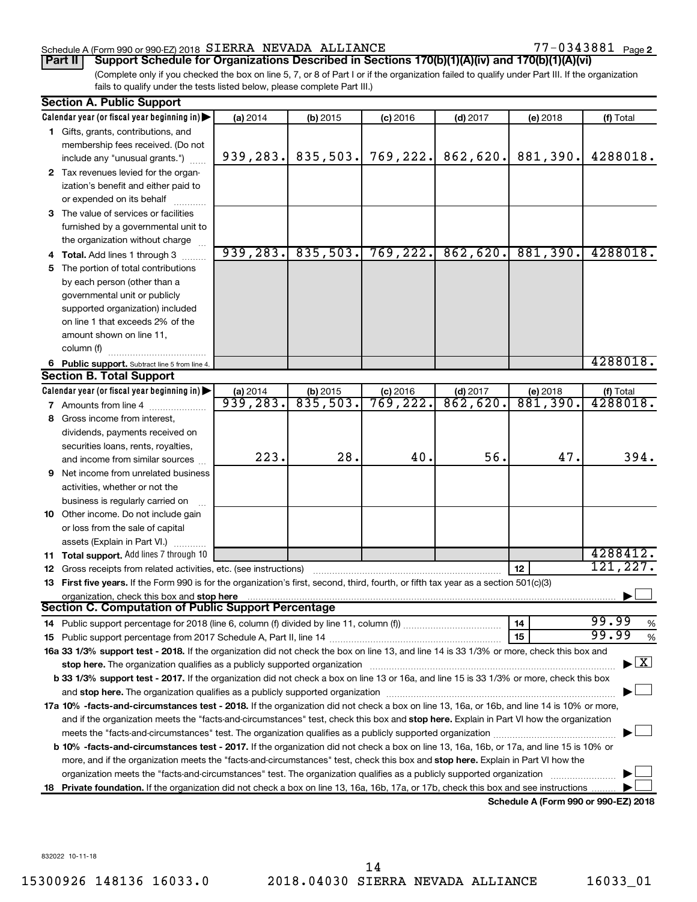Schedule A (Form 990 or 990-EZ) 2018 SIERRA NEVADA ALLIANCE 77-0343881 Page 2

**Part II** **Support Schedule for Organizations Described in Sections 170(b)(1)(A)(iv) and 170(b)(1)(A)(vi)**

(Complete only if you checked the box on line 5, 7, or 8 of Part I or if the organization failed to qualify under Part III. If the organization fails to qualify under the tests listed below, please complete Part III.)

### Section A. Public Support

| Calendar year (or fiscal year beginning in) ▶ | (a) 2014 | (b) 2015 | (c) 2016 | (d) 2017 | (e) 2018 | (f) Total |
|---|---|---|---|---|---|---|
| **1** Gifts, grants, contributions, and membership fees received. (Do not include any "unusual grants.") | 939,283. | 835,503. | 769,222. | 862,620. | 881,390. | 4288018. |
| **2** Tax revenues levied for the organization's benefit and either paid to or expended on its behalf | | | | | | |
| **3** The value of services or facilities furnished by a governmental unit to the organization without charge | | | | | | |
| **4** **Total.** Add lines 1 through 3 | 939,283. | 835,503. | 769,222. | 862,620. | 881,390. | 4288018. |
| **5** The portion of total contributions by each person (other than a governmental unit or publicly supported organization) included on line 1 that exceeds 2% of the amount shown on line 11, column (f) | | | | | | |
| **6** **Public support.** Subtract line 5 from line 4. | | | | | | 4288018. |

### Section B. Total Support

| Calendar year (or fiscal year beginning in) ▶ | (a) 2014 | (b) 2015 | (c) 2016 | (d) 2017 | (e) 2018 | (f) Total |
|---|---|---|---|---|---|---|
| **7** Amounts from line 4 | 939,283. | 835,503. | 769,222. | 862,620. | 881,390. | 4288018. |
| **8** Gross income from interest, dividends, payments received on securities loans, rents, royalties, and income from similar sources | 223. | 28. | 40. | 56. | 47. | 394. |
| **9** Net income from unrelated business activities, whether or not the business is regularly carried on | | | | | | |
| **10** Other income. Do not include gain or loss from the sale of capital assets (Explain in Part VI.) | | | | | | |
| **11** **Total support.** Add lines 7 through 10 | | | | | | 4288412. |

**12** Gross receipts from related activities, etc. (see instructions) | **12** | 121,227.

**13** **First five years.** If the Form 990 is for the organization's first, second, third, fourth, or fifth tax year as a section 501(c)(3) organization, check this box and **stop here** ▶ ☐

### Section C. Computation of Public Support Percentage

**14** Public support percentage for 2018 (line 6, column (f) divided by line 11, column (f)) | **14** | 99.99 %

**15** Public support percentage from 2017 Schedule A, Part II, line 14 | **15** | 99.99 %

**16a 33 1/3% support test - 2018.** If the organization did not check the box on line 13, and line 14 is 33 1/3% or more, check this box and **stop here.** The organization qualifies as a publicly supported organization ▶ ☒

**b 33 1/3% support test - 2017.** If the organization did not check a box on line 13 or 16a, and line 15 is 33 1/3% or more, check this box and **stop here.** The organization qualifies as a publicly supported organization ▶ ☐

**17a 10% -facts-and-circumstances test - 2018.** If the organization did not check a box on line 13, 16a, or 16b, and line 14 is 10% or more, and if the organization meets the "facts-and-circumstances" test, check this box and **stop here.** Explain in Part VI how the organization meets the "facts-and-circumstances" test. The organization qualifies as a publicly supported organization ▶ ☐

**b 10% -facts-and-circumstances test - 2017.** If the organization did not check a box on line 13, 16a, 16b, or 17a, and line 15 is 10% or more, and if the organization meets the "facts-and-circumstances" test, check this box and **stop here.** Explain in Part VI how the organization meets the "facts-and-circumstances" test. The organization qualifies as a publicly supported organization ▶ ☐

**18** **Private foundation.** If the organization did not check a box on line 13, 16a, 16b, 17a, or 17b, check this box and see instructions ▶ ☐

**Schedule A (Form 990 or 990-EZ) 2018**

832022 10-11-18

15300926 148136 16033.0 2018.04030 SIERRA NEVADA ALLIANCE 16033_01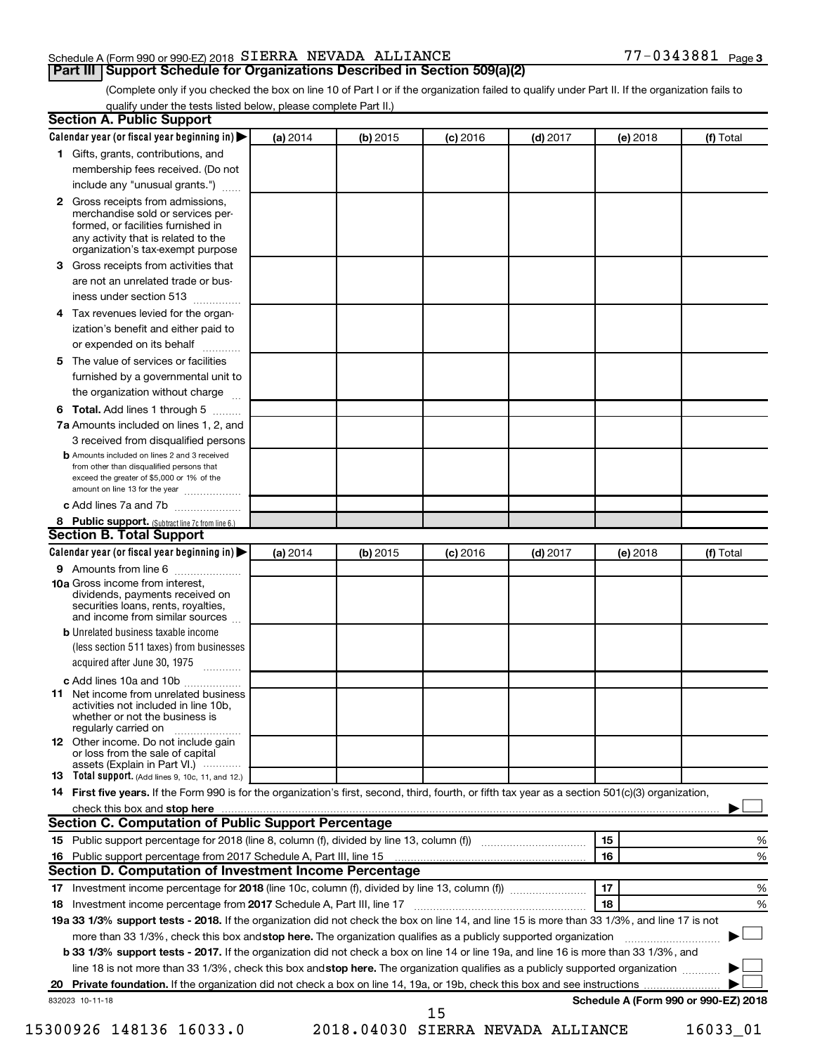Schedule A (Form 990 or 990-EZ) 2018 SIERRA NEVADA ALLIANCE 77-0343881 Page 3

## Part III Support Schedule for Organizations Described in Section 509(a)(2)

(Complete only if you checked the box on line 10 of Part I or if the organization failed to qualify under Part II. If the organization fails to qualify under the tests listed below, please complete Part II.)

### Section A. Public Support

| Calendar year (or fiscal year beginning in) ▶ | (a) 2014 | (b) 2015 | (c) 2016 | (d) 2017 | (e) 2018 | (f) Total |
|---|---|---|---|---|---|---|
| **1** Gifts, grants, contributions, and membership fees received. (Do not include any "unusual grants.") | | | | | | |
| **2** Gross receipts from admissions, merchandise sold or services performed, or facilities furnished in any activity that is related to the organization's tax-exempt purpose | | | | | | |
| **3** Gross receipts from activities that are not an unrelated trade or business under section 513 | | | | | | |
| **4** Tax revenues levied for the organization's benefit and either paid to or expended on its behalf | | | | | | |
| **5** The value of services or facilities furnished by a governmental unit to the organization without charge | | | | | | |
| **6 Total.** Add lines 1 through 5 | | | | | | |
| **7a** Amounts included on lines 1, 2, and 3 received from disqualified persons | | | | | | |
| **b** Amounts included on lines 2 and 3 received from other than disqualified persons that exceed the greater of $5,000 or 1% of the amount on line 13 for the year | | | | | | |
| **c** Add lines 7a and 7b | | | | | | |
| **8 Public support.** (Subtract line 7c from line 6.) | | | | | | |

### Section B. Total Support

| Calendar year (or fiscal year beginning in) ▶ | (a) 2014 | (b) 2015 | (c) 2016 | (d) 2017 | (e) 2018 | (f) Total |
|---|---|---|---|---|---|---|
| **9** Amounts from line 6 | | | | | | |
| **10a** Gross income from interest, dividends, payments received on securities loans, rents, royalties, and income from similar sources | | | | | | |
| **b** Unrelated business taxable income (less section 511 taxes) from businesses acquired after June 30, 1975 | | | | | | |
| **c** Add lines 10a and 10b | | | | | | |
| **11** Net income from unrelated business activities not included in line 10b, whether or not the business is regularly carried on | | | | | | |
| **12** Other income. Do not include gain or loss from the sale of capital assets (Explain in Part VI.) | | | | | | |
| **13 Total support.** (Add lines 9, 10c, 11, and 12.) | | | | | | |

**14 First five years.** If the Form 990 is for the organization's first, second, third, fourth, or fifth tax year as a section 501(c)(3) organization, check this box and **stop here** ▶ ☐

### Section C. Computation of Public Support Percentage

| | | | |
|---|---|---|---|
| **15** Public support percentage for 2018 (line 8, column (f), divided by line 13, column (f)) | 15 | | % |
| **16** Public support percentage from 2017 Schedule A, Part III, line 15 | 16 | | % |

### Section D. Computation of Investment Income Percentage

| | | | |
|---|---|---|---|
| **17** Investment income percentage for **2018** (line 10c, column (f), divided by line 13, column (f)) | 17 | | % |
| **18** Investment income percentage from **2017** Schedule A, Part III, line 17 | 18 | | % |

**19a 33 1/3% support tests - 2018.** If the organization did not check the box on line 14, and line 15 is more than 33 1/3%, and line 17 is not more than 33 1/3%, check this box and **stop here.** The organization qualifies as a publicly supported organization ▶ ☐

**b 33 1/3% support tests - 2017.** If the organization did not check a box on line 14 or line 19a, and line 16 is more than 33 1/3%, and line 18 is not more than 33 1/3%, check this box and **stop here.** The organization qualifies as a publicly supported organization ▶ ☐

**20 Private foundation.** If the organization did not check a box on line 14, 19a, or 19b, check this box and see instructions ▶ ☐

832023 10-11-18 **Schedule A (Form 990 or 990-EZ) 2018**

15300926 148136 16033.0 2018.04030 SIERRA NEVADA ALLIANCE 16033_01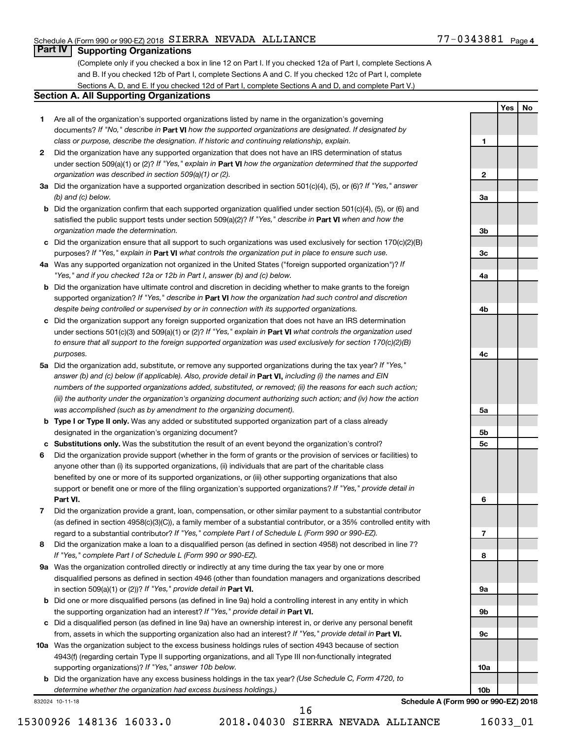Schedule A (Form 990 or 990-EZ) 2018 SIERRA NEVADA ALLIANCE 77-0343881 Page 4

## Part IV Supporting Organizations

(Complete only if you checked a box in line 12 on Part I. If you checked 12a of Part I, complete Sections A and B. If you checked 12b of Part I, complete Sections A and C. If you checked 12c of Part I, complete Sections A, D, and E. If you checked 12d of Part I, complete Sections A and D, and complete Part V.)

### Section A. All Supporting Organizations

| | | | Yes | No |
|---|---|---|---|---|
| **1** | Are all of the organization's supported organizations listed by name in the organization's governing documents? *If "No," describe in* **Part VI** *how the supported organizations are designated. If designated by class or purpose, describe the designation. If historic and continuing relationship, explain.* | 1 | | |
| **2** | Did the organization have any supported organization that does not have an IRS determination of status under section 509(a)(1) or (2)? *If "Yes," explain in* **Part VI** *how the organization determined that the supported organization was described in section 509(a)(1) or (2).* | 2 | | |
| **3a** | Did the organization have a supported organization described in section 501(c)(4), (5), or (6)? *If "Yes," answer (b) and (c) below.* | 3a | | |
| **b** | Did the organization confirm that each supported organization qualified under section 501(c)(4), (5), or (6) and satisfied the public support tests under section 509(a)(2)? *If "Yes," describe in* **Part VI** *when and how the organization made the determination.* | 3b | | |
| **c** | Did the organization ensure that all support to such organizations was used exclusively for section 170(c)(2)(B) purposes? *If "Yes," explain in* **Part VI** *what controls the organization put in place to ensure such use.* | 3c | | |
| **4a** | Was any supported organization not organized in the United States ("foreign supported organization")? *If "Yes," and if you checked 12a or 12b in Part I, answer (b) and (c) below.* | 4a | | |
| **b** | Did the organization have ultimate control and discretion in deciding whether to make grants to the foreign supported organization? *If "Yes," describe in* **Part VI** *how the organization had such control and discretion despite being controlled or supervised by or in connection with its supported organizations.* | 4b | | |
| **c** | Did the organization support any foreign supported organization that does not have an IRS determination under sections 501(c)(3) and 509(a)(1) or (2)? *If "Yes," explain in* **Part VI** *what controls the organization used to ensure that all support to the foreign supported organization was used exclusively for section 170(c)(2)(B) purposes.* | 4c | | |
| **5a** | Did the organization add, substitute, or remove any supported organizations during the tax year? *If "Yes," answer (b) and (c) below (if applicable). Also, provide detail in* **Part VI,** *including (i) the names and EIN numbers of the supported organizations added, substituted, or removed; (ii) the reasons for each such action; (iii) the authority under the organization's organizing document authorizing such action; and (iv) how the action was accomplished (such as by amendment to the organizing document).* | 5a | | |
| **b** | **Type I or Type II only.** Was any added or substituted supported organization part of a class already designated in the organization's organizing document? | 5b | | |
| **c** | **Substitutions only.** Was the substitution the result of an event beyond the organization's control? | 5c | | |
| **6** | Did the organization provide support (whether in the form of grants or the provision of services or facilities) to anyone other than (i) its supported organizations, (ii) individuals that are part of the charitable class benefited by one or more of its supported organizations, or (iii) other supporting organizations that also support or benefit one or more of the filing organization's supported organizations? *If "Yes," provide detail in* **Part VI.** | 6 | | |
| **7** | Did the organization provide a grant, loan, compensation, or other similar payment to a substantial contributor (as defined in section 4958(c)(3)(C)), a family member of a substantial contributor, or a 35% controlled entity with regard to a substantial contributor? *If "Yes," complete Part I of Schedule L (Form 990 or 990-EZ).* | 7 | | |
| **8** | Did the organization make a loan to a disqualified person (as defined in section 4958) not described in line 7? *If "Yes," complete Part I of Schedule L (Form 990 or 990-EZ).* | 8 | | |
| **9a** | Was the organization controlled directly or indirectly at any time during the tax year by one or more disqualified persons as defined in section 4946 (other than foundation managers and organizations described in section 509(a)(1) or (2))? *If "Yes," provide detail in* **Part VI.** | 9a | | |
| **b** | Did one or more disqualified persons (as defined in line 9a) hold a controlling interest in any entity in which the supporting organization had an interest? *If "Yes," provide detail in* **Part VI.** | 9b | | |
| **c** | Did a disqualified person (as defined in line 9a) have an ownership interest in, or derive any personal benefit from, assets in which the supporting organization also had an interest? *If "Yes," provide detail in* **Part VI.** | 9c | | |
| **10a** | Was the organization subject to the excess business holdings rules of section 4943 because of section 4943(f) (regarding certain Type II supporting organizations, and all Type III non-functionally integrated supporting organizations)? *If "Yes," answer 10b below.* | 10a | | |
| **b** | Did the organization have any excess business holdings in the tax year? *(Use Schedule C, Form 4720, to determine whether the organization had excess business holdings.)* | 10b | | |

832024 10-11-18 **Schedule A (Form 990 or 990-EZ) 2018**

15300926 148136 16033.0 2018.04030 SIERRA NEVADA ALLIANCE 16033_01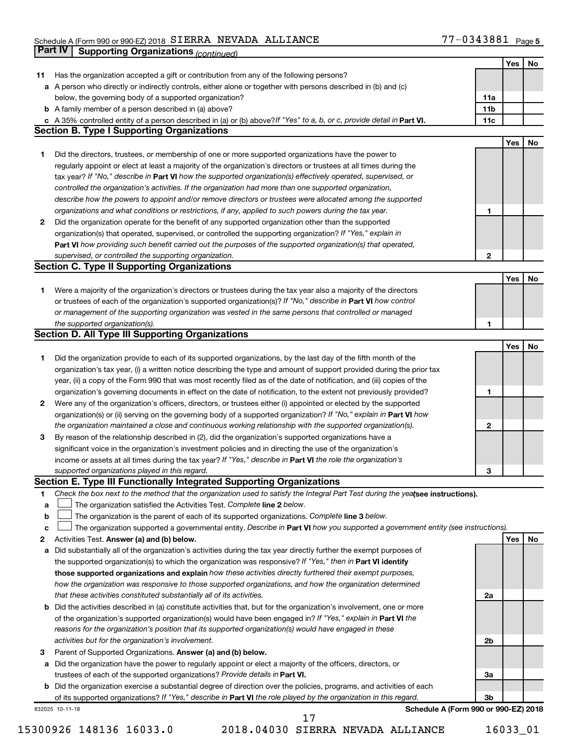Schedule A (Form 990 or 990-EZ) 2018 SIERRA NEVADA ALLIANCE 77-0343881 Page 5

## Part IV Supporting Organizations *(continued)*

| | | | Yes | No |
|---|---|---|---|---|
| **11** | Has the organization accepted a gift or contribution from any of the following persons? | | | |
| **a** | A person who directly or indirectly controls, either alone or together with persons described in (b) and (c) below, the governing body of a supported organization? | 11a | | |
| **b** | A family member of a person described in (a) above? | 11b | | |
| **c** | A 35% controlled entity of a person described in (a) or (b) above? *If "Yes" to a, b, or c, provide detail in* **Part VI.** | 11c | | |

### Section B. Type I Supporting Organizations

| | | | Yes | No |
|---|---|---|---|---|
| **1** | Did the directors, trustees, or membership of one or more supported organizations have the power to regularly appoint or elect at least a majority of the organization's directors or trustees at all times during the tax year? *If "No," describe in* **Part VI** *how the supported organization(s) effectively operated, supervised, or controlled the organization's activities. If the organization had more than one supported organization, describe how the powers to appoint and/or remove directors or trustees were allocated among the supported organizations and what conditions or restrictions, if any, applied to such powers during the tax year.* | 1 | | |
| **2** | Did the organization operate for the benefit of any supported organization other than the supported organization(s) that operated, supervised, or controlled the supporting organization? *If "Yes," explain in* **Part VI** *how providing such benefit carried out the purposes of the supported organization(s) that operated, supervised, or controlled the supporting organization.* | 2 | | |

### Section C. Type II Supporting Organizations

| | | | Yes | No |
|---|---|---|---|---|
| **1** | Were a majority of the organization's directors or trustees during the tax year also a majority of the directors or trustees of each of the organization's supported organization(s)? *If "No," describe in* **Part VI** *how control or management of the supporting organization was vested in the same persons that controlled or managed the supported organization(s).* | 1 | | |

### Section D. All Type III Supporting Organizations

| | | | Yes | No |
|---|---|---|---|---|
| **1** | Did the organization provide to each of its supported organizations, by the last day of the fifth month of the organization's tax year, (i) a written notice describing the type and amount of support provided during the prior tax year, (ii) a copy of the Form 990 that was most recently filed as of the date of notification, and (iii) copies of the organization's governing documents in effect on the date of notification, to the extent not previously provided? | 1 | | |
| **2** | Were any of the organization's officers, directors, or trustees either (i) appointed or elected by the supported organization(s) or (ii) serving on the governing body of a supported organization? *If "No," explain in* **Part VI** *how the organization maintained a close and continuous working relationship with the supported organization(s).* | 2 | | |
| **3** | By reason of the relationship described in (2), did the organization's supported organizations have a significant voice in the organization's investment policies and in directing the use of the organization's income or assets at all times during the tax year? *If "Yes," describe in* **Part VI** *the role the organization's supported organizations played in this regard.* | 3 | | |

### Section E. Type III Functionally Integrated Supporting Organizations

**1** *Check the box next to the method that the organization used to satisfy the Integral Part Test during the year* **(see instructions).**

- **a** ☐ The organization satisfied the Activities Test. *Complete* **line 2** *below.*
- **b** ☐ The organization is the parent of each of its supported organizations. *Complete* **line 3** *below.*
- **c** ☐ The organization supported a governmental entity. *Describe in* **Part VI** *how you supported a government entity (see instructions).*

| | | | Yes | No |
|---|---|---|---|---|
| **2** | Activities Test. **Answer (a) and (b) below.** | | | |
| **a** | Did substantially all of the organization's activities during the tax year directly further the exempt purposes of the supported organization(s) to which the organization was responsive? *If "Yes," then in* **Part VI identify those supported organizations and explain** *how these activities directly furthered their exempt purposes, how the organization was responsive to those supported organizations, and how the organization determined that these activities constituted substantially all of its activities.* | 2a | | |
| **b** | Did the activities described in (a) constitute activities that, but for the organization's involvement, one or more of the organization's supported organization(s) would have been engaged in? *If "Yes," explain in* **Part VI** *the reasons for the organization's position that its supported organization(s) would have engaged in these activities but for the organization's involvement.* | 2b | | |
| **3** | Parent of Supported Organizations. **Answer (a) and (b) below.** | | | |
| **a** | Did the organization have the power to regularly appoint or elect a majority of the officers, directors, or trustees of each of the supported organizations? *Provide details in* **Part VI.** | 3a | | |
| **b** | Did the organization exercise a substantial degree of direction over the policies, programs, and activities of each of its supported organizations? *If "Yes," describe in* **Part VI** *the role played by the organization in this regard.* | 3b | | |

832025 10-11-18 **Schedule A (Form 990 or 990-EZ) 2018**

15300926 148136 16033.0 2018.04030 SIERRA NEVADA ALLIANCE 16033_01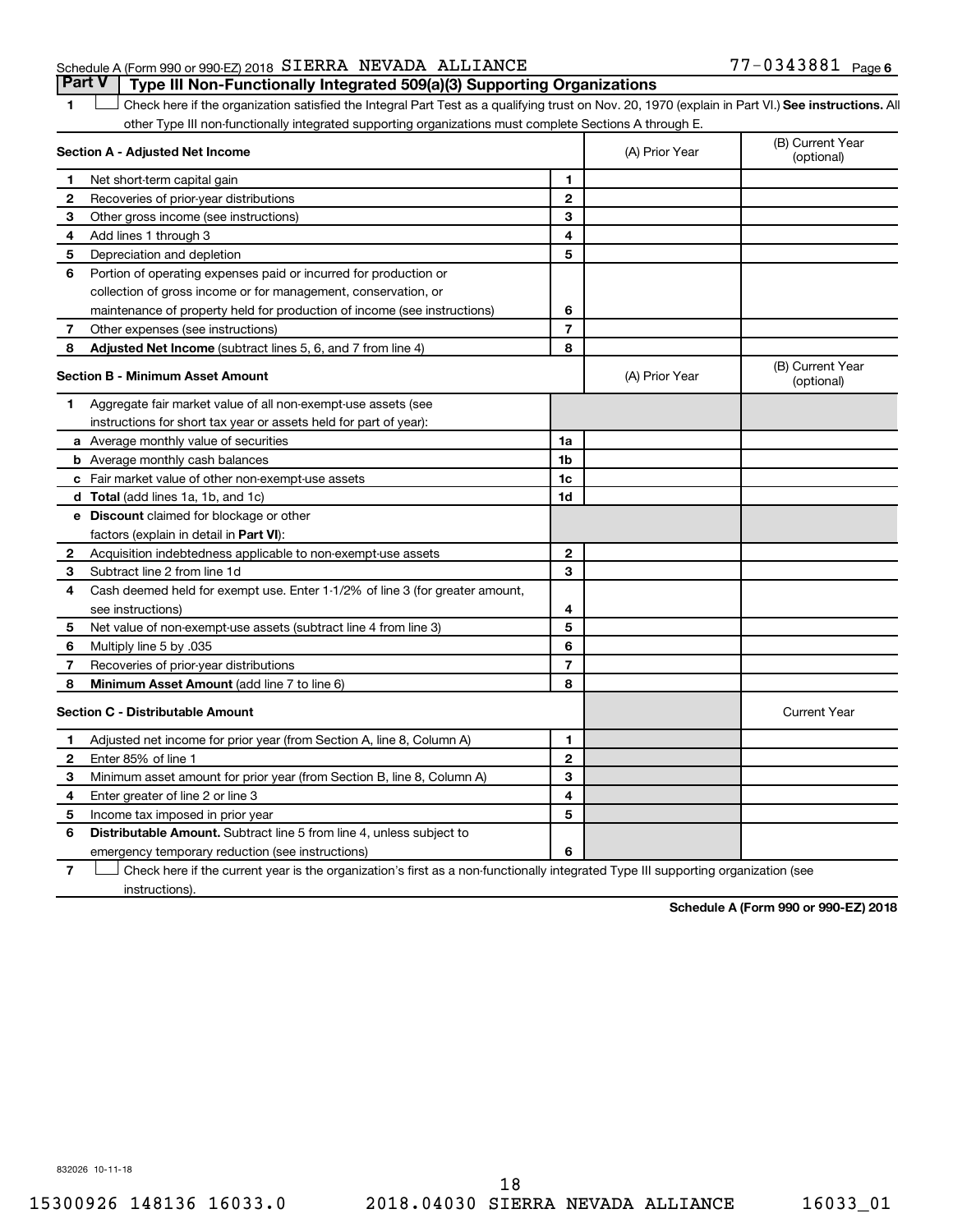Schedule A (Form 990 or 990-EZ) 2018 SIERRA NEVADA ALLIANCE 77-0343881 Page 6

## Part V Type III Non-Functionally Integrated 509(a)(3) Supporting Organizations

1 ☐ Check here if the organization satisfied the Integral Part Test as a qualifying trust on Nov. 20, 1970 (explain in Part VI.) **See instructions.** All other Type III non-functionally integrated supporting organizations must complete Sections A through E.

| **Section A - Adjusted Net Income** | | (A) Prior Year | (B) Current Year (optional) |
|---|---|---|---|
| 1 Net short-term capital gain | 1 | | |
| 2 Recoveries of prior-year distributions | 2 | | |
| 3 Other gross income (see instructions) | 3 | | |
| 4 Add lines 1 through 3 | 4 | | |
| 5 Depreciation and depletion | 5 | | |
| 6 Portion of operating expenses paid or incurred for production or collection of gross income or for management, conservation, or maintenance of property held for production of income (see instructions) | 6 | | |
| 7 Other expenses (see instructions) | 7 | | |
| 8 **Adjusted Net Income** (subtract lines 5, 6, and 7 from line 4) | 8 | | |

| **Section B - Minimum Asset Amount** | | (A) Prior Year | (B) Current Year (optional) |
|---|---|---|---|
| 1 Aggregate fair market value of all non-exempt-use assets (see instructions for short tax year or assets held for part of year): | | | |
| a Average monthly value of securities | 1a | | |
| b Average monthly cash balances | 1b | | |
| c Fair market value of other non-exempt-use assets | 1c | | |
| d **Total** (add lines 1a, 1b, and 1c) | 1d | | |
| e **Discount** claimed for blockage or other factors (explain in detail in **Part VI**): | | | |
| 2 Acquisition indebtedness applicable to non-exempt-use assets | 2 | | |
| 3 Subtract line 2 from line 1d | 3 | | |
| 4 Cash deemed held for exempt use. Enter 1-1/2% of line 3 (for greater amount, see instructions) | 4 | | |
| 5 Net value of non-exempt-use assets (subtract line 4 from line 3) | 5 | | |
| 6 Multiply line 5 by .035 | 6 | | |
| 7 Recoveries of prior-year distributions | 7 | | |
| 8 **Minimum Asset Amount** (add line 7 to line 6) | 8 | | |

| **Section C - Distributable Amount** | | | Current Year |
|---|---|---|---|
| 1 Adjusted net income for prior year (from Section A, line 8, Column A) | 1 | | |
| 2 Enter 85% of line 1 | 2 | | |
| 3 Minimum asset amount for prior year (from Section B, line 8, Column A) | 3 | | |
| 4 Enter greater of line 2 or line 3 | 4 | | |
| 5 Income tax imposed in prior year | 5 | | |
| 6 **Distributable Amount.** Subtract line 5 from line 4, unless subject to emergency temporary reduction (see instructions) | 6 | | |

7 ☐ Check here if the current year is the organization's first as a non-functionally integrated Type III supporting organization (see instructions).

**Schedule A (Form 990 or 990-EZ) 2018**

832026 10-11-18

15300926 148136 16033.0 2018.04030 SIERRA NEVADA ALLIANCE 16033_01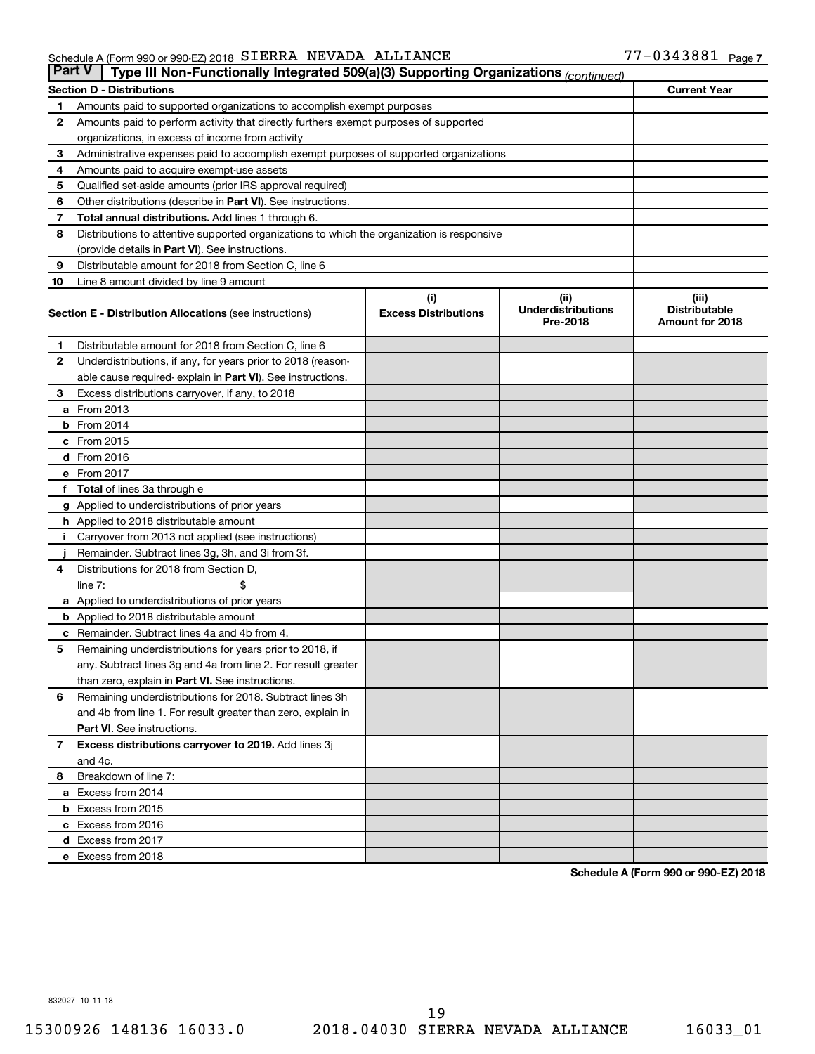Schedule A (Form 990 or 990-EZ) 2018 SIERRA NEVADA ALLIANCE 77-0343881 Page 7

## Part V Type III Non-Functionally Integrated 509(a)(3) Supporting Organizations *(continued)*

| Section D - Distributions | | Current Year |
|---|---|---|
| 1 | Amounts paid to supported organizations to accomplish exempt purposes | |
| 2 | Amounts paid to perform activity that directly furthers exempt purposes of supported organizations, in excess of income from activity | |
| 3 | Administrative expenses paid to accomplish exempt purposes of supported organizations | |
| 4 | Amounts paid to acquire exempt-use assets | |
| 5 | Qualified set-aside amounts (prior IRS approval required) | |
| 6 | Other distributions (describe in **Part VI**). See instructions. | |
| 7 | **Total annual distributions.** Add lines 1 through 6. | |
| 8 | Distributions to attentive supported organizations to which the organization is responsive (provide details in **Part VI**). See instructions. | |
| 9 | Distributable amount for 2018 from Section C, line 6 | |
| 10 | Line 8 amount divided by line 9 amount | |

| | Section E - Distribution Allocations (see instructions) | (i) Excess Distributions | (ii) Underdistributions Pre-2018 | (iii) Distributable Amount for 2018 |
|---|---|---|---|---|
| 1 | Distributable amount for 2018 from Section C, line 6 | | | |
| 2 | Underdistributions, if any, for years prior to 2018 (reasonable cause required- explain in **Part VI**). See instructions. | | | |
| 3 | Excess distributions carryover, if any, to 2018 | | | |
| a | From 2013 | | | |
| b | From 2014 | | | |
| c | From 2015 | | | |
| d | From 2016 | | | |
| e | From 2017 | | | |
| f | **Total** of lines 3a through e | | | |
| g | Applied to underdistributions of prior years | | | |
| h | Applied to 2018 distributable amount | | | |
| i | Carryover from 2013 not applied (see instructions) | | | |
| j | Remainder. Subtract lines 3g, 3h, and 3i from 3f. | | | |
| 4 | Distributions for 2018 from Section D, line 7: $ | | | |
| a | Applied to underdistributions of prior years | | | |
| b | Applied to 2018 distributable amount | | | |
| c | Remainder. Subtract lines 4a and 4b from 4. | | | |
| 5 | Remaining underdistributions for years prior to 2018, if any. Subtract lines 3g and 4a from line 2. For result greater than zero, explain in **Part VI.** See instructions. | | | |
| 6 | Remaining underdistributions for 2018. Subtract lines 3h and 4b from line 1. For result greater than zero, explain in **Part VI**. See instructions. | | | |
| 7 | **Excess distributions carryover to 2019.** Add lines 3j and 4c. | | | |
| 8 | Breakdown of line 7: | | | |
| a | Excess from 2014 | | | |
| b | Excess from 2015 | | | |
| c | Excess from 2016 | | | |
| d | Excess from 2017 | | | |
| e | Excess from 2018 | | | |

**Schedule A (Form 990 or 990-EZ) 2018**

832027 10-11-18

15300926 148136 16033.0 2018.04030 SIERRA NEVADA ALLIANCE 16033_01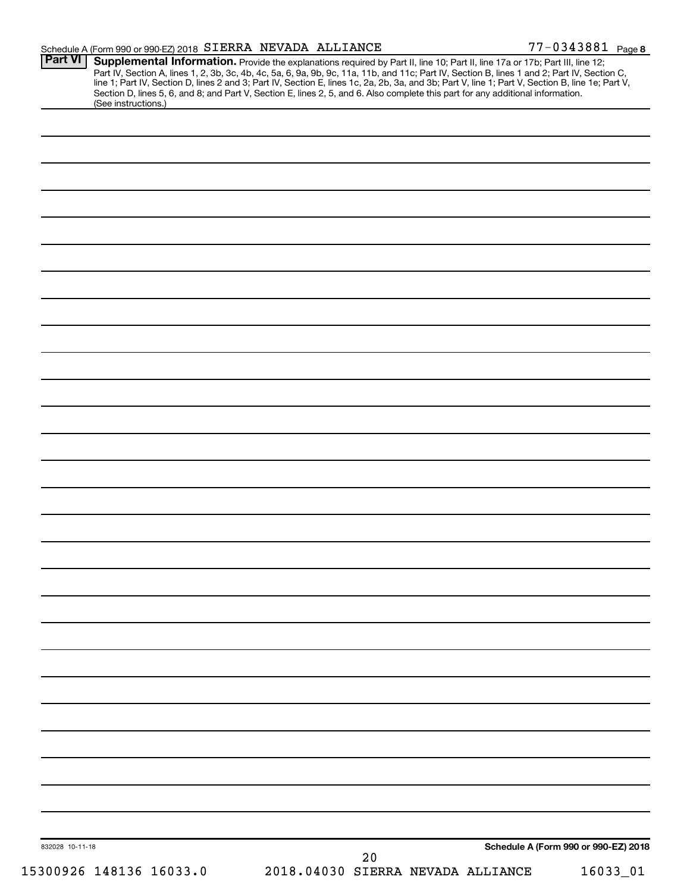Schedule A (Form 990 or 990-EZ) 2018 SIERRA NEVADA ALLIANCE 77-0343881 Page 8

**Part VI** **Supplemental Information.** Provide the explanations required by Part II, line 10; Part II, line 17a or 17b; Part III, line 12; Part IV, Section A, lines 1, 2, 3b, 3c, 4b, 4c, 5a, 6, 9a, 9b, 9c, 11a, 11b, and 11c; Part IV, Section B, lines 1 and 2; Part IV, Section C, line 1; Part IV, Section D, lines 2 and 3; Part IV, Section E, lines 1c, 2a, 2b, 3a, and 3b; Part V, line 1; Part V, Section B, line 1e; Part V, Section D, lines 5, 6, and 8; and Part V, Section E, lines 2, 5, and 6. Also complete this part for any additional information. (See instructions.)

832028 10-11-18

**Schedule A (Form 990 or 990-EZ) 2018**

15300926 148136 16033.0 2018.04030 SIERRA NEVADA ALLIANCE 16033_01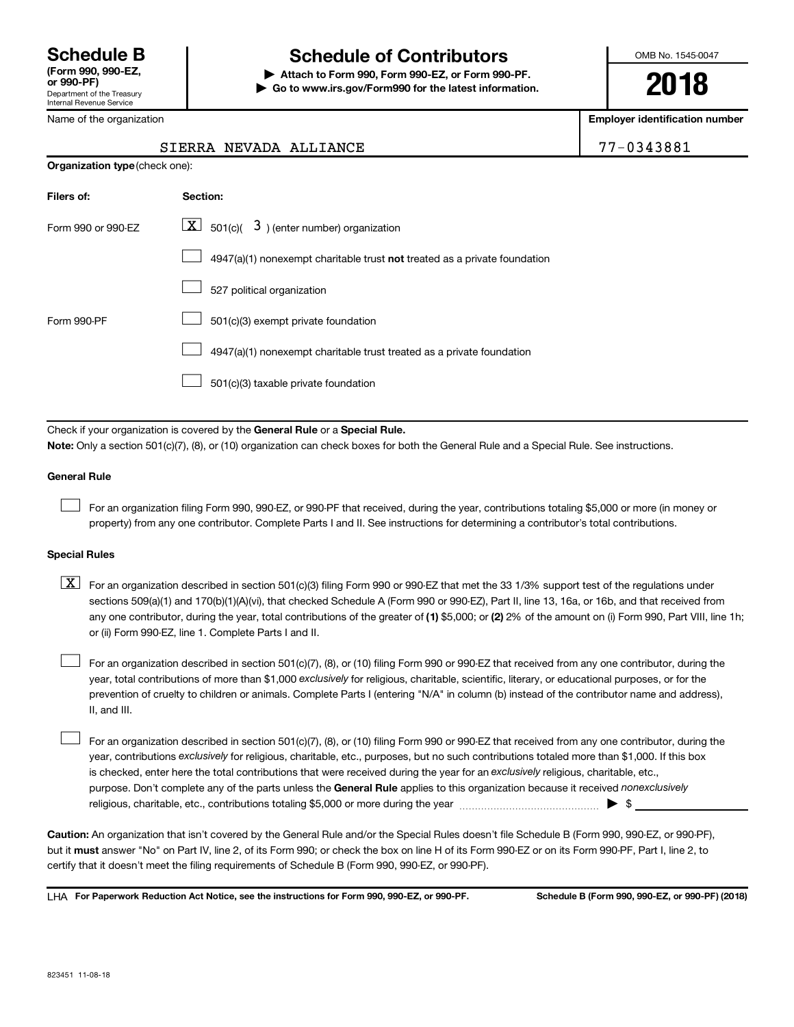# Schedule B

**(Form 990, 990-EZ, or 990-PF)**
Department of the Treasury
Internal Revenue Service

## Schedule of Contributors

▶ **Attach to Form 990, Form 990-EZ, or Form 990-PF.**
▶ **Go to www.irs.gov/Form990 for the latest information.**

OMB No. 1545-0047

**2018**

| Name of the organization | Employer identification number |
|---|---|
| SIERRA NEVADA ALLIANCE | 77-0343881 |

**Organization type** (check one):

| Filers of: | Section: |
|---|---|
| Form 990 or 990-EZ | [X] 501(c)( 3 ) (enter number) organization |
| | [ ] 4947(a)(1) nonexempt charitable trust **not** treated as a private foundation |
| | [ ] 527 political organization |
| Form 990-PF | [ ] 501(c)(3) exempt private foundation |
| | [ ] 4947(a)(1) nonexempt charitable trust treated as a private foundation |
| | [ ] 501(c)(3) taxable private foundation |

Check if your organization is covered by the **General Rule** or a **Special Rule.**

**Note:** Only a section 501(c)(7), (8), or (10) organization can check boxes for both the General Rule and a Special Rule. See instructions.

### General Rule

[ ] For an organization filing Form 990, 990-EZ, or 990-PF that received, during the year, contributions totaling $5,000 or more (in money or property) from any one contributor. Complete Parts I and II. See instructions for determining a contributor's total contributions.

### Special Rules

[X] For an organization described in section 501(c)(3) filing Form 990 or 990-EZ that met the 33 1/3% support test of the regulations under sections 509(a)(1) and 170(b)(1)(A)(vi), that checked Schedule A (Form 990 or 990-EZ), Part II, line 13, 16a, or 16b, and that received from any one contributor, during the year, total contributions of the greater of **(1)** $5,000; or **(2)** 2% of the amount on (i) Form 990, Part VIII, line 1h; or (ii) Form 990-EZ, line 1. Complete Parts I and II.

[ ] For an organization described in section 501(c)(7), (8), or (10) filing Form 990 or 990-EZ that received from any one contributor, during the year, total contributions of more than $1,000 *exclusively* for religious, charitable, scientific, literary, or educational purposes, or for the prevention of cruelty to children or animals. Complete Parts I (entering "N/A" in column (b) instead of the contributor name and address), II, and III.

[ ] For an organization described in section 501(c)(7), (8), or (10) filing Form 990 or 990-EZ that received from any one contributor, during the year, contributions *exclusively* for religious, charitable, etc., purposes, but no such contributions totaled more than $1,000. If this box is checked, enter here the total contributions that were received during the year for an *exclusively* religious, charitable, etc., purpose. Don't complete any of the parts unless the **General Rule** applies to this organization because it received *nonexclusively* religious, charitable, etc., contributions totaling $5,000 or more during the year ▶ $ ____________

**Caution:** An organization that isn't covered by the General Rule and/or the Special Rules doesn't file Schedule B (Form 990, 990-EZ, or 990-PF), but it **must** answer "No" on Part IV, line 2, of its Form 990; or check the box on line H of its Form 990-EZ or on its Form 990-PF, Part I, line 2, to certify that it doesn't meet the filing requirements of Schedule B (Form 990, 990-EZ, or 990-PF).

LHA **For Paperwork Reduction Act Notice, see the instructions for Form 990, 990-EZ, or 990-PF.** **Schedule B (Form 990, 990-EZ, or 990-PF) (2018)**

823451 11-08-18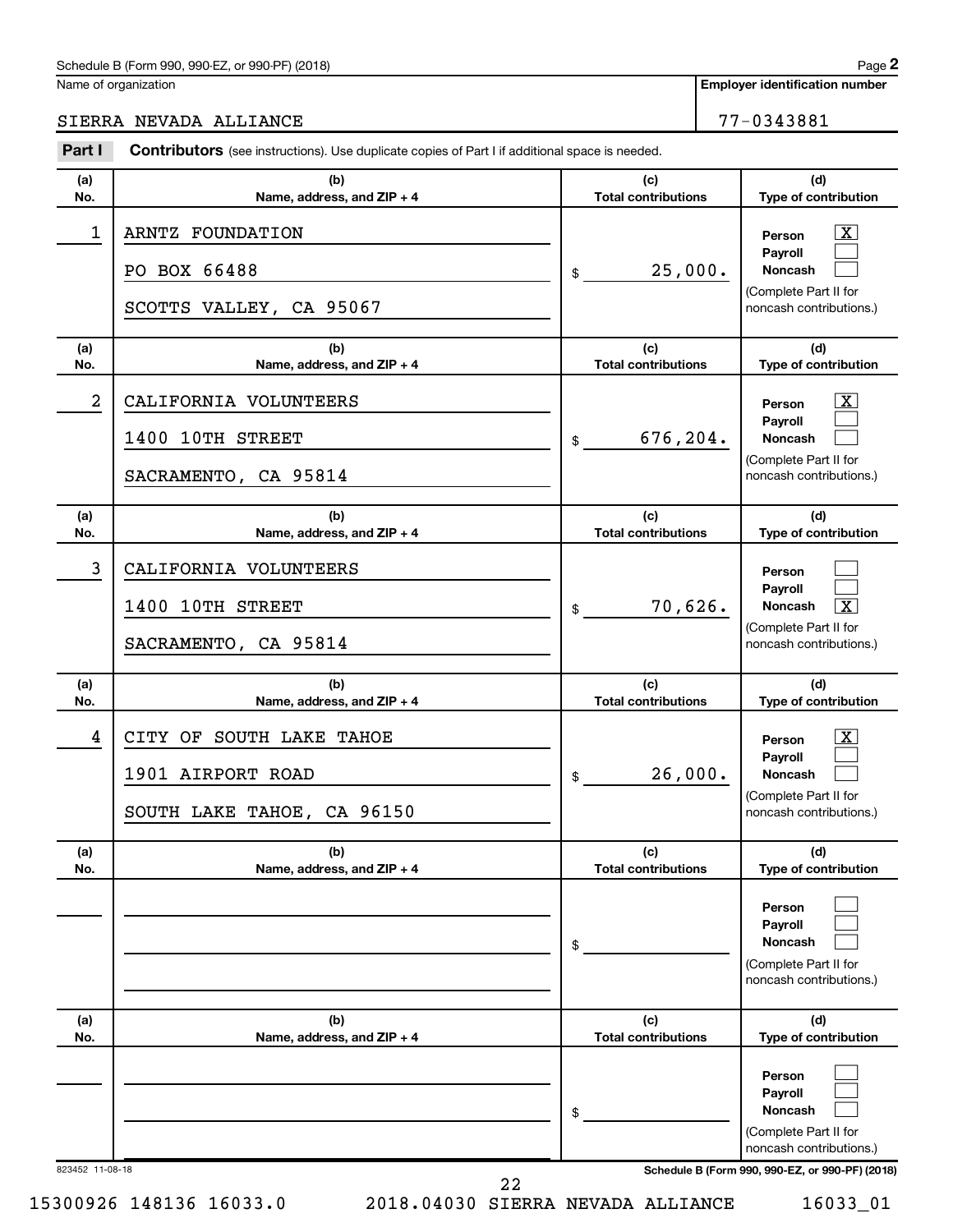Schedule B (Form 990, 990-EZ, or 990-PF) (2018)

Name of organization: SIERRA NEVADA ALLIANCE

Employer identification number: 77-0343881

**Part I** **Contributors** (see instructions). Use duplicate copies of Part I if additional space is needed.

| (a) No. | (b) Name, address, and ZIP + 4 | (c) Total contributions | (d) Type of contribution |
|---|---|---|---|
| 1 | ARNTZ FOUNDATION<br>PO BOX 66488<br>SCOTTS VALLEY, CA 95067 | $ 25,000. | Person [X]<br>Payroll [ ]<br>Noncash [ ]<br>(Complete Part II for noncash contributions.) |
| 2 | CALIFORNIA VOLUNTEERS<br>1400 10TH STREET<br>SACRAMENTO, CA 95814 | $ 676,204. | Person [X]<br>Payroll [ ]<br>Noncash [ ]<br>(Complete Part II for noncash contributions.) |
| 3 | CALIFORNIA VOLUNTEERS<br>1400 10TH STREET<br>SACRAMENTO, CA 95814 | $ 70,626. | Person [ ]<br>Payroll [ ]<br>Noncash [X]<br>(Complete Part II for noncash contributions.) |
| 4 | CITY OF SOUTH LAKE TAHOE<br>1901 AIRPORT ROAD<br>SOUTH LAKE TAHOE, CA 96150 | $ 26,000. | Person [X]<br>Payroll [ ]<br>Noncash [ ]<br>(Complete Part II for noncash contributions.) |
| | | $ | Person [ ]<br>Payroll [ ]<br>Noncash [ ]<br>(Complete Part II for noncash contributions.) |
| | | $ | Person [ ]<br>Payroll [ ]<br>Noncash [ ]<br>(Complete Part II for noncash contributions.) |

823452 11-08-18

Schedule B (Form 990, 990-EZ, or 990-PF) (2018)

15300926 148136 16033.0 2018.04030 SIERRA NEVADA ALLIANCE 16033_01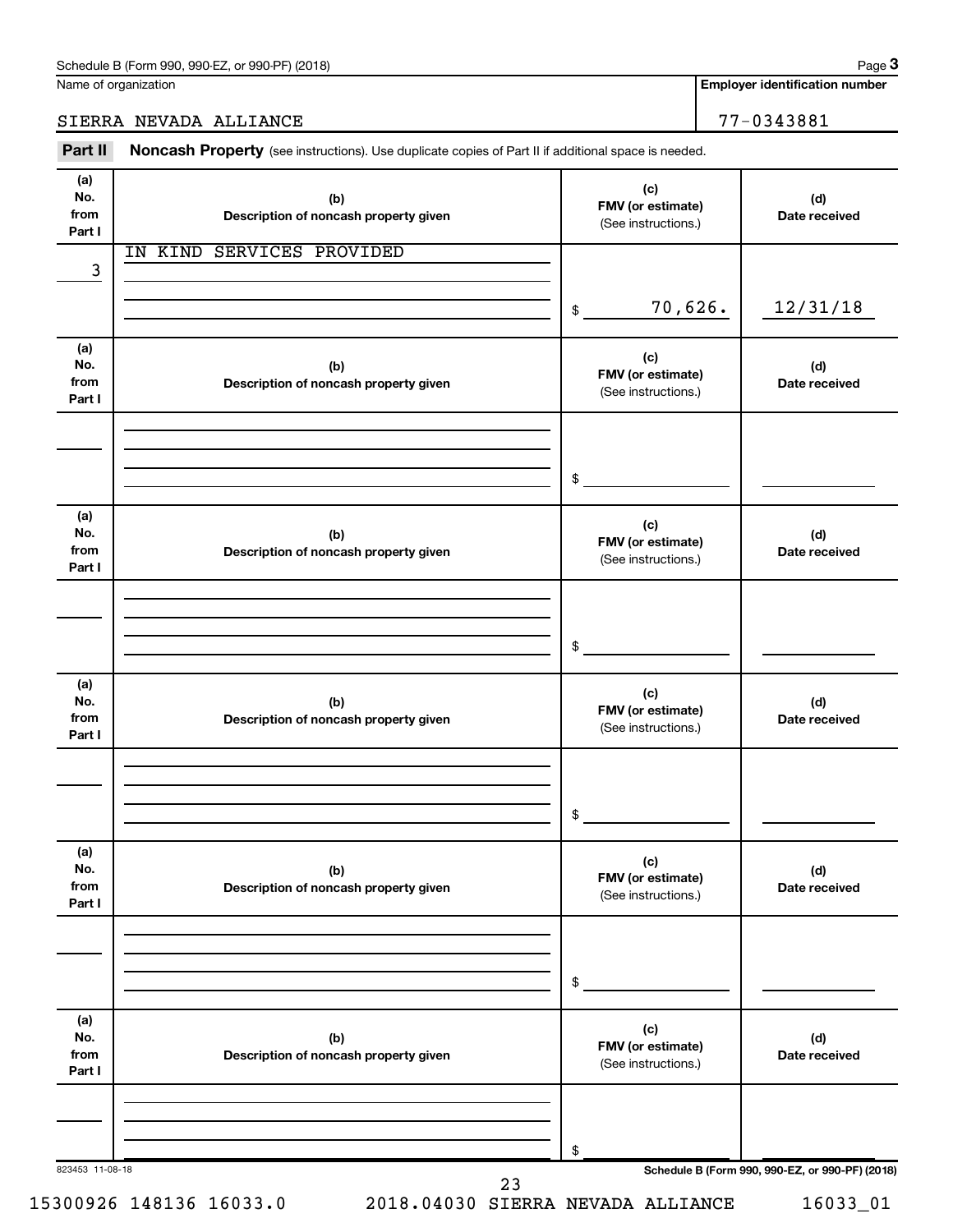Schedule B (Form 990, 990-EZ, or 990-PF) (2018)

Name of organization: SIERRA NEVADA ALLIANCE

Employer identification number: 77-0343881

**Part II — Noncash Property** (see instructions). Use duplicate copies of Part II if additional space is needed.

| (a) No. from Part I | (b) Description of noncash property given | (c) FMV (or estimate) (See instructions.) | (d) Date received |
|---|---|---|---|
| 3 | IN KIND SERVICES PROVIDED | $ 70,626. | 12/31/18 |
| | | $ | |
| | | $ | |
| | | $ | |
| | | $ | |
| | | $ | |

823453 11-08-18

Schedule B (Form 990, 990-EZ, or 990-PF) (2018)

15300926 148136 16033.0 2018.04030 SIERRA NEVADA ALLIANCE 16033_01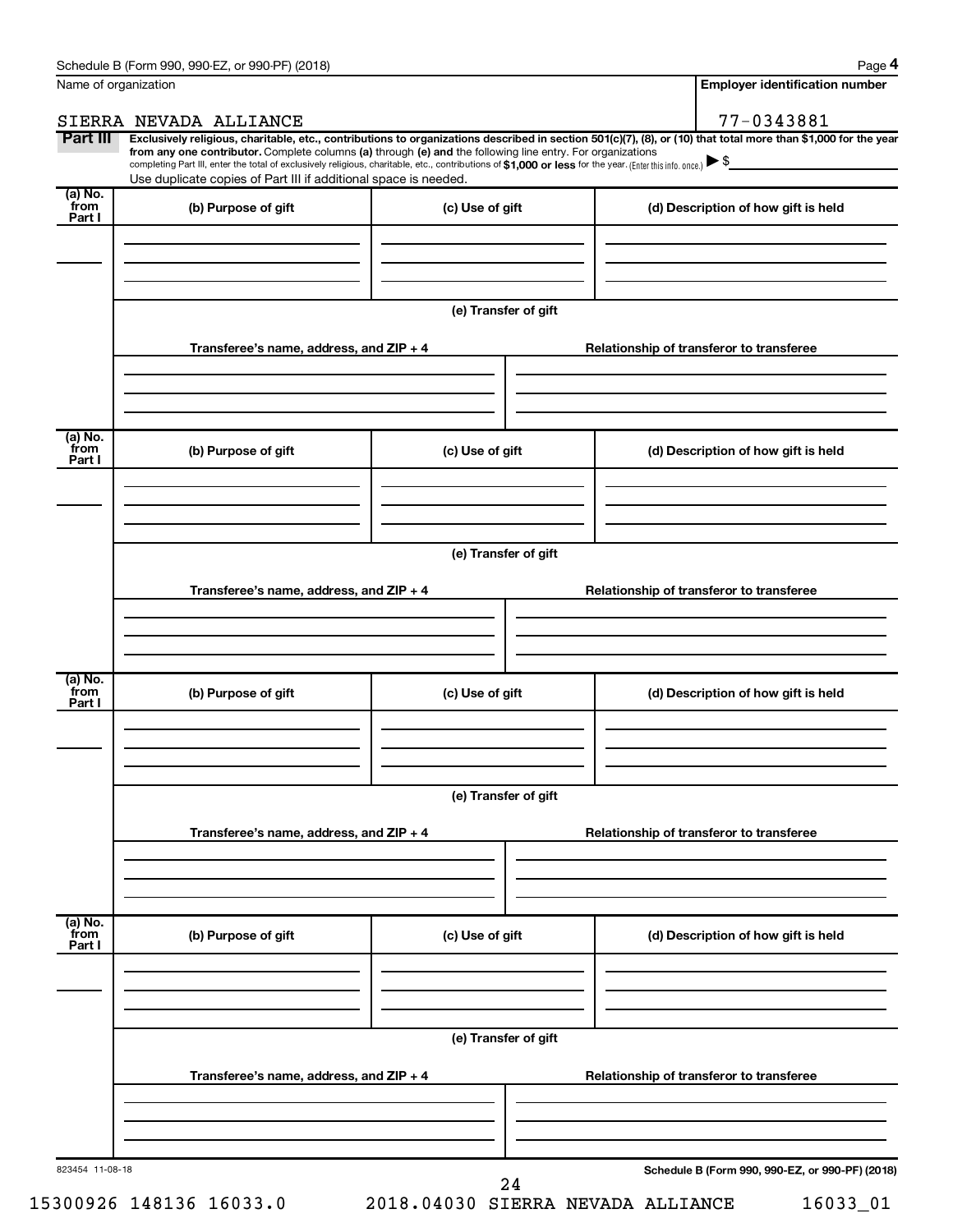Name of organization | Employer identification number

SIERRA NEVADA ALLIANCE | 77-0343881

**Part III** **Exclusively religious, charitable, etc., contributions to organizations described in section 501(c)(7), (8), or (10) that total more than $1,000 for the year from any one contributor.** Complete columns **(a)** through **(e)** and the following line entry. For organizations completing Part III, enter the total of exclusively religious, charitable, etc., contributions of **$1,000 or less** for the year. (Enter this info. once.) ▶ $

Use duplicate copies of Part III if additional space is needed.

| (a) No. from Part I | (b) Purpose of gift | (c) Use of gift | (d) Description of how gift is held |
|---|---|---|---|
| | | | |

(e) Transfer of gift

| Transferee's name, address, and ZIP + 4 | Relationship of transferor to transferee |
|---|---|
| | |

| (a) No. from Part I | (b) Purpose of gift | (c) Use of gift | (d) Description of how gift is held |
|---|---|---|---|
| | | | |

(e) Transfer of gift

| Transferee's name, address, and ZIP + 4 | Relationship of transferor to transferee |
|---|---|
| | |

| (a) No. from Part I | (b) Purpose of gift | (c) Use of gift | (d) Description of how gift is held |
|---|---|---|---|
| | | | |

(e) Transfer of gift

| Transferee's name, address, and ZIP + 4 | Relationship of transferor to transferee |
|---|---|
| | |

| (a) No. from Part I | (b) Purpose of gift | (c) Use of gift | (d) Description of how gift is held |
|---|---|---|---|
| | | | |

(e) Transfer of gift

| Transferee's name, address, and ZIP + 4 | Relationship of transferor to transferee |
|---|---|
| | |

823454 11-08-18

**Schedule B (Form 990, 990-EZ, or 990-PF) (2018)**

15300926 148136 16033.0 2018.04030 SIERRA NEVADA ALLIANCE 16033_01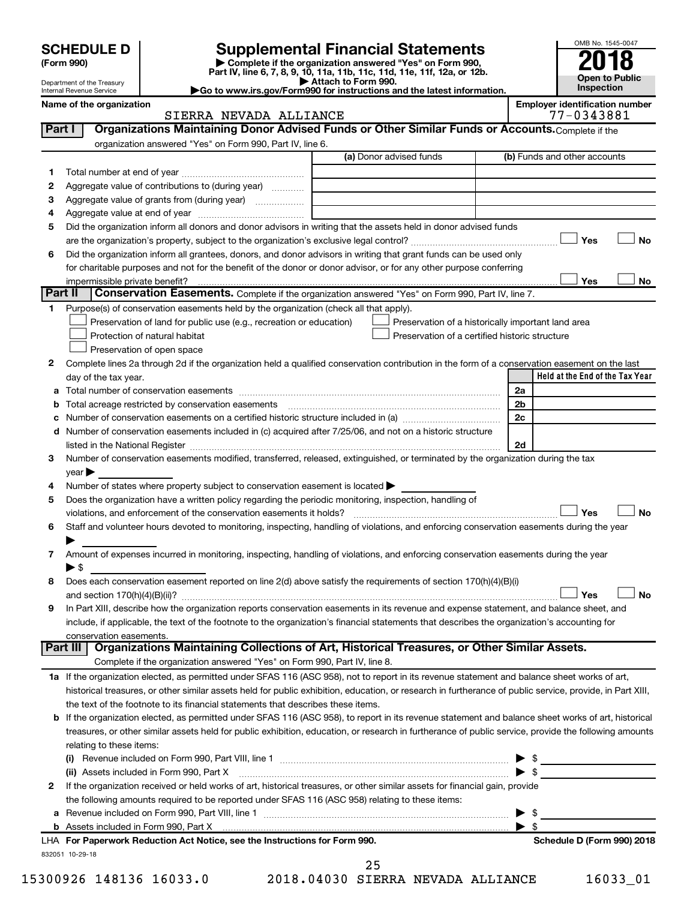**SCHEDULE D**
**(Form 990)**

Department of the Treasury
Internal Revenue Service

# Supplemental Financial Statements

▶ Complete if the organization answered "Yes" on Form 990, Part IV, line 6, 7, 8, 9, 10, 11a, 11b, 11c, 11d, 11e, 11f, 12a, or 12b.
▶ Attach to Form 990.
▶Go to www.irs.gov/Form990 for instructions and the latest information.

OMB No. 1545-0047
**2018**
**Open to Public Inspection**

**Name of the organization**
SIERRA NEVADA ALLIANCE

**Employer identification number**
77-0343881

**Part I | Organizations Maintaining Donor Advised Funds or Other Similar Funds or Accounts.** Complete if the organization answered "Yes" on Form 990, Part IV, line 6.

| | | (a) Donor advised funds | (b) Funds and other accounts |
|---|---|---|---|
| 1 | Total number at end of year | | |
| 2 | Aggregate value of contributions to (during year) | | |
| 3 | Aggregate value of grants from (during year) | | |
| 4 | Aggregate value at end of year | | |

5 Did the organization inform all donors and donor advisors in writing that the assets held in donor advised funds are the organization's property, subject to the organization's exclusive legal control? ☐ Yes ☐ No

6 Did the organization inform all grantees, donors, and donor advisors in writing that grant funds can be used only for charitable purposes and not for the benefit of the donor or donor advisor, or for any other purpose conferring impermissible private benefit? ☐ Yes ☐ No

**Part II | Conservation Easements.** Complete if the organization answered "Yes" on Form 990, Part IV, line 7.

1 Purpose(s) of conservation easements held by the organization (check all that apply).
- ☐ Preservation of land for public use (e.g., recreation or education)
- ☐ Protection of natural habitat
- ☐ Preservation of open space
- ☐ Preservation of a historically important land area
- ☐ Preservation of a certified historic structure

2 Complete lines 2a through 2d if the organization held a qualified conservation contribution in the form of a conservation easement on the last day of the tax year.

| | | | Held at the End of the Tax Year |
|---|---|---|---|
| a | Total number of conservation easements | 2a | |
| b | Total acreage restricted by conservation easements | 2b | |
| c | Number of conservation easements on a certified historic structure included in (a) | 2c | |
| d | Number of conservation easements included in (c) acquired after 7/25/06, and not on a historic structure listed in the National Register | 2d | |

3 Number of conservation easements modified, transferred, released, extinguished, or terminated by the organization during the tax year ▶

4 Number of states where property subject to conservation easement is located ▶

5 Does the organization have a written policy regarding the periodic monitoring, inspection, handling of violations, and enforcement of the conservation easements it holds? ☐ Yes ☐ No

6 Staff and volunteer hours devoted to monitoring, inspecting, handling of violations, and enforcing conservation easements during the year ▶

7 Amount of expenses incurred in monitoring, inspecting, handling of violations, and enforcing conservation easements during the year ▶ $

8 Does each conservation easement reported on line 2(d) above satisfy the requirements of section 170(h)(4)(B)(i) and section 170(h)(4)(B)(ii)? ☐ Yes ☐ No

9 In Part XIII, describe how the organization reports conservation easements in its revenue and expense statement, and balance sheet, and include, if applicable, the text of the footnote to the organization's financial statements that describes the organization's accounting for conservation easements.

**Part III | Organizations Maintaining Collections of Art, Historical Treasures, or Other Similar Assets.** Complete if the organization answered "Yes" on Form 990, Part IV, line 8.

1a If the organization elected, as permitted under SFAS 116 (ASC 958), not to report in its revenue statement and balance sheet works of art, historical treasures, or other similar assets held for public exhibition, education, or research in furtherance of public service, provide, in Part XIII, the text of the footnote to its financial statements that describes these items.

b If the organization elected, as permitted under SFAS 116 (ASC 958), to report in its revenue statement and balance sheet works of art, historical treasures, or other similar assets held for public exhibition, education, or research in furtherance of public service, provide the following amounts relating to these items:

(i) Revenue included on Form 990, Part VIII, line 1 ▶ $

(ii) Assets included in Form 990, Part X ▶ $

2 If the organization received or held works of art, historical treasures, or other similar assets for financial gain, provide the following amounts required to be reported under SFAS 116 (ASC 958) relating to these items:

a Revenue included on Form 990, Part VIII, line 1 ▶ $

b Assets included in Form 990, Part X ▶ $

LHA **For Paperwork Reduction Act Notice, see the Instructions for Form 990.** **Schedule D (Form 990) 2018**

832051 10-29-18

15300926 148136 16033.0 2018.04030 SIERRA NEVADA ALLIANCE 16033_01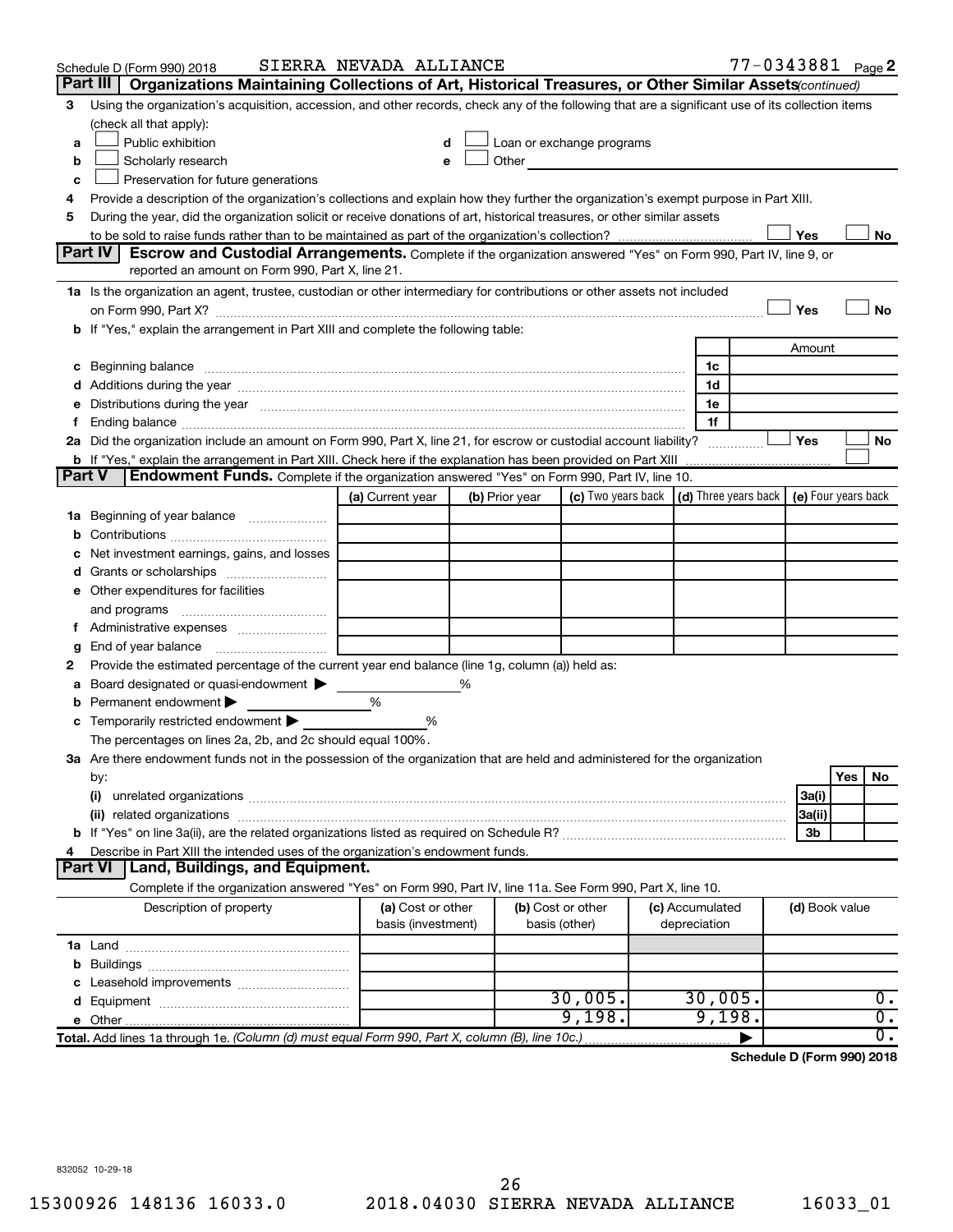Schedule D (Form 990) 2018 SIERRA NEVADA ALLIANCE 77-0343881 Page 2

## Part III Organizations Maintaining Collections of Art, Historical Treasures, or Other Similar Assets (continued)

3 Using the organization's acquisition, accession, and other records, check any of the following that are a significant use of its collection items (check all that apply):

a ☐ Public exhibition
b ☐ Scholarly research
c ☐ Preservation for future generations
d ☐ Loan or exchange programs
e ☐ Other

4 Provide a description of the organization's collections and explain how they further the organization's exempt purpose in Part XIII.

5 During the year, did the organization solicit or receive donations of art, historical treasures, or other similar assets to be sold to raise funds rather than to be maintained as part of the organization's collection? ☐ Yes ☐ No

## Part IV Escrow and Custodial Arrangements.

Complete if the organization answered "Yes" on Form 990, Part IV, line 9, or reported an amount on Form 990, Part X, line 21.

1a Is the organization an agent, trustee, custodian or other intermediary for contributions or other assets not included on Form 990, Part X? ☐ Yes ☐ No

b If "Yes," explain the arrangement in Part XIII and complete the following table:

| | | Amount |
|---|---|---|
| c Beginning balance | 1c | |
| d Additions during the year | 1d | |
| e Distributions during the year | 1e | |
| f Ending balance | 1f | |

2a Did the organization include an amount on Form 990, Part X, line 21, for escrow or custodial account liability? ☐ Yes ☐ No

b If "Yes," explain the arrangement in Part XIII. Check here if the explanation has been provided on Part XIII ☐

## Part V Endowment Funds.

Complete if the organization answered "Yes" on Form 990, Part IV, line 10.

| | (a) Current year | (b) Prior year | (c) Two years back | (d) Three years back | (e) Four years back |
|---|---|---|---|---|---|
| 1a Beginning of year balance | | | | | |
| b Contributions | | | | | |
| c Net investment earnings, gains, and losses | | | | | |
| d Grants or scholarships | | | | | |
| e Other expenditures for facilities and programs | | | | | |
| f Administrative expenses | | | | | |
| g End of year balance | | | | | |

2 Provide the estimated percentage of the current year end balance (line 1g, column (a)) held as:

a Board designated or quasi-endowment ▶ %
b Permanent endowment ▶ %
c Temporarily restricted endowment ▶ %

The percentages on lines 2a, 2b, and 2c should equal 100%.

3a Are there endowment funds not in the possession of the organization that are held and administered for the organization by:

| | | Yes | No |
|---|---|---|---|
| (i) unrelated organizations | 3a(i) | | |
| (ii) related organizations | 3a(ii) | | |
| b If "Yes" on line 3a(ii), are the related organizations listed as required on Schedule R? | 3b | | |

4 Describe in Part XIII the intended uses of the organization's endowment funds.

## Part VI Land, Buildings, and Equipment.

Complete if the organization answered "Yes" on Form 990, Part IV, line 11a. See Form 990, Part X, line 10.

| Description of property | (a) Cost or other basis (investment) | (b) Cost or other basis (other) | (c) Accumulated depreciation | (d) Book value |
|---|---|---|---|---|
| 1a Land | | | | |
| b Buildings | | | | |
| c Leasehold improvements | | | | |
| d Equipment | | 30,005. | 30,005. | 0. |
| e Other | | 9,198. | 9,198. | 0. |
| Total. Add lines 1a through 1e. (Column (d) must equal Form 990, Part X, column (B), line 10c.) | | | ▶ | 0. |

Schedule D (Form 990) 2018

832052 10-29-18

15300926 148136 16033.0 2018.04030 SIERRA NEVADA ALLIANCE 16033_01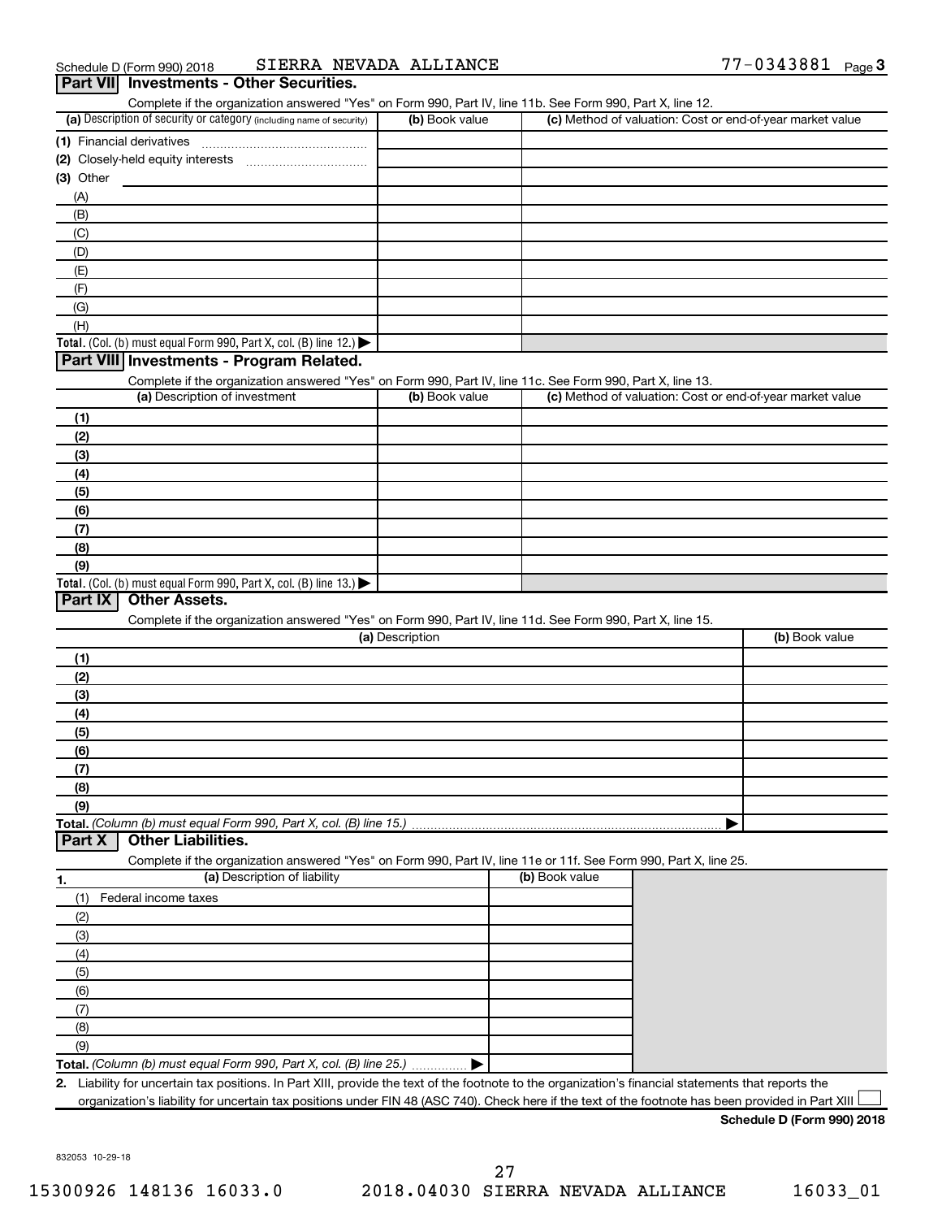Schedule D (Form 990) 2018 SIERRA NEVADA ALLIANCE 77-0343881 Page 3

## Part VII Investments - Other Securities.

Complete if the organization answered "Yes" on Form 990, Part IV, line 11b. See Form 990, Part X, line 12.

| (a) Description of security or category (including name of security) | (b) Book value | (c) Method of valuation: Cost or end-of-year market value |
|---|---|---|
| (1) Financial derivatives | | |
| (2) Closely-held equity interests | | |
| (3) Other | | |
| (A) | | |
| (B) | | |
| (C) | | |
| (D) | | |
| (E) | | |
| (F) | | |
| (G) | | |
| (H) | | |
| **Total.** (Col. (b) must equal Form 990, Part X, col. (B) line 12.) ▶ | | |

## Part VIII Investments - Program Related.

Complete if the organization answered "Yes" on Form 990, Part IV, line 11c. See Form 990, Part X, line 13.

| (a) Description of investment | (b) Book value | (c) Method of valuation: Cost or end-of-year market value |
|---|---|---|
| (1) | | |
| (2) | | |
| (3) | | |
| (4) | | |
| (5) | | |
| (6) | | |
| (7) | | |
| (8) | | |
| (9) | | |
| **Total.** (Col. (b) must equal Form 990, Part X, col. (B) line 13.) ▶ | | |

## Part IX Other Assets.

Complete if the organization answered "Yes" on Form 990, Part IV, line 11d. See Form 990, Part X, line 15.

| (a) Description | (b) Book value |
|---|---|
| (1) | |
| (2) | |
| (3) | |
| (4) | |
| (5) | |
| (6) | |
| (7) | |
| (8) | |
| (9) | |
| **Total.** *(Column (b) must equal Form 990, Part X, col. (B) line 15.)* ▶ | |

## Part X Other Liabilities.

Complete if the organization answered "Yes" on Form 990, Part IV, line 11e or 11f. See Form 990, Part X, line 25.

| 1. (a) Description of liability | (b) Book value |
|---|---|
| (1) Federal income taxes | |
| (2) | |
| (3) | |
| (4) | |
| (5) | |
| (6) | |
| (7) | |
| (8) | |
| (9) | |
| **Total.** *(Column (b) must equal Form 990, Part X, col. (B) line 25.)* ▶ | |

2. Liability for uncertain tax positions. In Part XIII, provide the text of the footnote to the organization's financial statements that reports the organization's liability for uncertain tax positions under FIN 48 (ASC 740). Check here if the text of the footnote has been provided in Part XIII ☐

**Schedule D (Form 990) 2018**

832053 10-29-18

15300926 148136 16033.0 2018.04030 SIERRA NEVADA ALLIANCE 16033_01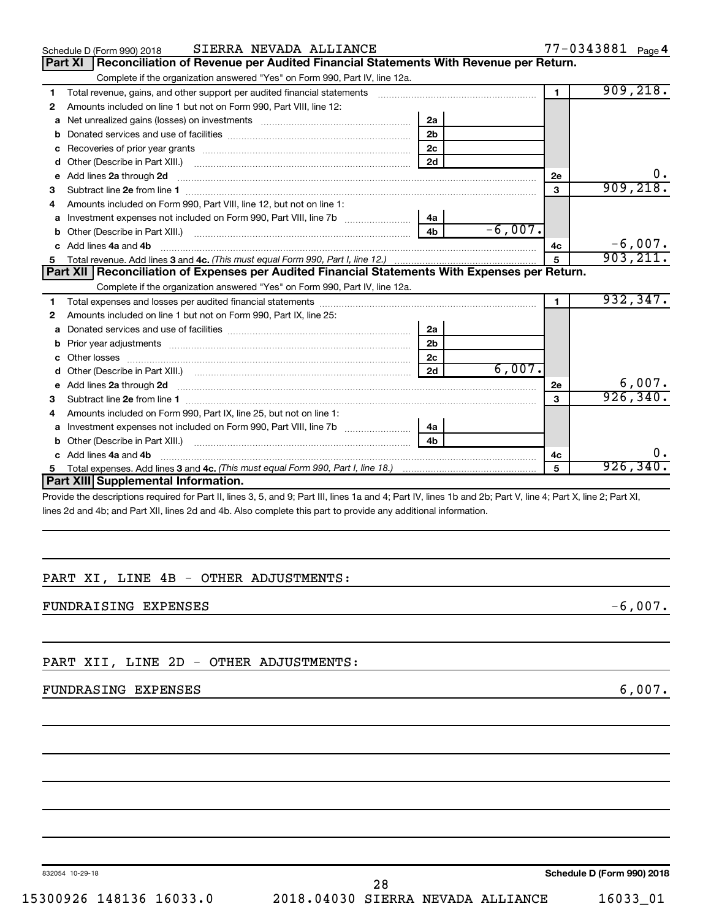Schedule D (Form 990) 2018 SIERRA NEVADA ALLIANCE 77-0343881 Page 4

## Part XI Reconciliation of Revenue per Audited Financial Statements With Revenue per Return.

Complete if the organization answered "Yes" on Form 990, Part IV, line 12a.

| Line | Description | Sub-line | Sub-amount | Line | Amount |
|---|---|---|---|---|---|
| 1 | Total revenue, gains, and other support per audited financial statements | | | 1 | 909,218. |
| 2 | Amounts included on line 1 but not on Form 990, Part VIII, line 12: | | | | |
| a | Net unrealized gains (losses) on investments | 2a | | | |
| b | Donated services and use of facilities | 2b | | | |
| c | Recoveries of prior year grants | 2c | | | |
| d | Other (Describe in Part XIII.) | 2d | | | |
| e | Add lines **2a** through **2d** | | | 2e | 0. |
| 3 | Subtract line **2e** from line **1** | | | 3 | 909,218. |
| 4 | Amounts included on Form 990, Part VIII, line 12, but not on line 1: | | | | |
| a | Investment expenses not included on Form 990, Part VIII, line 7b | 4a | | | |
| b | Other (Describe in Part XIII.) | 4b | -6,007. | | |
| c | Add lines **4a** and **4b** | | | 4c | -6,007. |
| 5 | Total revenue. Add lines **3** and **4c.** *(This must equal Form 990, Part I, line 12.)* | | | 5 | 903,211. |

## Part XII Reconciliation of Expenses per Audited Financial Statements With Expenses per Return.

Complete if the organization answered "Yes" on Form 990, Part IV, line 12a.

| Line | Description | Sub-line | Sub-amount | Line | Amount |
|---|---|---|---|---|---|
| 1 | Total expenses and losses per audited financial statements | | | 1 | 932,347. |
| 2 | Amounts included on line 1 but not on Form 990, Part IX, line 25: | | | | |
| a | Donated services and use of facilities | 2a | | | |
| b | Prior year adjustments | 2b | | | |
| c | Other losses | 2c | | | |
| d | Other (Describe in Part XIII.) | 2d | 6,007. | | |
| e | Add lines **2a** through **2d** | | | 2e | 6,007. |
| 3 | Subtract line **2e** from line **1** | | | 3 | 926,340. |
| 4 | Amounts included on Form 990, Part IX, line 25, but not on line 1: | | | | |
| a | Investment expenses not included on Form 990, Part VIII, line 7b | 4a | | | |
| b | Other (Describe in Part XIII.) | 4b | | | |
| c | Add lines **4a** and **4b** | | | 4c | 0. |
| 5 | Total expenses. Add lines **3** and **4c.** *(This must equal Form 990, Part I, line 18.)* | | | 5 | 926,340. |

## Part XIII Supplemental Information.

Provide the descriptions required for Part II, lines 3, 5, and 9; Part III, lines 1a and 4; Part IV, lines 1b and 2b; Part V, line 4; Part X, line 2; Part XI, lines 2d and 4b; and Part XII, lines 2d and 4b. Also complete this part to provide any additional information.

PART XI, LINE 4B - OTHER ADJUSTMENTS:

FUNDRAISING EXPENSES -6,007.

PART XII, LINE 2D - OTHER ADJUSTMENTS:

FUNDRASING EXPENSES 6,007.

832054 10-29-18

**Schedule D (Form 990) 2018**

15300926 148136 16033.0 2018.04030 SIERRA NEVADA ALLIANCE 16033_01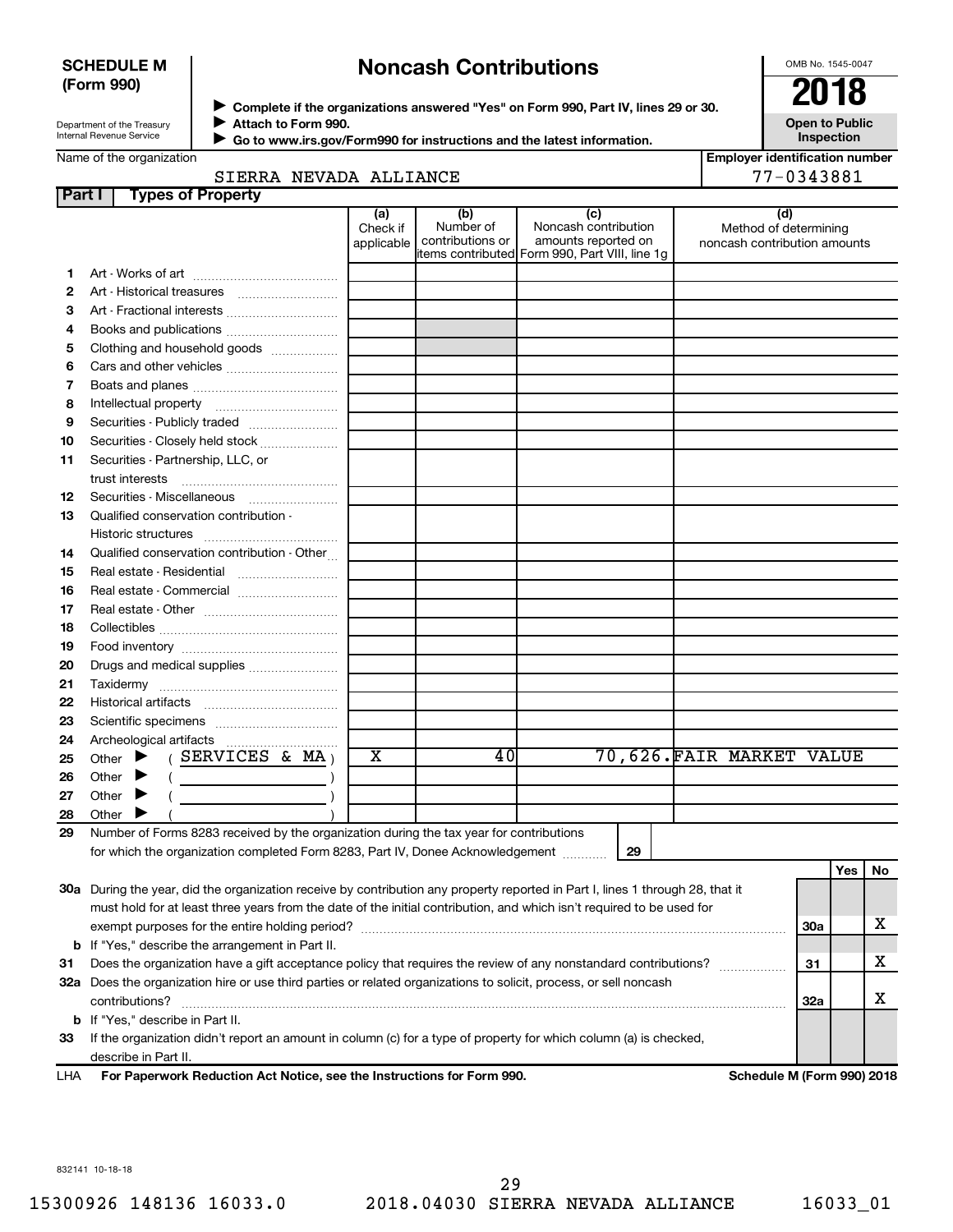**SCHEDULE M (Form 990)**

Department of the Treasury
Internal Revenue Service

# Noncash Contributions

▶ Complete if the organizations answered "Yes" on Form 990, Part IV, lines 29 or 30.
▶ Attach to Form 990.
▶ Go to www.irs.gov/Form990 for instructions and the latest information.

OMB No. 1545-0047

**2018**

**Open to Public Inspection**

Name of the organization: SIERRA NEVADA ALLIANCE

Employer identification number: 77-0343881

**Part I Types of Property**

| | | (a) Check if applicable | (b) Number of contributions or items contributed | (c) Noncash contribution amounts reported on Form 990, Part VIII, line 1g | (d) Method of determining noncash contribution amounts |
|---|---|---|---|---|---|
| 1 | Art - Works of art | | | | |
| 2 | Art - Historical treasures | | | | |
| 3 | Art - Fractional interests | | | | |
| 4 | Books and publications | | | | |
| 5 | Clothing and household goods | | | | |
| 6 | Cars and other vehicles | | | | |
| 7 | Boats and planes | | | | |
| 8 | Intellectual property | | | | |
| 9 | Securities - Publicly traded | | | | |
| 10 | Securities - Closely held stock | | | | |
| 11 | Securities - Partnership, LLC, or trust interests | | | | |
| 12 | Securities - Miscellaneous | | | | |
| 13 | Qualified conservation contribution - Historic structures | | | | |
| 14 | Qualified conservation contribution - Other | | | | |
| 15 | Real estate - Residential | | | | |
| 16 | Real estate - Commercial | | | | |
| 17 | Real estate - Other | | | | |
| 18 | Collectibles | | | | |
| 19 | Food inventory | | | | |
| 20 | Drugs and medical supplies | | | | |
| 21 | Taxidermy | | | | |
| 22 | Historical artifacts | | | | |
| 23 | Scientific specimens | | | | |
| 24 | Archeological artifacts | | | | |
| 25 | Other ▶ ( SERVICES & MA ) | X | 40 | 70,626. | FAIR MARKET VALUE |
| 26 | Other ▶ ( ) | | | | |
| 27 | Other ▶ ( ) | | | | |
| 28 | Other ▶ ( ) | | | | |

29 Number of Forms 8283 received by the organization during the tax year for contributions for which the organization completed Form 8283, Part IV, Donee Acknowledgement ..... 29

| | | | Yes | No |
|---|---|---|---|---|
| 30a | During the year, did the organization receive by contribution any property reported in Part I, lines 1 through 28, that it must hold for at least three years from the date of the initial contribution, and which isn't required to be used for exempt purposes for the entire holding period? | 30a | | X |
| b | If "Yes," describe the arrangement in Part II. | | | |
| 31 | Does the organization have a gift acceptance policy that requires the review of any nonstandard contributions? | 31 | | X |
| 32a | Does the organization hire or use third parties or related organizations to solicit, process, or sell noncash contributions? | 32a | | X |
| b | If "Yes," describe in Part II. | | | |
| 33 | If the organization didn't report an amount in column (c) for a type of property for which column (a) is checked, describe in Part II. | | | |

LHA **For Paperwork Reduction Act Notice, see the Instructions for Form 990.** **Schedule M (Form 990) 2018**

832141 10-18-18

15300926 148136 16033.0 2018.04030 SIERRA NEVADA ALLIANCE 16033_01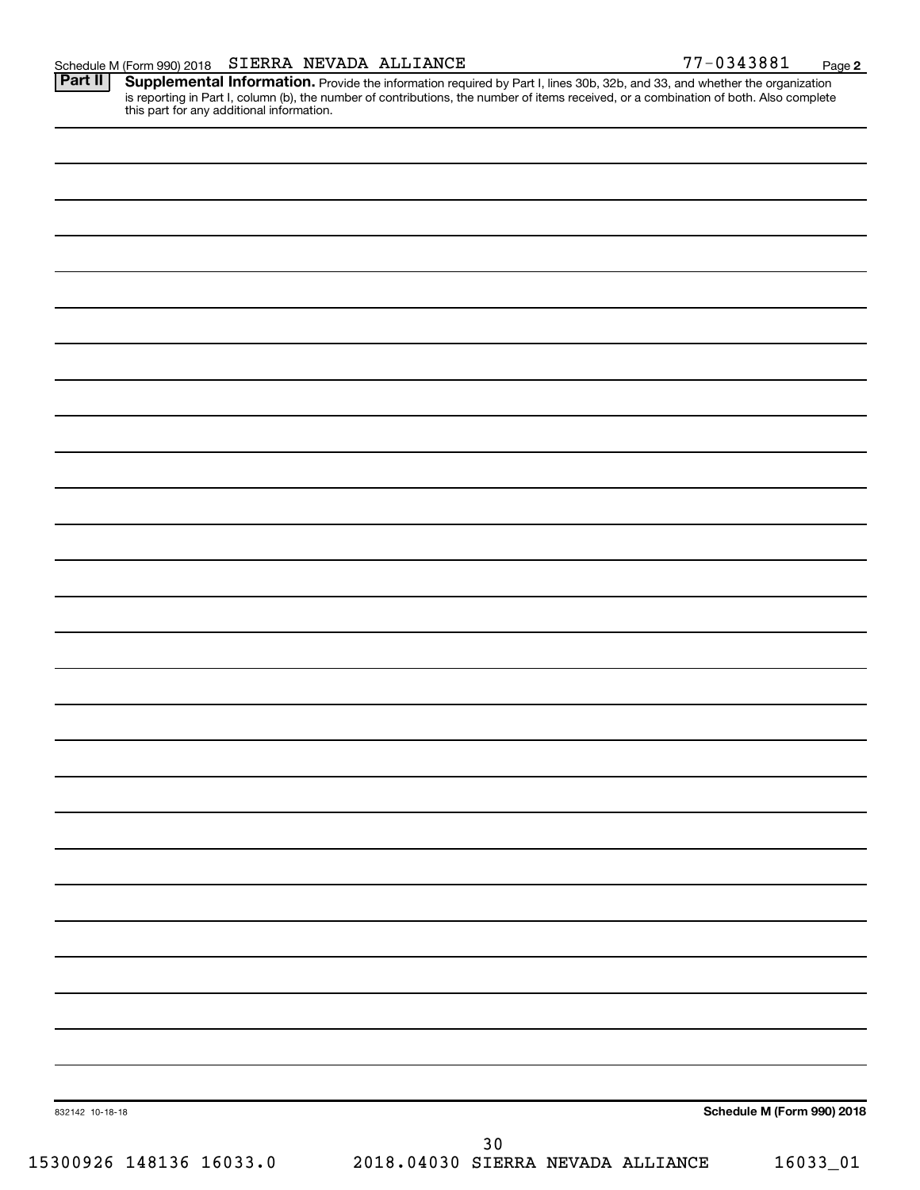Schedule M (Form 990) 2018 SIERRA NEVADA ALLIANCE 77-0343881 Page 2

**Part II** **Supplemental Information.** Provide the information required by Part I, lines 30b, 32b, and 33, and whether the organization is reporting in Part I, column (b), the number of contributions, the number of items received, or a combination of both. Also complete this part for any additional information.

832142 10-18-18 **Schedule M (Form 990) 2018**

15300926 148136 16033.0 2018.04030 SIERRA NEVADA ALLIANCE 16033_01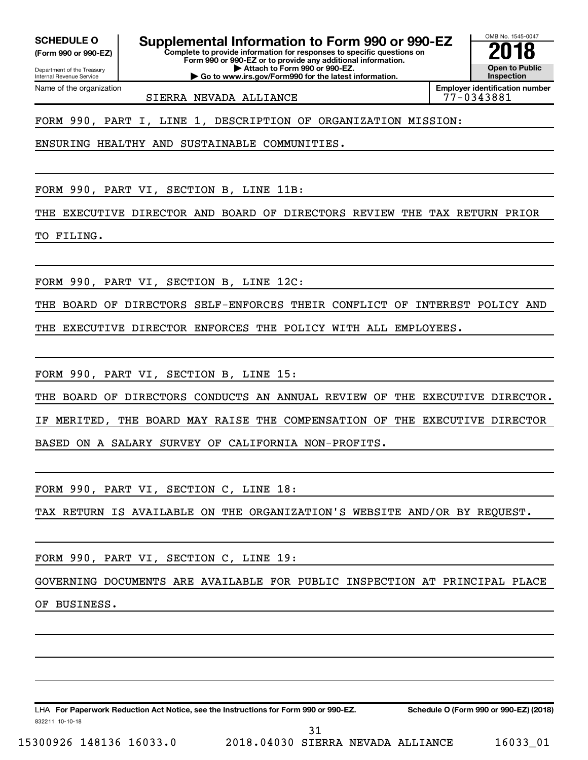**SCHEDULE O**
**(Form 990 or 990-EZ)**

Department of the Treasury
Internal Revenue Service

# Supplemental Information to Form 990 or 990-EZ

**Complete to provide information for responses to specific questions on Form 990 or 990-EZ or to provide any additional information.**
**▶ Attach to Form 990 or 990-EZ.**
**▶ Go to www.irs.gov/Form990 for the latest information.**

OMB No. 1545-0047
**2018**
**Open to Public Inspection**

Name of the organization: SIERRA NEVADA ALLIANCE
**Employer identification number**: 77-0343881

FORM 990, PART I, LINE 1, DESCRIPTION OF ORGANIZATION MISSION:

ENSURING HEALTHY AND SUSTAINABLE COMMUNITIES.

FORM 990, PART VI, SECTION B, LINE 11B:

THE EXECUTIVE DIRECTOR AND BOARD OF DIRECTORS REVIEW THE TAX RETURN PRIOR TO FILING.

FORM 990, PART VI, SECTION B, LINE 12C:

THE BOARD OF DIRECTORS SELF-ENFORCES THEIR CONFLICT OF INTEREST POLICY AND THE EXECUTIVE DIRECTOR ENFORCES THE POLICY WITH ALL EMPLOYEES.

FORM 990, PART VI, SECTION B, LINE 15:

THE BOARD OF DIRECTORS CONDUCTS AN ANNUAL REVIEW OF THE EXECUTIVE DIRECTOR. IF MERITED, THE BOARD MAY RAISE THE COMPENSATION OF THE EXECUTIVE DIRECTOR BASED ON A SALARY SURVEY OF CALIFORNIA NON-PROFITS.

FORM 990, PART VI, SECTION C, LINE 18:

TAX RETURN IS AVAILABLE ON THE ORGANIZATION'S WEBSITE AND/OR BY REQUEST.

FORM 990, PART VI, SECTION C, LINE 19:

GOVERNING DOCUMENTS ARE AVAILABLE FOR PUBLIC INSPECTION AT PRINCIPAL PLACE OF BUSINESS.

LHA **For Paperwork Reduction Act Notice, see the Instructions for Form 990 or 990-EZ.** **Schedule O (Form 990 or 990-EZ) (2018)**
832211 10-10-18

15300926 148136 16033.0 2018.04030 SIERRA NEVADA ALLIANCE 16033_01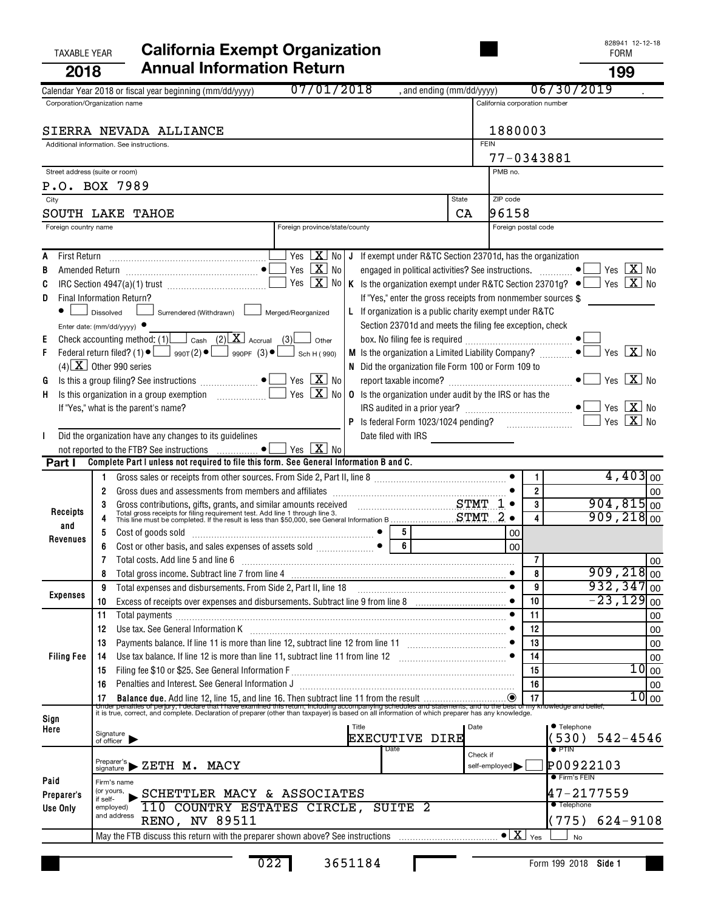TAXABLE YEAR **2018**

# California Exempt Organization Annual Information Return

828941 12-12-18

FORM **199**

Calendar Year 2018 or fiscal year beginning (mm/dd/yyyy) 07/01/2018 , and ending (mm/dd/yyyy) 06/30/2019 .

| Corporation/Organization name | California corporation number |
|---|---|
| SIERRA NEVADA ALLIANCE | 1880003 |
| Additional information. See instructions. | FEIN 77-0343881 |
| Street address (suite or room) P.O. BOX 7989 | PMB no. |
| City SOUTH LAKE TAHOE | State CA / ZIP code 96158 |
| Foreign country name / Foreign province/state/county | Foreign postal code |

A First Return .......... Yes [X] No

B Amended Return .......... ● Yes [X] No

C IRC Section 4947(a)(1) trust .......... Yes [X] No

D Final Information Return?
● Dissolved  Surrendered (Withdrawn)  Merged/Reorganized
Enter date: (mm/dd/yyyy) ●

E Check accounting method: (1) Cash (2) [X] Accrual (3) Other

F Federal return filed? (1) ● 990T (2) ● 990PF (3) ● Sch H (990)
(4) [X] Other 990 series

G Is this a group filing? See instructions .......... ● Yes [X] No

H Is this organization in a group exemption .......... Yes [X] No
If "Yes," what is the parent's name?

I Did the organization have any changes to its guidelines not reported to the FTB? See instructions .......... ● Yes [X] No

J If exempt under R&TC Section 23701d, has the organization engaged in political activities? See instructions. .......... ● Yes [X] No

K Is the organization exempt under R&TC Section 23701g? ● Yes [X] No
If "Yes," enter the gross receipts from nonmember sources $

L If organization is a public charity exempt under R&TC Section 23701d and meets the filing fee exception, check box. No filing fee is required .......... ●

M Is the organization a Limited Liability Company? .......... ● Yes [X] No

N Did the organization file Form 100 or Form 109 to report taxable income? .......... ● Yes [X] No

O Is the organization under audit by the IRS or has the IRS audited in a prior year? .......... ● Yes [X] No

P Is federal Form 1023/1024 pending? .......... Yes [X] No
Date filed with IRS

**Part I** Complete Part I unless not required to file this form. See General Information B and C.

| Section | Line | Description | Ref | Amount |
|---|---|---|---|---|
| Receipts and Revenues | 1 | Gross sales or receipts from other sources. From Side 2, Part II, line 8 | 1 | 4,403 00 |
| | 2 | Gross dues and assessments from members and affiliates | 2 | 00 |
| | 3 | Gross contributions, gifts, grants, and similar amounts received STMT 1 | 3 | 904,815 00 |
| | 4 | Total gross receipts for filing requirement test. Add line 1 through line 3. This line must be completed. If the result is less than $50,000, see General Information B STMT 2 | 4 | 909,218 00 |
| | 5 | Cost of goods sold | 5 | 00 |
| | 6 | Cost or other basis, and sales expenses of assets sold | 6 | 00 |
| | 7 | Total costs. Add line 5 and line 6 | 7 | 00 |
| | 8 | Total gross income. Subtract line 7 from line 4 | 8 | 909,218 00 |
| Expenses | 9 | Total expenses and disbursements. From Side 2, Part II, line 18 | 9 | 932,347 00 |
| | 10 | Excess of receipts over expenses and disbursements. Subtract line 9 from line 8 | 10 | -23,129 00 |
| Filing Fee | 11 | Total payments | 11 | 00 |
| | 12 | Use tax. See General Information K | 12 | 00 |
| | 13 | Payments balance. If line 11 is more than line 12, subtract line 12 from line 11 | 13 | 00 |
| | 14 | Use tax balance. If line 12 is more than line 11, subtract line 11 from line 12 | 14 | 00 |
| | 15 | Filing fee $10 or $25. See General Information F | 15 | 10 00 |
| | 16 | Penalties and Interest. See General Information J | 16 | 00 |
| | 17 | **Balance due.** Add line 12, line 15, and line 16. Then subtract line 11 from the result | 17 | 10 00 |

**Sign Here**

Under penalties of perjury, I declare that I have examined this return, including accompanying schedules and statements, and to the best of my knowledge and belief, it is true, correct, and complete. Declaration of preparer (other than taxpayer) is based on all information of which preparer has any knowledge.

Signature of officer ▶ | Title: EXECUTIVE DIRE | Date | Telephone: (530) 542-4546

**Paid Preparer's Use Only**

Preparer's signature ▶ ZETH M. MACY | Date | Check if self-employed ▶ | PTIN: P00922103

Firm's name (or yours, if self-employed) and address ▶ SCHETTLER MACY & ASSOCIATES, 110 COUNTRY ESTATES CIRCLE, SUITE 2, RENO, NV 89511 | Firm's FEIN: 47-2177559 | Telephone: (775) 624-9108

May the FTB discuss this return with the preparer shown above? See instructions .......... ● [X] Yes  No

022 3651184

Form 199 2018 Side 1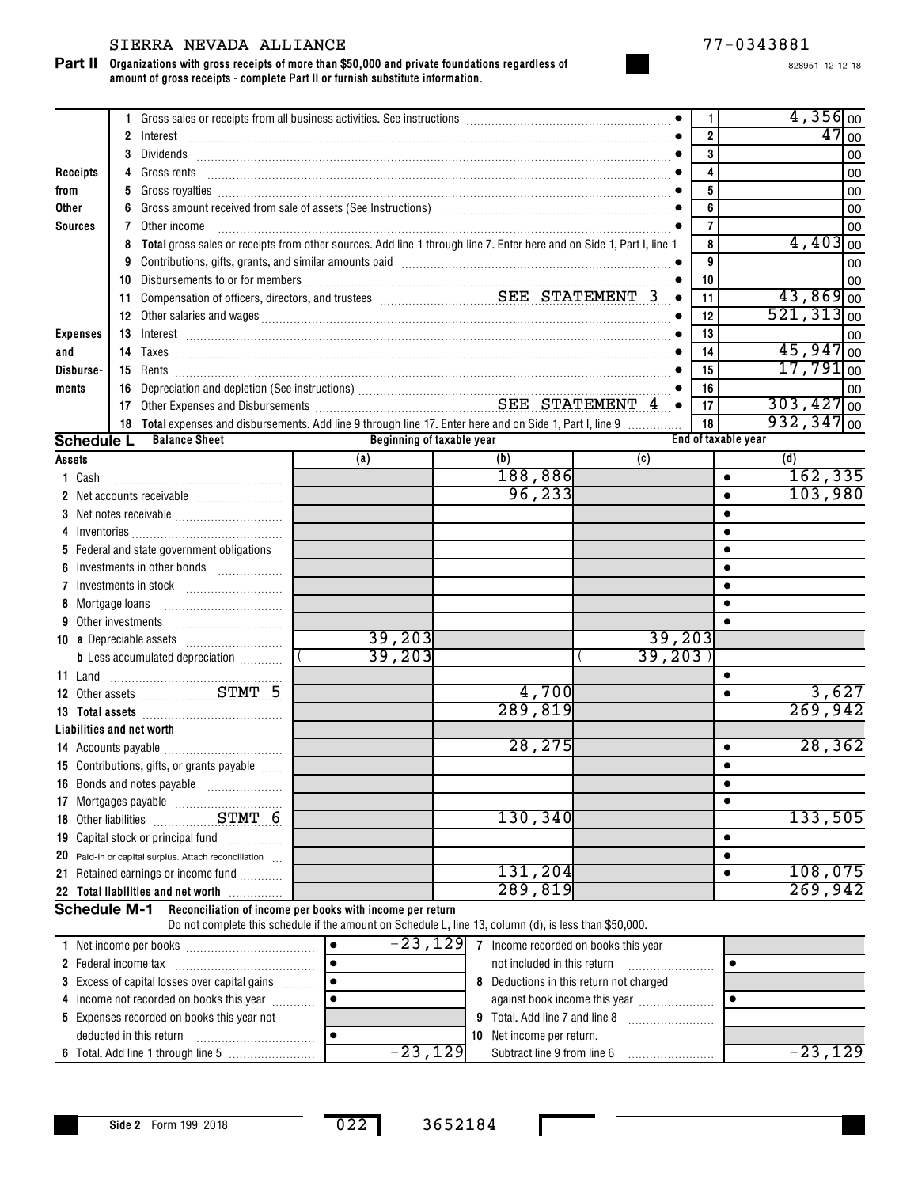SIERRA NEVADA ALLIANCE 77-0343881

828951 12-12-18

**Part II** **Organizations with gross receipts of more than $50,000 and private foundations regardless of amount of gross receipts - complete Part II or furnish substitute information.**

| | | | Line | Amount |
|---|---|---|---|---|
| Receipts from Other Sources | 1 | Gross sales or receipts from all business activities. See instructions | 1 | 4,356 00 |
| | 2 | Interest | 2 | 47 00 |
| | 3 | Dividends | 3 | 00 |
| | 4 | Gross rents | 4 | 00 |
| | 5 | Gross royalties | 5 | 00 |
| | 6 | Gross amount received from sale of assets (See Instructions) | 6 | 00 |
| | 7 | Other income | 7 | 00 |
| | 8 | **Total** gross sales or receipts from other sources. Add line 1 through line 7. Enter here and on Side 1, Part I, line 1 | 8 | 4,403 00 |
| Expenses and Disbursements | 9 | Contributions, gifts, grants, and similar amounts paid | 9 | 00 |
| | 10 | Disbursements to or for members | 10 | 00 |
| | 11 | Compensation of officers, directors, and trustees SEE STATEMENT 3 | 11 | 43,869 00 |
| | 12 | Other salaries and wages | 12 | 521,313 00 |
| | 13 | Interest | 13 | 00 |
| | 14 | Taxes | 14 | 45,947 00 |
| | 15 | Rents | 15 | 17,791 00 |
| | 16 | Depreciation and depletion (See instructions) | 16 | 00 |
| | 17 | Other Expenses and Disbursements SEE STATEMENT 4 | 17 | 303,427 00 |
| | 18 | **Total** expenses and disbursements. Add line 9 through line 17. Enter here and on Side 1, Part I, line 9 | 18 | 932,347 00 |

**Schedule L** **Balance Sheet**

| | Beginning of taxable year (a) | Beginning of taxable year (b) | End of taxable year (c) | End of taxable year (d) |
|---|---|---|---|---|
| **Assets** | | | | |
| 1 Cash | | 188,886 | | 162,335 |
| 2 Net accounts receivable | | 96,233 | | 103,980 |
| 3 Net notes receivable | | | | |
| 4 Inventories | | | | |
| 5 Federal and state government obligations | | | | |
| 6 Investments in other bonds | | | | |
| 7 Investments in stock | | | | |
| 8 Mortgage loans | | | | |
| 9 Other investments | | | | |
| 10 a Depreciable assets | 39,203 | | 39,203 | |
| b Less accumulated depreciation | ( 39,203 ) | | ( 39,203 ) | |
| 11 Land | | | | |
| 12 Other assets STMT 5 | | 4,700 | | 3,627 |
| 13 **Total assets** | | 289,819 | | 269,942 |
| **Liabilities and net worth** | | | | |
| 14 Accounts payable | | 28,275 | | 28,362 |
| 15 Contributions, gifts, or grants payable | | | | |
| 16 Bonds and notes payable | | | | |
| 17 Mortgages payable | | | | |
| 18 Other liabilities STMT 6 | | 130,340 | | 133,505 |
| 19 Capital stock or principal fund | | | | |
| 20 Paid-in or capital surplus. Attach reconciliation | | | | |
| 21 Retained earnings or income fund | | 131,204 | | 108,075 |
| 22 **Total liabilities and net worth** | | 289,819 | | 269,942 |

**Schedule M-1** **Reconciliation of income per books with income per return**
Do not complete this schedule if the amount on Schedule L, line 13, column (d), is less than $50,000.

| | | | |
|---|---|---|---|
| 1 Net income per books | -23,129 | 7 Income recorded on books this year not included in this return | |
| 2 Federal income tax | | | |
| 3 Excess of capital losses over capital gains | | 8 Deductions in this return not charged against book income this year | |
| 4 Income not recorded on books this year | | | |
| 5 Expenses recorded on books this year not deducted in this return | | 9 Total. Add line 7 and line 8 | |
| | | 10 Net income per return. Subtract line 9 from line 6 | -23,129 |
| 6 Total. Add line 1 through line 5 | -23,129 | | |

Side 2 Form 199 2018 022 3652184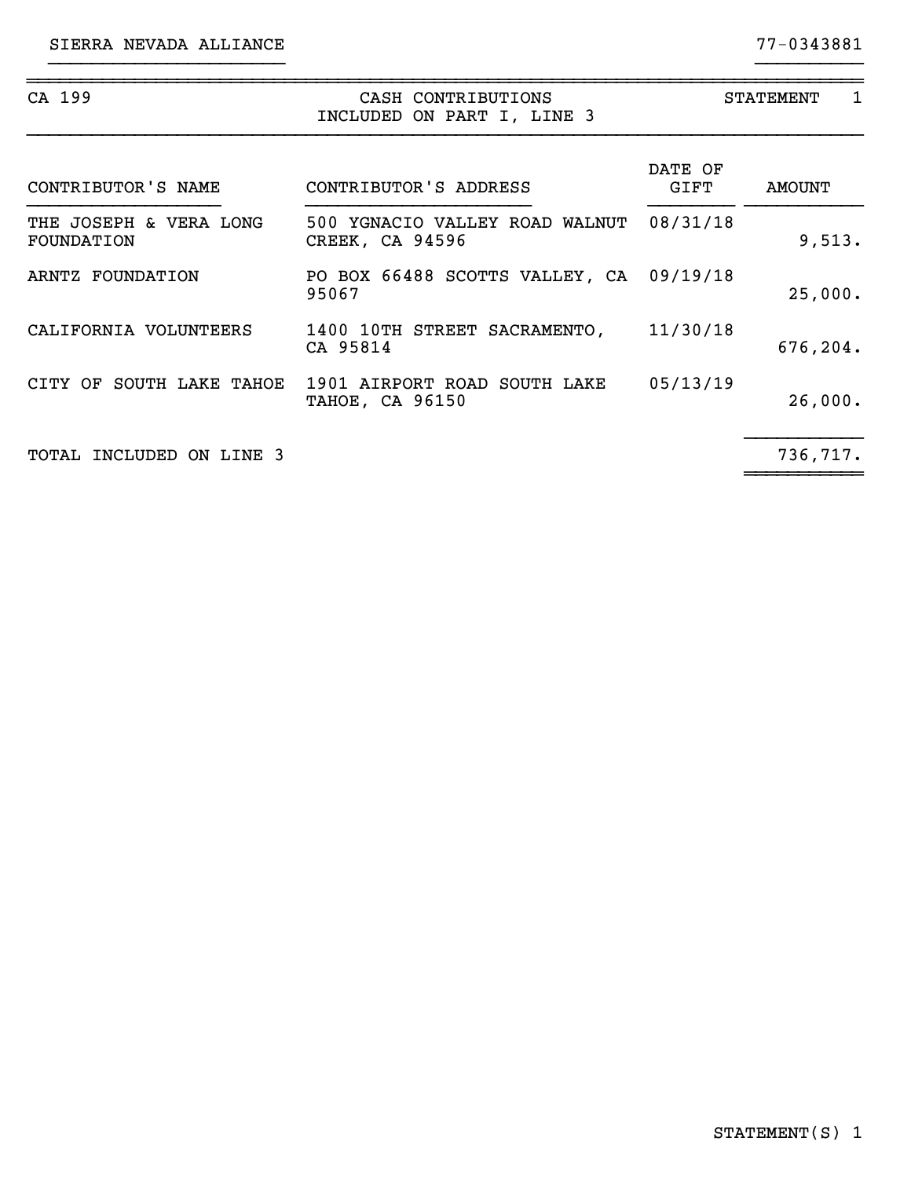SIERRA NEVADA ALLIANCE 77-0343881

CA 199 — CASH CONTRIBUTIONS INCLUDED ON PART I, LINE 3 — STATEMENT 1

| CONTRIBUTOR'S NAME | CONTRIBUTOR'S ADDRESS | DATE OF GIFT | AMOUNT |
|---|---|---|---|
| THE JOSEPH & VERA LONG FOUNDATION | 500 YGNACIO VALLEY ROAD WALNUT CREEK, CA 94596 | 08/31/18 | 9,513. |
| ARNTZ FOUNDATION | PO BOX 66488 SCOTTS VALLEY, CA 95067 | 09/19/18 | 25,000. |
| CALIFORNIA VOLUNTEERS | 1400 10TH STREET SACRAMENTO, CA 95814 | 11/30/18 | 676,204. |
| CITY OF SOUTH LAKE TAHOE | 1901 AIRPORT ROAD SOUTH LAKE TAHOE, CA 96150 | 05/13/19 | 26,000. |
| TOTAL INCLUDED ON LINE 3 | | | 736,717. |

STATEMENT(S) 1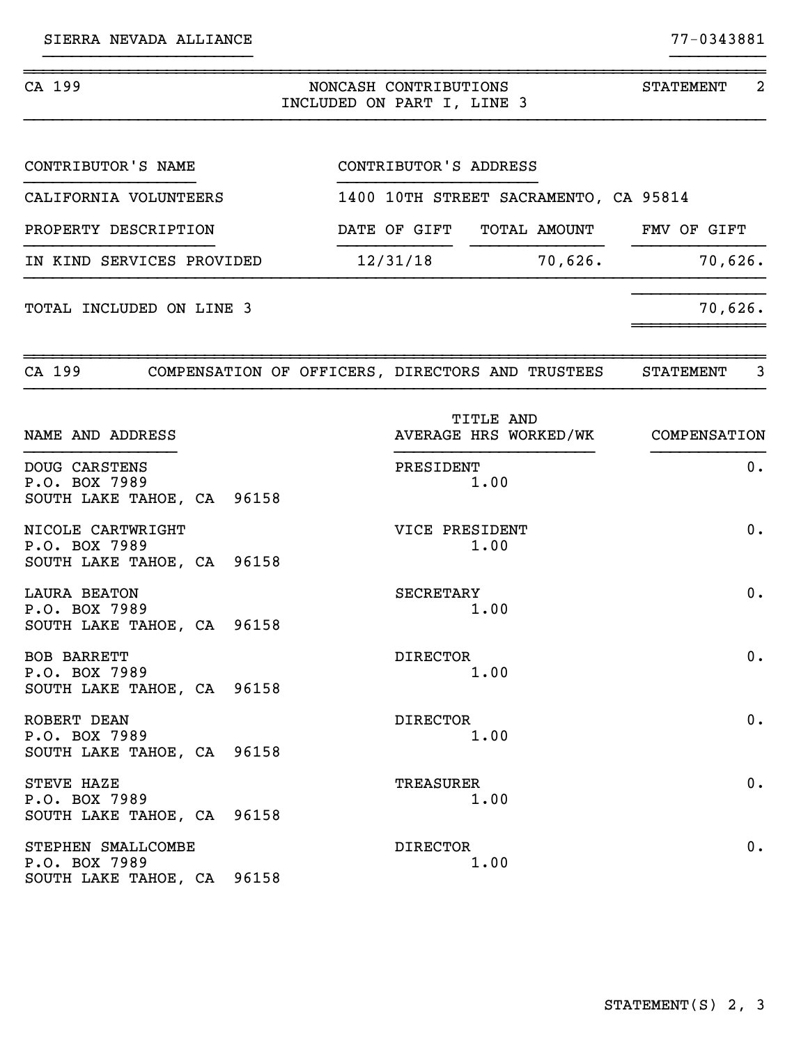SIERRA NEVADA ALLIANCE 77-0343881

## CA 199 — NONCASH CONTRIBUTIONS INCLUDED ON PART I, LINE 3 — STATEMENT 2

| CONTRIBUTOR'S NAME | CONTRIBUTOR'S ADDRESS | | |
|---|---|---|---|
| CALIFORNIA VOLUNTEERS | 1400 10TH STREET SACRAMENTO, CA 95814 | | |
| **PROPERTY DESCRIPTION** | **DATE OF GIFT** | **TOTAL AMOUNT** | **FMV OF GIFT** |
| IN KIND SERVICES PROVIDED | 12/31/18 | 70,626. | 70,626. |
| TOTAL INCLUDED ON LINE 3 | | | 70,626. |

## CA 199 — COMPENSATION OF OFFICERS, DIRECTORS AND TRUSTEES — STATEMENT 3

| NAME AND ADDRESS | TITLE AND AVERAGE HRS WORKED/WK | COMPENSATION |
|---|---|---|
| DOUG CARSTENS<br>P.O. BOX 7989<br>SOUTH LAKE TAHOE, CA 96158 | PRESIDENT<br>1.00 | 0. |
| NICOLE CARTWRIGHT<br>P.O. BOX 7989<br>SOUTH LAKE TAHOE, CA 96158 | VICE PRESIDENT<br>1.00 | 0. |
| LAURA BEATON<br>P.O. BOX 7989<br>SOUTH LAKE TAHOE, CA 96158 | SECRETARY<br>1.00 | 0. |
| BOB BARRETT<br>P.O. BOX 7989<br>SOUTH LAKE TAHOE, CA 96158 | DIRECTOR<br>1.00 | 0. |
| ROBERT DEAN<br>P.O. BOX 7989<br>SOUTH LAKE TAHOE, CA 96158 | DIRECTOR<br>1.00 | 0. |
| STEVE HAZE<br>P.O. BOX 7989<br>SOUTH LAKE TAHOE, CA 96158 | TREASURER<br>1.00 | 0. |
| STEPHEN SMALLCOMBE<br>P.O. BOX 7989<br>SOUTH LAKE TAHOE, CA 96158 | DIRECTOR<br>1.00 | 0. |

STATEMENT(S) 2, 3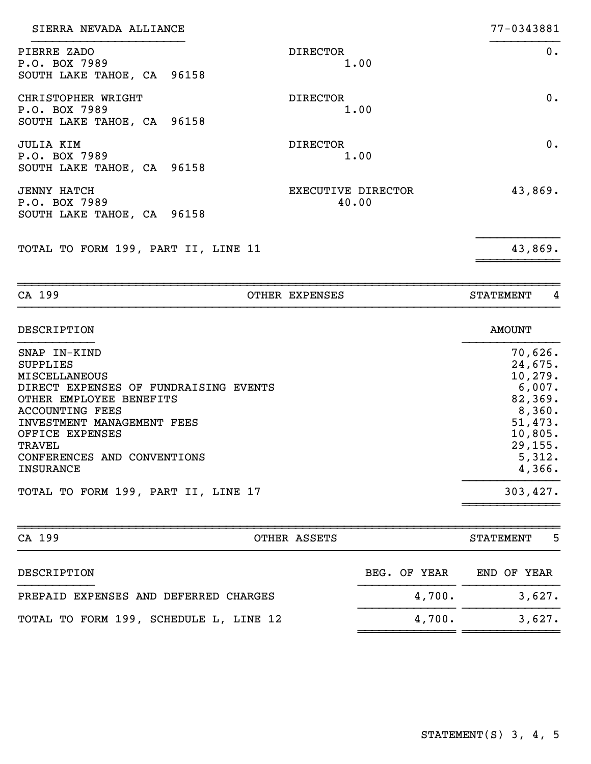SIERRA NEVADA ALLIANCE 77-0343881

| | | |
|---|---|---|
| PIERRE ZADO<br>P.O. BOX 7989<br>SOUTH LAKE TAHOE, CA 96158 | DIRECTOR<br>1.00 | 0. |
| CHRISTOPHER WRIGHT<br>P.O. BOX 7989<br>SOUTH LAKE TAHOE, CA 96158 | DIRECTOR<br>1.00 | 0. |
| JULIA KIM<br>P.O. BOX 7989<br>SOUTH LAKE TAHOE, CA 96158 | DIRECTOR<br>1.00 | 0. |
| JENNY HATCH<br>P.O. BOX 7989<br>SOUTH LAKE TAHOE, CA 96158 | EXECUTIVE DIRECTOR<br>40.00 | 43,869. |
| TOTAL TO FORM 199, PART II, LINE 11 | | 43,869. |

## CA 199 — OTHER EXPENSES — STATEMENT 4

| DESCRIPTION | AMOUNT |
|---|---|
| SNAP IN-KIND | 70,626. |
| SUPPLIES | 24,675. |
| MISCELLANEOUS | 10,279. |
| DIRECT EXPENSES OF FUNDRAISING EVENTS | 6,007. |
| OTHER EMPLOYEE BENEFITS | 82,369. |
| ACCOUNTING FEES | 8,360. |
| INVESTMENT MANAGEMENT FEES | 51,473. |
| OFFICE EXPENSES | 10,805. |
| TRAVEL | 29,155. |
| CONFERENCES AND CONVENTIONS | 5,312. |
| INSURANCE | 4,366. |
| TOTAL TO FORM 199, PART II, LINE 17 | 303,427. |

## CA 199 — OTHER ASSETS — STATEMENT 5

| DESCRIPTION | BEG. OF YEAR | END OF YEAR |
|---|---|---|
| PREPAID EXPENSES AND DEFERRED CHARGES | 4,700. | 3,627. |
| TOTAL TO FORM 199, SCHEDULE L, LINE 12 | 4,700. | 3,627. |

STATEMENT(S) 3, 4, 5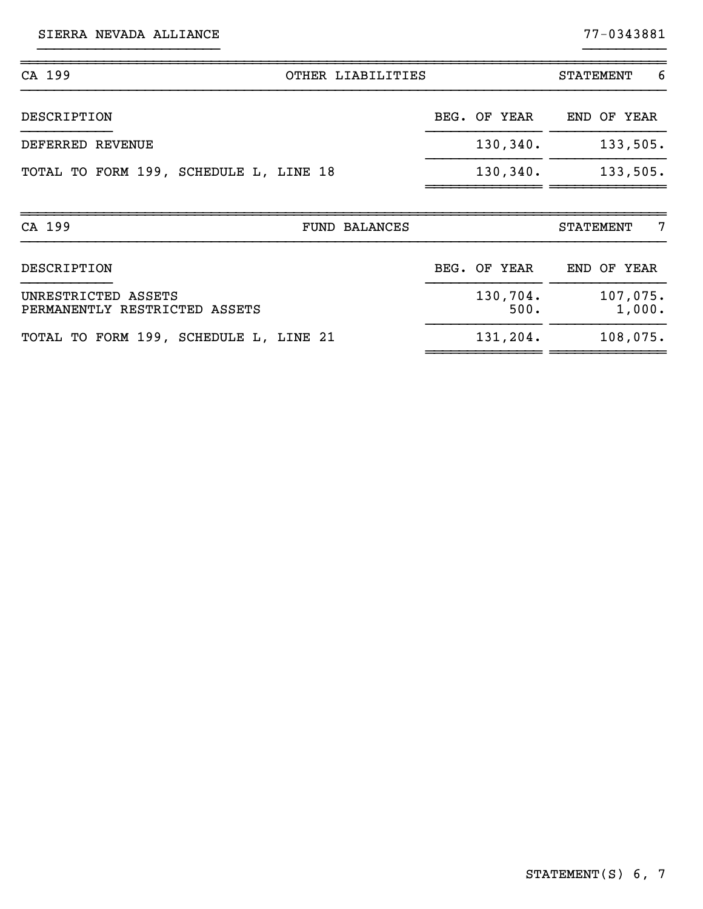SIERRA NEVADA ALLIANCE 77-0343881

| CA 199 | OTHER LIABILITIES | STATEMENT 6 |
|---|---|---|

| DESCRIPTION | BEG. OF YEAR | END OF YEAR |
|---|---|---|
| DEFERRED REVENUE | 130,340. | 133,505. |
| TOTAL TO FORM 199, SCHEDULE L, LINE 18 | 130,340. | 133,505. |

| CA 199 | FUND BALANCES | STATEMENT 7 |
|---|---|---|

| DESCRIPTION | BEG. OF YEAR | END OF YEAR |
|---|---|---|
| UNRESTRICTED ASSETS | 130,704. | 107,075. |
| PERMANENTLY RESTRICTED ASSETS | 500. | 1,000. |
| TOTAL TO FORM 199, SCHEDULE L, LINE 21 | 131,204. | 108,075. |

STATEMENT(S) 6, 7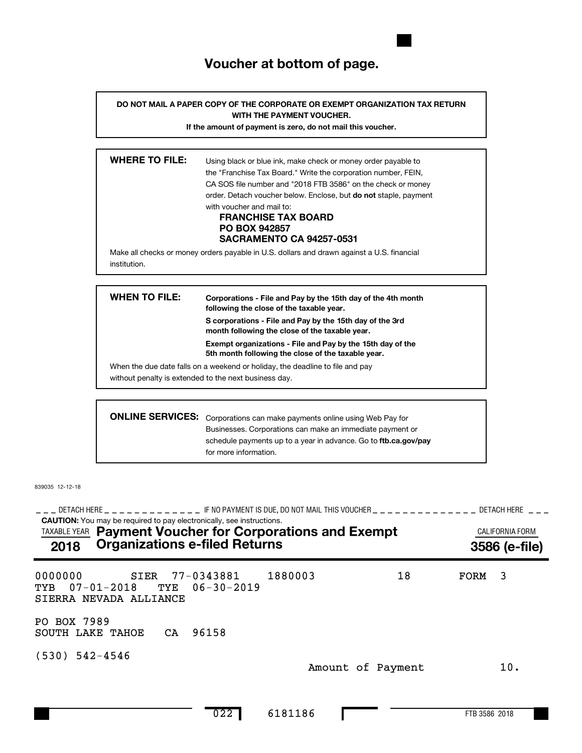## Voucher at bottom of page.

**DO NOT MAIL A PAPER COPY OF THE CORPORATE OR EXEMPT ORGANIZATION TAX RETURN WITH THE PAYMENT VOUCHER.**

**If the amount of payment is zero, do not mail this voucher.**

**WHERE TO FILE:** Using black or blue ink, make check or money order payable to the "Franchise Tax Board." Write the corporation number, FEIN, CA SOS file number and "2018 FTB 3586" on the check or money order. Detach voucher below. Enclose, but **do not** staple, payment with voucher and mail to:

**FRANCHISE TAX BOARD**
**PO BOX 942857**
**SACRAMENTO CA 94257-0531**

Make all checks or money orders payable in U.S. dollars and drawn against a U.S. financial institution.

**WHEN TO FILE:** **Corporations - File and Pay by the 15th day of the 4th month following the close of the taxable year.**

**S corporations - File and Pay by the 15th day of the 3rd month following the close of the taxable year.**

**Exempt organizations - File and Pay by the 15th day of the 5th month following the close of the taxable year.**

When the due date falls on a weekend or holiday, the deadline to file and pay without penalty is extended to the next business day.

**ONLINE SERVICES:** Corporations can make payments online using Web Pay for Businesses. Corporations can make an immediate payment or schedule payments up to a year in advance. Go to **ftb.ca.gov/pay** for more information.

839035 12-12-18

DETACH HERE — IF NO PAYMENT IS DUE, DO NOT MAIL THIS VOUCHER — DETACH HERE

**CAUTION:** You may be required to pay electronically, see instructions.

TAXABLE YEAR **2018** **Payment Voucher for Corporations and Exempt Organizations e-filed Returns** CALIFORNIA FORM **3586 (e-file)**

```
0000000      SIER  77-0343881   1880003            18         FORM  3
TYB  07-01-2018   TYE  06-30-2019
SIERRA NEVADA ALLIANCE

PO BOX 7989
SOUTH LAKE TAHOE   CA  96158

(530) 542-4546
                                          Amount of Payment          10.
```

022 6181186

FTB 3586 2018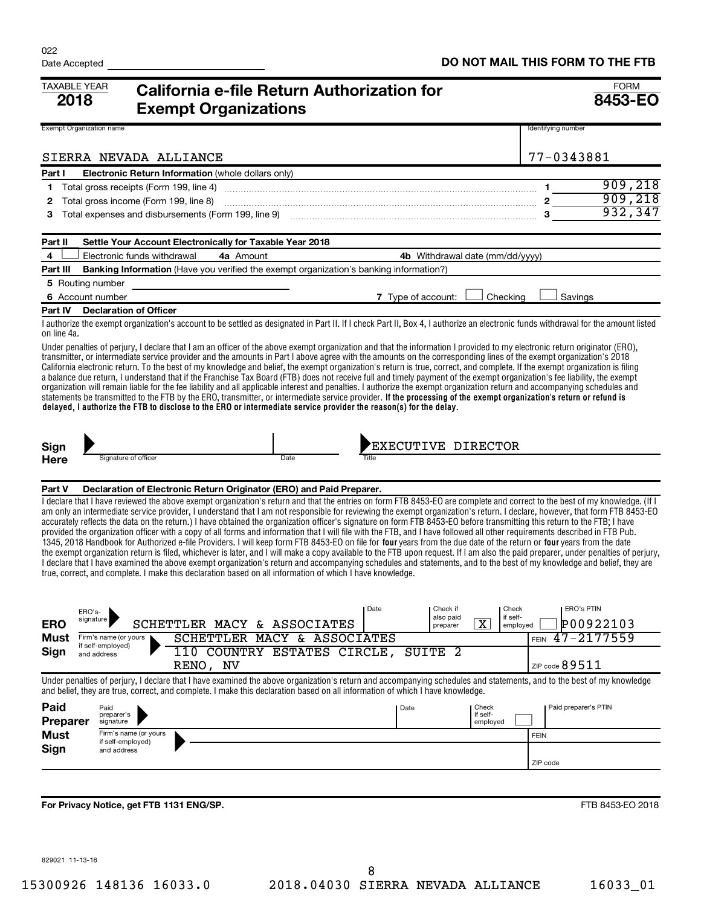022

Date Accepted

**DO NOT MAIL THIS FORM TO THE FTB**

# TAXABLE YEAR 2018 — California e-file Return Authorization for Exempt Organizations — FORM 8453-EO

| Exempt Organization name | Identifying number |
|---|---|
| SIERRA NEVADA ALLIANCE | 77-0343881 |

**Part I Electronic Return Information** (whole dollars only)

| | | | |
|---|---|---|---|
| 1 | Total gross receipts (Form 199, line 4) | 1 | 909,218 |
| 2 | Total gross income (Form 199, line 8) | 2 | 909,218 |
| 3 | Total expenses and disbursements (Form 199, line 9) | 3 | 932,347 |

**Part II Settle Your Account Electronically for Taxable Year 2018**

4 ☐ Electronic funds withdrawal  **4a** Amount  **4b** Withdrawal date (mm/dd/yyyy)

**Part III Banking Information** (Have you verified the exempt organization's banking information?)

5 Routing number

6 Account number  **7** Type of account: ☐ Checking ☐ Savings

**Part IV Declaration of Officer**

I authorize the exempt organization's account to be settled as designated in Part II. If I check Part II, Box 4, I authorize an electronic funds withdrawal for the amount listed on line 4a.

Under penalties of perjury, I declare that I am an officer of the above exempt organization and that the information I provided to my electronic return originator (ERO), transmitter, or intermediate service provider and the amounts in Part I above agree with the amounts on the corresponding lines of the exempt organization's 2018 California electronic return. To the best of my knowledge and belief, the exempt organization's return is true, correct, and complete. If the exempt organization is filing a balance due return, I understand that if the Franchise Tax Board (FTB) does not receive full and timely payment of the exempt organization's fee liability, the exempt organization will remain liable for the fee liability and all applicable interest and penalties. I authorize the exempt organization return and accompanying schedules and statements be transmitted to the FTB by the ERO, transmitter, or intermediate service provider. **If the processing of the exempt organization's return or refund is delayed, I authorize the FTB to disclose to the ERO or intermediate service provider the reason(s) for the delay.**

**Sign Here** Signature of officer ______ Date ______ Title: EXECUTIVE DIRECTOR

**Part V Declaration of Electronic Return Originator (ERO) and Paid Preparer.**

I declare that I have reviewed the above exempt organization's return and that the entries on form FTB 8453-EO are complete and correct to the best of my knowledge. (If I am only an intermediate service provider, I understand that I am not responsible for reviewing the exempt organization's return. I declare, however, that form FTB 8453-EO accurately reflects the data on the return.) I have obtained the organization officer's signature on form FTB 8453-EO before transmitting this return to the FTB; I have provided the organization officer with a copy of all forms and information that I will file with the FTB, and I have followed all other requirements described in FTB Pub. 1345, 2018 Handbook for Authorized e-file Providers. I will keep form FTB 8453-EO on file for **four** years from the due date of the return or **four** years from the date the exempt organization return is filed, whichever is later, and I will make a copy available to the FTB upon request. If I am also the paid preparer, under penalties of perjury, I declare that I have examined the above exempt organization's return and accompanying schedules and statements, and to the best of my knowledge and belief, they are true, correct, and complete. I make this declaration based on all information of which I have knowledge.

**ERO Must Sign**

| | |
|---|---|
| ERO's signature | SCHETTLER MACY & ASSOCIATES |
| Date | |
| Check if also paid preparer | X |
| Check if self-employed | ☐ |
| ERO's PTIN | P00922103 |
| Firm's name (or yours if self-employed) and address | SCHETTLER MACY & ASSOCIATES, 110 COUNTRY ESTATES CIRCLE, SUITE 2, RENO, NV |
| FEIN | 47-2177559 |
| ZIP code | 89511 |

Under penalties of perjury, I declare that I have examined the above exempt organization's return and accompanying schedules and statements, and to the best of my knowledge and belief, they are true, correct, and complete. I make this declaration based on all information of which I have knowledge.

**Paid Preparer Must Sign**

Paid preparer's signature ______ Date ______ Check if self-employed ☐ Paid preparer's PTIN ______

Firm's name (or yours if self-employed) and address ______ FEIN ______ ZIP code ______

**For Privacy Notice, get FTB 1131 ENG/SP.**

FTB 8453-EO 2018

829021 11-13-18

15300926 148136 16033.0 2018.04030 SIERRA NEVADA ALLIANCE 16033_01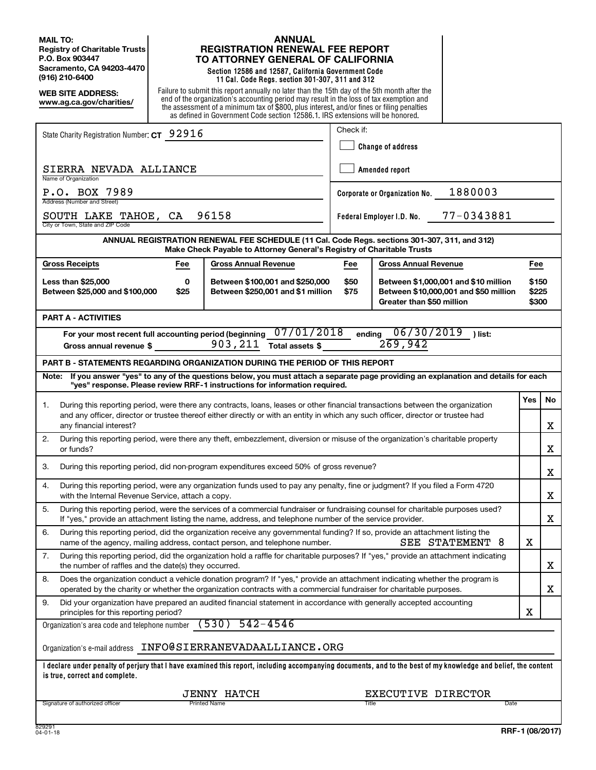**MAIL TO:**
**Registry of Charitable Trusts**
**P.O. Box 903447**
**Sacramento, CA 94203-4470**
**(916) 210-6400**

**WEB SITE ADDRESS:**
**www.ag.ca.gov/charities/**

# ANNUAL REGISTRATION RENEWAL FEE REPORT TO ATTORNEY GENERAL OF CALIFORNIA

**Section 12586 and 12587, California Government Code**
**11 Cal. Code Regs. section 301-307, 311 and 312**

Failure to submit this report annually no later than the 15th day of the 5th month after the end of the organization's accounting period may result in the loss of tax exemption and the assessment of a minimum tax of $800, plus interest, and/or fines or filing penalties as defined in Government Code section 12586.1. IRS extensions will be honored.

State Charity Registration Number: **CT** 92916

Check if:
- [ ] Change of address
- [ ] Amended report

SIERRA NEVADA ALLIANCE
Name of Organization

P.O. BOX 7989
Address (Number and Street)

SOUTH LAKE TAHOE, CA 96158
City or Town, State and ZIP Code

Corporate or Organization No. 1880003

Federal Employer I.D. No. 77-0343881

**ANNUAL REGISTRATION RENEWAL FEE SCHEDULE (11 Cal. Code Regs. sections 301-307, 311, and 312)**
**Make Check Payable to Attorney General's Registry of Charitable Trusts**

| Gross Receipts | Fee | Gross Annual Revenue | Fee | Gross Annual Revenue | Fee |
|---|---|---|---|---|---|
| Less than $25,000 | 0 | Between $100,001 and $250,000 | $50 | Between $1,000,001 and $10 million | $150 |
| Between $25,000 and $100,000 | $25 | Between $250,001 and $1 million | $75 | Between $10,000,001 and $50 million | $225 |
| | | | | Greater than $50 million | $300 |

**PART A - ACTIVITIES**

For your most recent full accounting period (beginning 07/01/2018 ending 06/30/2019 ) list:
Gross annual revenue $ 903,211 Total assets $ 269,942

**PART B - STATEMENTS REGARDING ORGANIZATION DURING THE PERIOD OF THIS REPORT**

**Note: If you answer "yes" to any of the questions below, you must attach a separate page providing an explanation and details for each "yes" response. Please review RRF-1 instructions for information required.**

| | Question | Yes | No |
|---|---|---|---|
| 1. | During this reporting period, were there any contracts, loans, leases or other financial transactions between the organization and any officer, director or trustee thereof either directly or with an entity in which any such officer, director or trustee had any financial interest? | | X |
| 2. | During this reporting period, were there any theft, embezzlement, diversion or misuse of the organization's charitable property or funds? | | X |
| 3. | During this reporting period, did non-program expenditures exceed 50% of gross revenue? | | X |
| 4. | During this reporting period, were any organization funds used to pay any penalty, fine or judgment? If you filed a Form 4720 with the Internal Revenue Service, attach a copy. | | X |
| 5. | During this reporting period, were the services of a commercial fundraiser or fundraising counsel for charitable purposes used? If "yes," provide an attachment listing the name, address, and telephone number of the service provider. | | X |
| 6. | During this reporting period, did the organization receive any governmental funding? If so, provide an attachment listing the name of the agency, mailing address, contact person, and telephone number. SEE STATEMENT 8 | X | |
| 7. | During this reporting period, did the organization hold a raffle for charitable purposes? If "yes," provide an attachment indicating the number of raffles and the date(s) they occurred. | | X |
| 8. | Does the organization conduct a vehicle donation program? If "yes," provide an attachment indicating whether the program is operated by the charity or whether the organization contracts with a commercial fundraiser for charitable purposes. | | X |
| 9. | Did your organization have prepared an audited financial statement in accordance with generally accepted accounting principles for this reporting period? | X | |

Organization's area code and telephone number (530) 542-4546

Organization's e-mail address INFO@SIERRANEVADAALLIANCE.ORG

**I declare under penalty of perjury that I have examined this report, including accompanying documents, and to the best of my knowledge and belief, the content is true, correct and complete.**

| Signature of authorized officer | Printed Name | Title | Date |
|---|---|---|---|
| | JENNY HATCH | EXECUTIVE DIRECTOR | |

829291
04-01-18

RRF-1 (08/2017)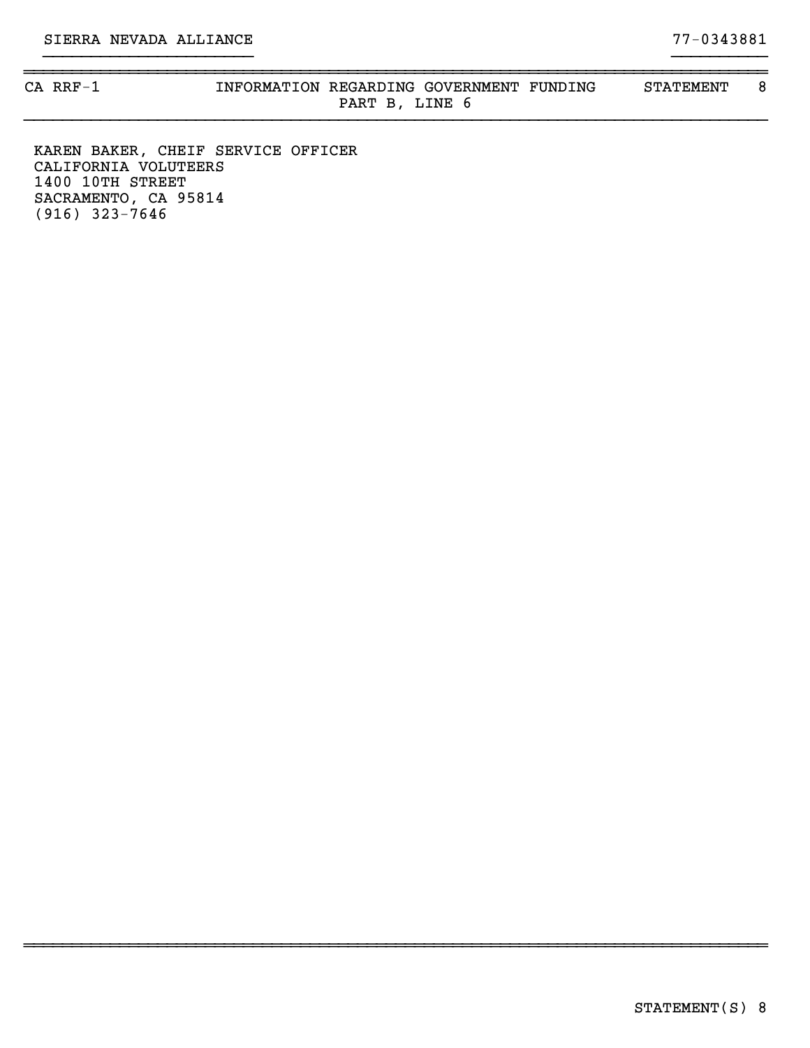SIERRA NEVADA ALLIANCE 77-0343881

| CA RRF-1 | INFORMATION REGARDING GOVERNMENT FUNDING PART B, LINE 6 | STATEMENT 8 |
|---|---|---|

KAREN BAKER, CHEIF SERVICE OFFICER
CALIFORNIA VOLUTEERS
1400 10TH STREET
SACRAMENTO, CA 95814
(916) 323-7646

STATEMENT(S) 8